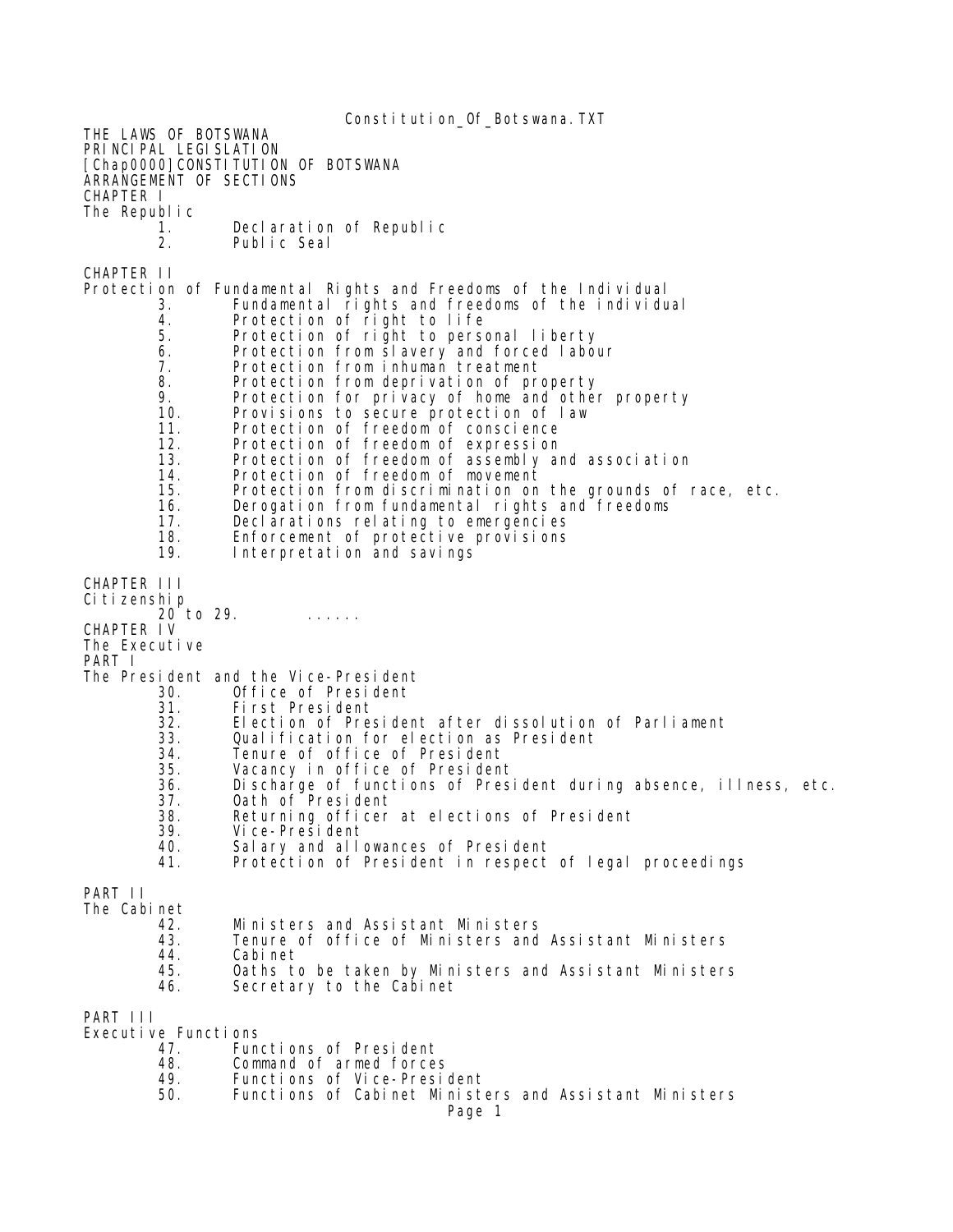THE LAWS OF BOTSWANA
PRINCIPAL LEGISLATION
[Chap0000]CONSTITUTION OF BOTSWANA
ARRANGEMENT OF SECTIONS

CHAPTER I
The Republic

1. Declaration of Republic
2. Public Seal

CHAPTER II
Protection of Fundamental Rights and Freedoms of the Individual

3. Fundamental rights and freedoms of the individual
4. Protection of right to life
5. Protection of right to personal liberty
6. Protection from slavery and forced labour
7. Protection from inhuman treatment
8. Protection from deprivation of property
9. Protection for privacy of home and other property
10. Provisions to secure protection of law
11. Protection of freedom of conscience
12. Protection of freedom of expression
13. Protection of freedom of assembly and association
14. Protection of freedom of movement
15. Protection from discrimination on the grounds of race, etc.
16. Derogation from fundamental rights and freedoms
17. Declarations relating to emergencies
18. Enforcement of protective provisions
19. Interpretation and savings

CHAPTER III
Citizenship

20 to 29. ......

CHAPTER IV
The Executive

PART I
The President and the Vice-President

30. Office of President
31. First President
32. Election of President after dissolution of Parliament
33. Qualification for election as President
34. Tenure of office of President
35. Vacancy in office of President
36. Discharge of functions of President during absence, illness, etc.
37. Oath of President
38. Returning officer at elections of President
39. Vice-President
40. Salary and allowances of President
41. Protection of President in respect of legal proceedings

PART II
The Cabinet

42. Ministers and Assistant Ministers
43. Tenure of office of Ministers and Assistant Ministers
44. Cabinet
45. Oaths to be taken by Ministers and Assistant Ministers
46. Secretary to the Cabinet

PART III
Executive Functions

47. Functions of President
48. Command of armed forces
49. Functions of Vice-President
50. Functions of Cabinet Ministers and Assistant Ministers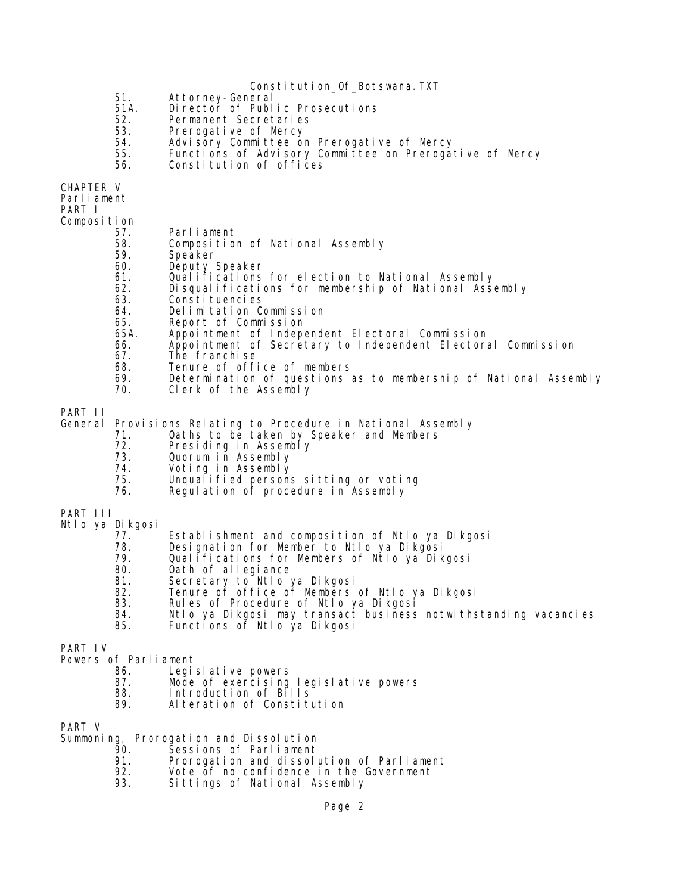51. Attorney-General
51A. Director of Public Prosecutions
52. Permanent Secretaries
53. Prerogative of Mercy
54. Advisory Committee on Prerogative of Mercy
55. Functions of Advisory Committee on Prerogative of Mercy
56. Constitution of offices

CHAPTER V
Parliament
PART I
Composition

57. Parliament
58. Composition of National Assembly
59. Speaker
60. Deputy Speaker
61. Qualifications for election to National Assembly
62. Disqualifications for membership of National Assembly
63. Constituencies
64. Delimitation Commission
65. Report of Commission
65A. Appointment of Independent Electoral Commission
66. Appointment of Secretary to Independent Electoral Commission
67. The franchise
68. Tenure of office of members
69. Determination of questions as to membership of National Assembly
70. Clerk of the Assembly

PART II
General Provisions Relating to Procedure in National Assembly

71. Oaths to be taken by Speaker and Members
72. Presiding in Assembly
73. Quorum in Assembly
74. Voting in Assembly
75. Unqualified persons sitting or voting
76. Regulation of procedure in Assembly

PART III
Ntlo ya Dikgosi

77. Establishment and composition of Ntlo ya Dikgosi
78. Designation for Member to Ntlo ya Dikgosi
79. Qualifications for Members of Ntlo ya Dikgosi
80. Oath of allegiance
81. Secretary to Ntlo ya Dikgosi
82. Tenure of office of Members of Ntlo ya Dikgosi
83. Rules of Procedure of Ntlo ya Dikgosi
84. Ntlo ya Dikgosi may transact business notwithstanding vacancies
85. Functions of Ntlo ya Dikgosi

PART IV
Powers of Parliament

86. Legislative powers
87. Mode of exercising legislative powers
88. Introduction of Bills
89. Alteration of Constitution

PART V
Summoning, Prorogation and Dissolution

90. Sessions of Parliament
91. Prorogation and dissolution of Parliament
92. Vote of no confidence in the Government
93. Sittings of National Assembly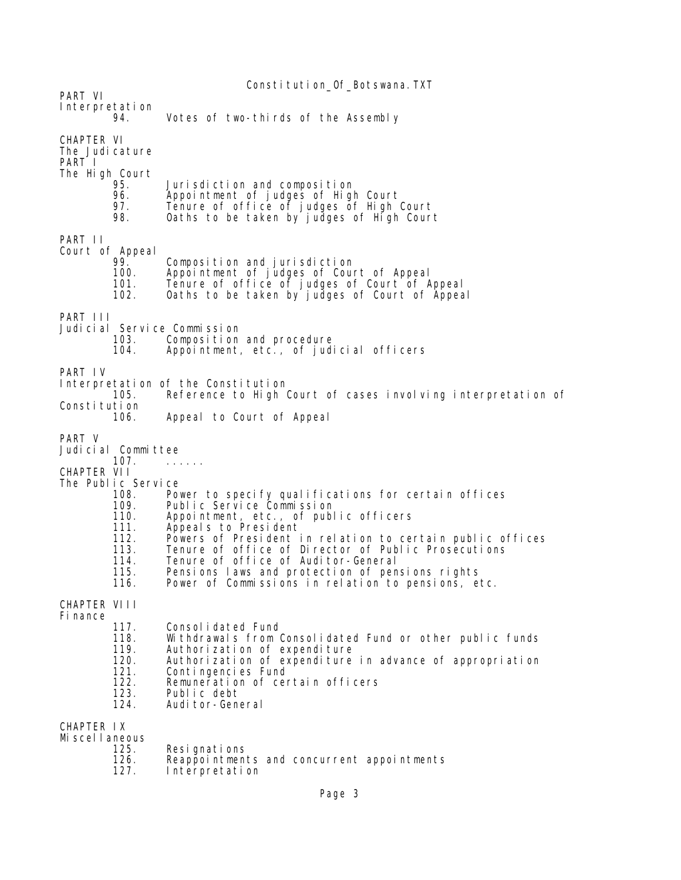PART VI
Interpretation
94. Votes of two-thirds of the Assembly

CHAPTER VI
The Judicature
PART I
The High Court
95. Jurisdiction and composition
96. Appointment of judges of High Court
97. Tenure of office of judges of High Court
98. Oaths to be taken by judges of High Court

PART II
Court of Appeal
99. Composition and jurisdiction
100. Appointment of judges of Court of Appeal
101. Tenure of office of judges of Court of Appeal
102. Oaths to be taken by judges of Court of Appeal

PART III
Judicial Service Commission
103. Composition and procedure
104. Appointment, etc., of judicial officers

PART IV
Interpretation of the Constitution
105. Reference to High Court of cases involving interpretation of Constitution
106. Appeal to Court of Appeal

PART V
Judicial Committee
107. ......

CHAPTER VII
The Public Service
108. Power to specify qualifications for certain offices
109. Public Service Commission
110. Appointment, etc., of public officers
111. Appeals to President
112. Powers of President in relation to certain public offices
113. Tenure of office of Director of Public Prosecutions
114. Tenure of office of Auditor-General
115. Pensions laws and protection of pensions rights
116. Power of Commissions in relation to pensions, etc.

CHAPTER VIII
Finance
117. Consolidated Fund
118. Withdrawals from Consolidated Fund or other public funds
119. Authorization of expenditure
120. Authorization of expenditure in advance of appropriation
121. Contingencies Fund
122. Remuneration of certain officers
123. Public debt
124. Auditor-General

CHAPTER IX
Miscellaneous
125. Resignations
126. Reappointments and concurrent appointments
127. Interpretation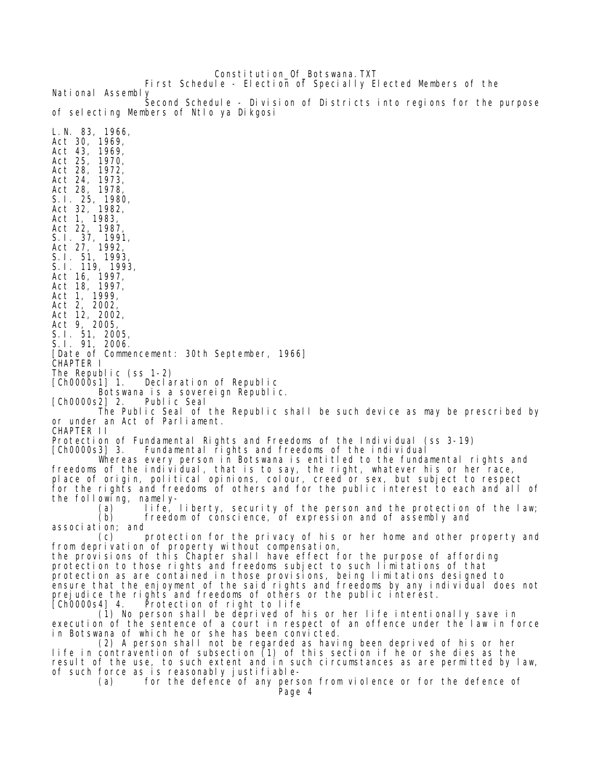First Schedule - Election of Specially Elected Members of the National Assembly

Second Schedule - Division of Districts into regions for the purpose of selecting Members of Ntlo ya Dikgosi

L.N. 83, 1966,
Act 30, 1969,
Act 43, 1969,
Act 25, 1970,
Act 28, 1972,
Act 24, 1973,
Act 28, 1978,
S.I. 25, 1980,
Act 32, 1982,
Act 1, 1983,
Act 22, 1987,
S.I. 37, 1991,
Act 27, 1992,
S.I. 51, 1993,
S.I. 119, 1993,
Act 16, 1997,
Act 18, 1997,
Act 1, 1999,
Act 2, 2002,
Act 12, 2002,
Act 9, 2005,
S.I. 51, 2005,
S.I. 91, 2006.

[Date of Commencement: 30th September, 1966]

## CHAPTER I

### The Republic (ss 1-2)

[Ch0000s1] 1. Declaration of Republic

Botswana is a sovereign Republic.

[Ch0000s2] 2. Public Seal

The Public Seal of the Republic shall be such device as may be prescribed by or under an Act of Parliament.

## CHAPTER II

### Protection of Fundamental Rights and Freedoms of the Individual (ss 3-19)

[Ch0000s3] 3. Fundamental rights and freedoms of the individual

Whereas every person in Botswana is entitled to the fundamental rights and freedoms of the individual, that is to say, the right, whatever his or her race, place of origin, political opinions, colour, creed or sex, but subject to respect for the rights and freedoms of others and for the public interest to each and all of the following, namely-

(a) life, liberty, security of the person and the protection of the law;

(b) freedom of conscience, of expression and of assembly and association; and

(c) protection for the privacy of his or her home and other property and from deprivation of property without compensation,

the provisions of this Chapter shall have effect for the purpose of affording protection to those rights and freedoms subject to such limitations of that protection as are contained in those provisions, being limitations designed to ensure that the enjoyment of the said rights and freedoms by any individual does not prejudice the rights and freedoms of others or the public interest.

[Ch0000s4] 4. Protection of right to life

(1) No person shall be deprived of his or her life intentionally save in execution of the sentence of a court in respect of an offence under the law in force in Botswana of which he or she has been convicted.

(2) A person shall not be regarded as having been deprived of his or her life in contravention of subsection (1) of this section if he or she dies as the result of the use, to such extent and in such circumstances as are permitted by law, of such force as is reasonably justifiable-

(a) for the defence of any person from violence or for the defence of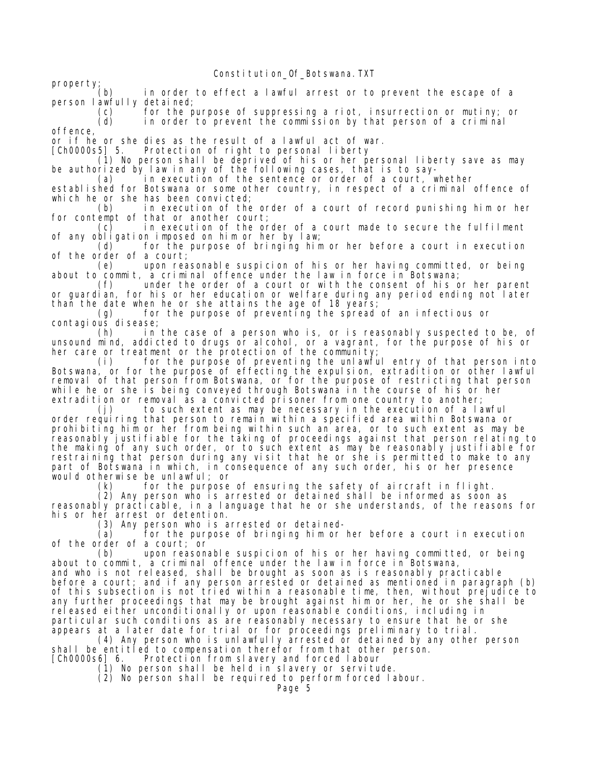property;

(b) in order to effect a lawful arrest or to prevent the escape of a person lawfully detained;

(c) for the purpose of suppressing a riot, insurrection or mutiny; or

(d) in order to prevent the commission by that person of a criminal offence,

or if he or she dies as the result of a lawful act of war.

[Ch0000s5] 5. Protection of right to personal liberty

(1) No person shall be deprived of his or her personal liberty save as may be authorized by law in any of the following cases, that is to say-

(a) in execution of the sentence or order of a court, whether established for Botswana or some other country, in respect of a criminal offence of which he or she has been convicted;

(b) in execution of the order of a court of record punishing him or her for contempt of that or another court;

(c) in execution of the order of a court made to secure the fulfilment of any obligation imposed on him or her by law;

(d) for the purpose of bringing him or her before a court in execution of the order of a court;

(e) upon reasonable suspicion of his or her having committed, or being about to commit, a criminal offence under the law in force in Botswana;

(f) under the order of a court or with the consent of his or her parent or guardian, for his or her education or welfare during any period ending not later than the date when he or she attains the age of 18 years;

(g) for the purpose of preventing the spread of an infectious or contagious disease;

(h) in the case of a person who is, or is reasonably suspected to be, of unsound mind, addicted to drugs or alcohol, or a vagrant, for the purpose of his or her care or treatment or the protection of the community;

(i) for the purpose of preventing the unlawful entry of that person into Botswana, or for the purpose of effecting the expulsion, extradition or other lawful removal of that person from Botswana, or for the purpose of restricting that person while he or she is being conveyed through Botswana in the course of his or her extradition or removal as a convicted prisoner from one country to another;

(j) to such extent as may be necessary in the execution of a lawful order requiring that person to remain within a specified area within Botswana or prohibiting him or her from being within such an area, or to such extent as may be reasonably justifiable for the taking of proceedings against that person relating to the making of any such order, or to such extent as may be reasonably justifiable for restraining that person during any visit that he or she is permitted to make to any part of Botswana in which, in consequence of any such order, his or her presence would otherwise be unlawful; or

(k) for the purpose of ensuring the safety of aircraft in flight.

(2) Any person who is arrested or detained shall be informed as soon as reasonably practicable, in a language that he or she understands, of the reasons for his or her arrest or detention.

(3) Any person who is arrested or detained-

(a) for the purpose of bringing him or her before a court in execution of the order of a court; or

(b) upon reasonable suspicion of his or her having committed, or being about to commit, a criminal offence under the law in force in Botswana,

and who is not released, shall be brought as soon as is reasonably practicable before a court; and if any person arrested or detained as mentioned in paragraph (b) of this subsection is not tried within a reasonable time, then, without prejudice to any further proceedings that may be brought against him or her, he or she shall be released either unconditionally or upon reasonable conditions, including in particular such conditions as are reasonably necessary to ensure that he or she appears at a later date for trial or for proceedings preliminary to trial.

(4) Any person who is unlawfully arrested or detained by any other person shall be entitled to compensation therefor from that other person.

[Ch0000s6] 6. Protection from slavery and forced labour

(1) No person shall be held in slavery or servitude.

(2) No person shall be required to perform forced labour.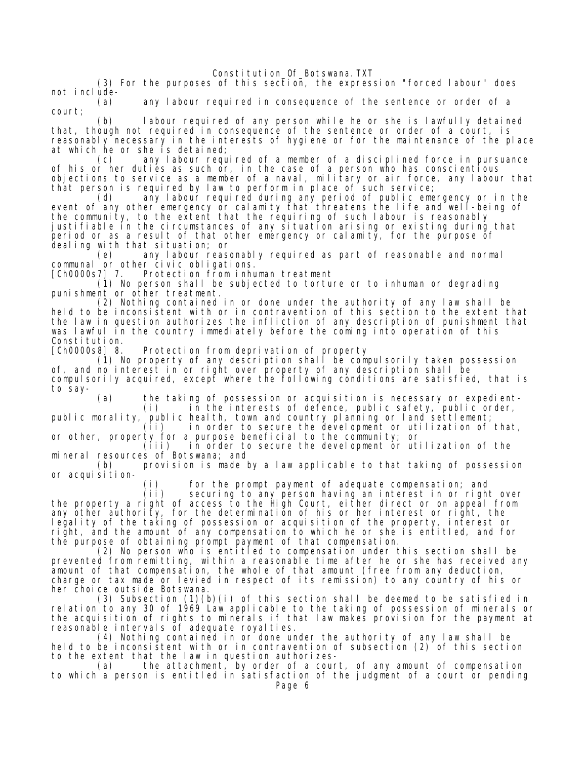(3) For the purposes of this section, the expression "forced labour" does not include-

(a) any labour required in consequence of the sentence or order of a court;

(b) labour required of any person while he or she is lawfully detained that, though not required in consequence of the sentence or order of a court, is reasonably necessary in the interests of hygiene or for the maintenance of the place at which he or she is detained;

(c) any labour required of a member of a disciplined force in pursuance of his or her duties as such or, in the case of a person who has conscientious objections to service as a member of a naval, military or air force, any labour that that person is required by law to perform in place of such service;

(d) any labour required during any period of public emergency or in the event of any other emergency or calamity that threatens the life and well-being of the community, to the extent that the requiring of such labour is reasonably justifiable in the circumstances of any situation arising or existing during that period or as a result of that other emergency or calamity, for the purpose of dealing with that situation; or

(e) any labour reasonably required as part of reasonable and normal communal or other civic obligations.

[Ch0000s7] 7. Protection from inhuman treatment

(1) No person shall be subjected to torture or to inhuman or degrading punishment or other treatment.

(2) Nothing contained in or done under the authority of any law shall be held to be inconsistent with or in contravention of this section to the extent that the law in question authorizes the infliction of any description of punishment that was lawful in the country immediately before the coming into operation of this Constitution.

[Ch0000s8] 8. Protection from deprivation of property

(1) No property of any description shall be compulsorily taken possession of, and no interest in or right over property of any description shall be compulsorily acquired, except where the following conditions are satisfied, that is to say-

(a) the taking of possession or acquisition is necessary or expedient-

(i) in the interests of defence, public safety, public order, public morality, public health, town and country planning or land settlement;

(ii) in order to secure the development or utilization of that, or other, property for a purpose beneficial to the community; or

(iii) in order to secure the development or utilization of the mineral resources of Botswana; and

(b) provision is made by a law applicable to that taking of possession or acquisition-

(i) for the prompt payment of adequate compensation; and

(ii) securing to any person having an interest in or right over the property a right of access to the High Court, either direct or on appeal from any other authority, for the determination of his or her interest or right, the legality of the taking of possession or acquisition of the property, interest or right, and the amount of any compensation to which he or she is entitled, and for the purpose of obtaining prompt payment of that compensation.

(2) No person who is entitled to compensation under this section shall be prevented from remitting, within a reasonable time after he or she has received any amount of that compensation, the whole of that amount (free from any deduction, charge or tax made or levied in respect of its remission) to any country of his or her choice outside Botswana.

(3) Subsection (1)(b)(i) of this section shall be deemed to be satisfied in relation to any 30 of 1969 Law applicable to the taking of possession of minerals or the acquisition of rights to minerals if that law makes provision for the payment at reasonable intervals of adequate royalties.

(4) Nothing contained in or done under the authority of any law shall be held to be inconsistent with or in contravention of subsection (2) of this section to the extent that the law in question authorizes-

(a) the attachment, by order of a court, of any amount of compensation to which a person is entitled in satisfaction of the judgment of a court or pending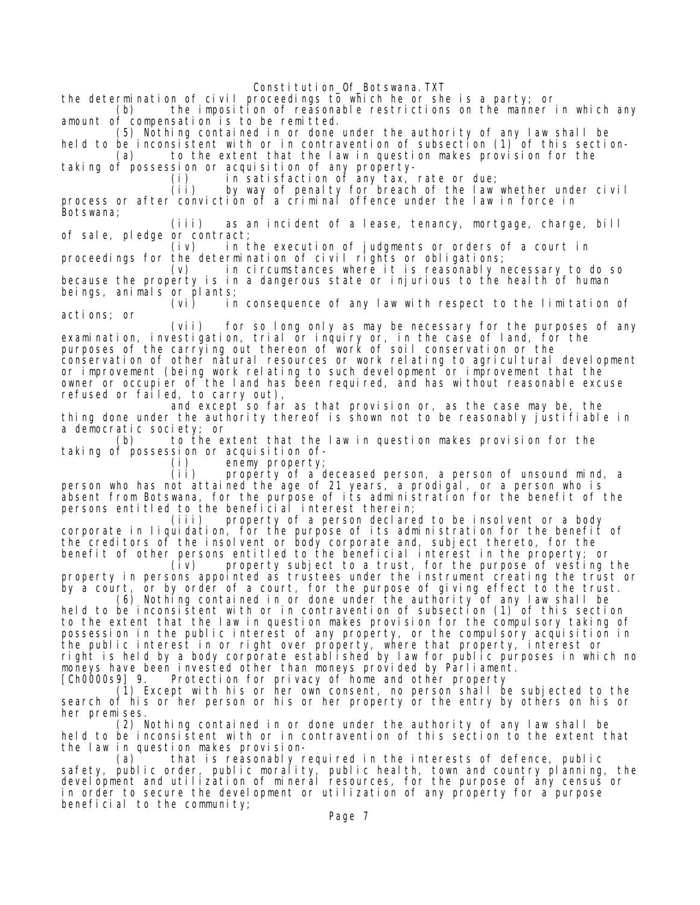the determination of civil proceedings to which he or she is a party; or

(b) the imposition of reasonable restrictions on the manner in which any amount of compensation is to be remitted.

(5) Nothing contained in or done under the authority of any law shall be held to be inconsistent with or in contravention of subsection (1) of this section-

(a) to the extent that the law in question makes provision for the taking of possession or acquisition of any property-

(i) in satisfaction of any tax, rate or due;

(ii) by way of penalty for breach of the law whether under civil process or after conviction of a criminal offence under the law in force in Botswana;

(iii) as an incident of a lease, tenancy, mortgage, charge, bill of sale, pledge or contract;

(iv) in the execution of judgments or orders of a court in proceedings for the determination of civil rights or obligations;

(v) in circumstances where it is reasonably necessary to do so because the property is in a dangerous state or injurious to the health of human beings, animals or plants;

(vi) in consequence of any law with respect to the limitation of actions; or

(vii) for so long only as may be necessary for the purposes of any examination, investigation, trial or inquiry or, in the case of land, for the purposes of the carrying out thereon of work of soil conservation or the conservation of other natural resources or work relating to agricultural development or improvement (being work relating to such development or improvement that the owner or occupier of the land has been required, and has without reasonable excuse refused or failed, to carry out),

and except so far as that provision or, as the case may be, the thing done under the authority thereof is shown not to be reasonably justifiable in a democratic society; or

(b) to the extent that the law in question makes provision for the taking of possession or acquisition of-

(i) enemy property;

(ii) property of a deceased person, a person of unsound mind, a person who has not attained the age of 21 years, a prodigal, or a person who is absent from Botswana, for the purpose of its administration for the benefit of the persons entitled to the beneficial interest therein;

(iii) property of a person declared to be insolvent or a body corporate in liquidation, for the purpose of its administration for the benefit of the creditors of the insolvent or body corporate and, subject thereto, for the benefit of other persons entitled to the beneficial interest in the property; or

(iv) property subject to a trust, for the purpose of vesting the property in persons appointed as trustees under the instrument creating the trust or by a court, or by order of a court, for the purpose of giving effect to the trust.

(6) Nothing contained in or done under the authority of any law shall be held to be inconsistent with or in contravention of subsection (1) of this section to the extent that the law in question makes provision for the compulsory taking of possession in the public interest of any property, or the compulsory acquisition in the public interest in or right over property, where that property, interest or right is held by a body corporate established by law for public purposes in which no moneys have been invested other than moneys provided by Parliament.

[Ch0000s9] 9. Protection for privacy of home and other property

(1) Except with his or her own consent, no person shall be subjected to the search of his or her person or his or her property or the entry by others on his or her premises.

(2) Nothing contained in or done under the authority of any law shall be held to be inconsistent with or in contravention of this section to the extent that the law in question makes provision-

(a) that is reasonably required in the interests of defence, public safety, public order, public morality, public health, town and country planning, the development and utilization of mineral resources, for the purpose of any census or in order to secure the development or utilization of any property for a purpose beneficial to the community;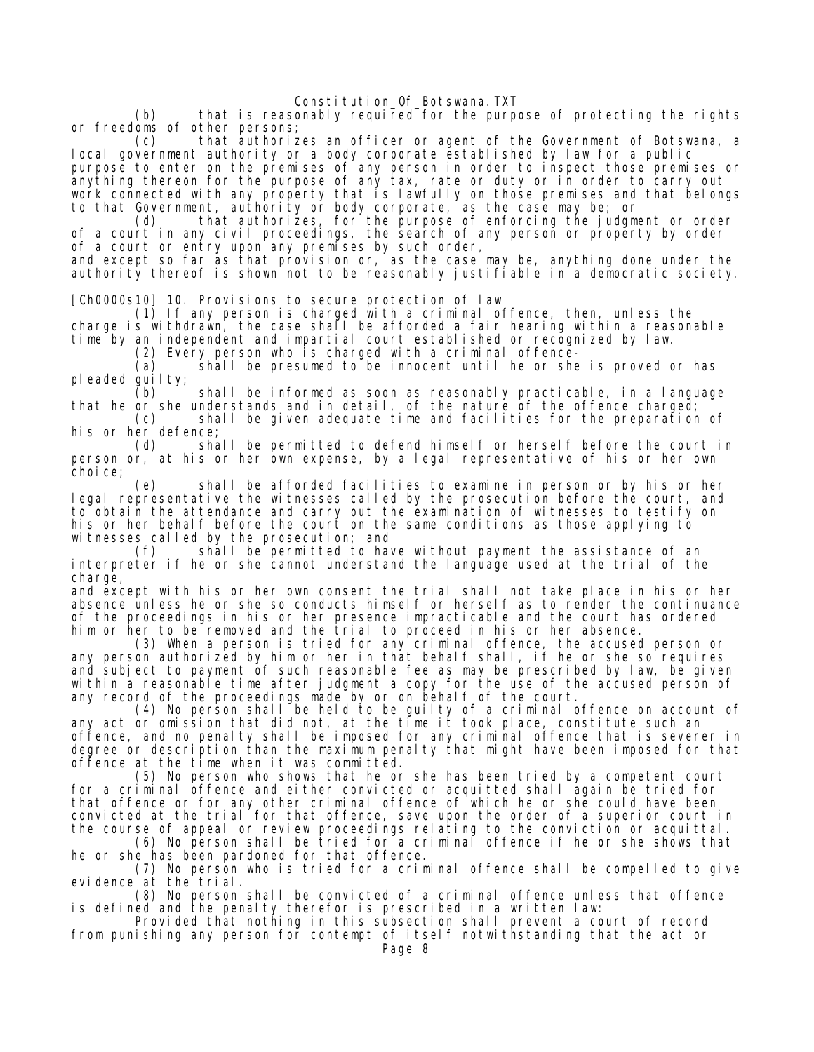(b) that is reasonably required for the purpose of protecting the rights or freedoms of other persons;

(c) that authorizes an officer or agent of the Government of Botswana, a local government authority or a body corporate established by law for a public purpose to enter on the premises of any person in order to inspect those premises or anything thereon for the purpose of any tax, rate or duty or in order to carry out work connected with any property that is lawfully on those premises and that belongs to that Government, authority or body corporate, as the case may be; or

(d) that authorizes, for the purpose of enforcing the judgment or order of a court in any civil proceedings, the search of any person or property by order of a court or entry upon any premises by such order,

and except so far as that provision or, as the case may be, anything done under the authority thereof is shown not to be reasonably justifiable in a democratic society.

[Ch0000s10] 10. Provisions to secure protection of law

(1) If any person is charged with a criminal offence, then, unless the charge is withdrawn, the case shall be afforded a fair hearing within a reasonable time by an independent and impartial court established or recognized by law.

(2) Every person who is charged with a criminal offence-

(a) shall be presumed to be innocent until he or she is proved or has pleaded guilty;

(b) shall be informed as soon as reasonably practicable, in a language that he or she understands and in detail, of the nature of the offence charged;

(c) shall be given adequate time and facilities for the preparation of his or her defence;

(d) shall be permitted to defend himself or herself before the court in person or, at his or her own expense, by a legal representative of his or her own choice;

(e) shall be afforded facilities to examine in person or by his or her legal representative the witnesses called by the prosecution before the court, and to obtain the attendance and carry out the examination of witnesses to testify on his or her behalf before the court on the same conditions as those applying to witnesses called by the prosecution; and

(f) shall be permitted to have without payment the assistance of an interpreter if he or she cannot understand the language used at the trial of the charge,

and except with his or her own consent the trial shall not take place in his or her absence unless he or she so conducts himself or herself as to render the continuance of the proceedings in his or her presence impracticable and the court has ordered him or her to be removed and the trial to proceed in his or her absence.

(3) When a person is tried for any criminal offence, the accused person or any person authorized by him or her in that behalf shall, if he or she so requires and subject to payment of such reasonable fee as may be prescribed by law, be given within a reasonable time after judgment a copy for the use of the accused person of any record of the proceedings made by or on behalf of the court.

(4) No person shall be held to be guilty of a criminal offence on account of any act or omission that did not, at the time it took place, constitute such an offence, and no penalty shall be imposed for any criminal offence that is severer in degree or description than the maximum penalty that might have been imposed for that offence at the time when it was committed.

(5) No person who shows that he or she has been tried by a competent court for a criminal offence and either convicted or acquitted shall again be tried for that offence or for any other criminal offence of which he or she could have been convicted at the trial for that offence, save upon the order of a superior court in the course of appeal or review proceedings relating to the conviction or acquittal.

(6) No person shall be tried for a criminal offence if he or she shows that he or she has been pardoned for that offence.

(7) No person who is tried for a criminal offence shall be compelled to give evidence at the trial.

(8) No person shall be convicted of a criminal offence unless that offence is defined and the penalty therefor is prescribed in a written law:

Provided that nothing in this subsection shall prevent a court of record from punishing any person for contempt of itself notwithstanding that the act or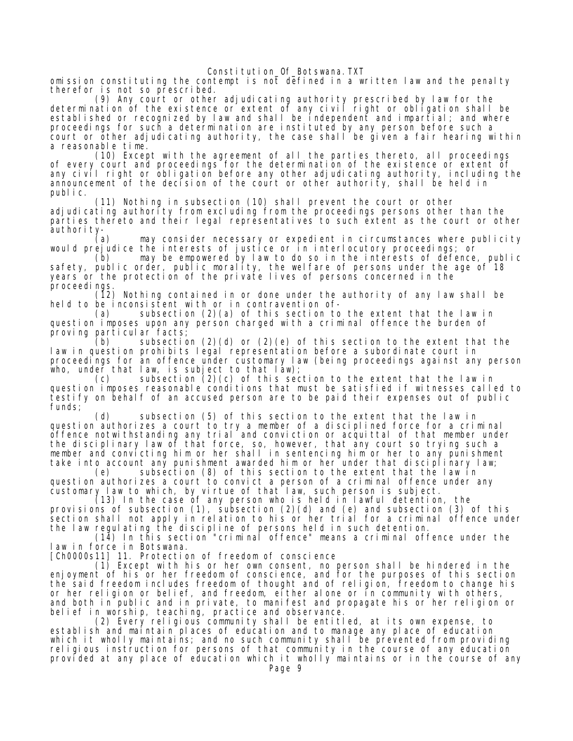omission constituting the contempt is not defined in a written law and the penalty therefor is not so prescribed.

(9) Any court or other adjudicating authority prescribed by law for the determination of the existence or extent of any civil right or obligation shall be established or recognized by law and shall be independent and impartial; and where proceedings for such a determination are instituted by any person before such a court or other adjudicating authority, the case shall be given a fair hearing within a reasonable time.

(10) Except with the agreement of all the parties thereto, all proceedings of every court and proceedings for the determination of the existence or extent of any civil right or obligation before any other adjudicating authority, including the announcement of the decision of the court or other authority, shall be held in public.

(11) Nothing in subsection (10) shall prevent the court or other adjudicating authority from excluding from the proceedings persons other than the parties thereto and their legal representatives to such extent as the court or other authority-

(a) may consider necessary or expedient in circumstances where publicity would prejudice the interests of justice or in interlocutory proceedings; or

(b) may be empowered by law to do so in the interests of defence, public safety, public order, public morality, the welfare of persons under the age of 18 years or the protection of the private lives of persons concerned in the proceedings.

(12) Nothing contained in or done under the authority of any law shall be held to be inconsistent with or in contravention of-

(a) subsection (2)(a) of this section to the extent that the law in question imposes upon any person charged with a criminal offence the burden of proving particular facts;

(b) subsection (2)(d) or (2)(e) of this section to the extent that the law in question prohibits legal representation before a subordinate court in proceedings for an offence under customary law (being proceedings against any person who, under that law, is subject to that law);

(c) subsection (2)(c) of this section to the extent that the law in question imposes reasonable conditions that must be satisfied if witnesses called to testify on behalf of an accused person are to be paid their expenses out of public funds;

(d) subsection (5) of this section to the extent that the law in question authorizes a court to try a member of a disciplined force for a criminal offence notwithstanding any trial and conviction or acquittal of that member under the disciplinary law of that force, so, however, that any court so trying such a member and convicting him or her shall in sentencing him or her to any punishment take into account any punishment awarded him or her under that disciplinary law;

(e) subsection (8) of this section to the extent that the law in question authorizes a court to convict a person of a criminal offence under any customary law to which, by virtue of that law, such person is subject.

(13) In the case of any person who is held in lawful detention, the provisions of subsection (1), subsection (2)(d) and (e) and subsection (3) of this section shall not apply in relation to his or her trial for a criminal offence under the law regulating the discipline of persons held in such detention.

(14) In this section "criminal offence" means a criminal offence under the law in force in Botswana.

[Ch0000s11] 11. Protection of freedom of conscience

(1) Except with his or her own consent, no person shall be hindered in the enjoyment of his or her freedom of conscience, and for the purposes of this section the said freedom includes freedom of thought and of religion, freedom to change his or her religion or belief, and freedom, either alone or in community with others, and both in public and in private, to manifest and propagate his or her religion or belief in worship, teaching, practice and observance.

(2) Every religious community shall be entitled, at its own expense, to establish and maintain places of education and to manage any place of education which it wholly maintains; and no such community shall be prevented from providing religious instruction for persons of that community in the course of any education provided at any place of education which it wholly maintains or in the course of any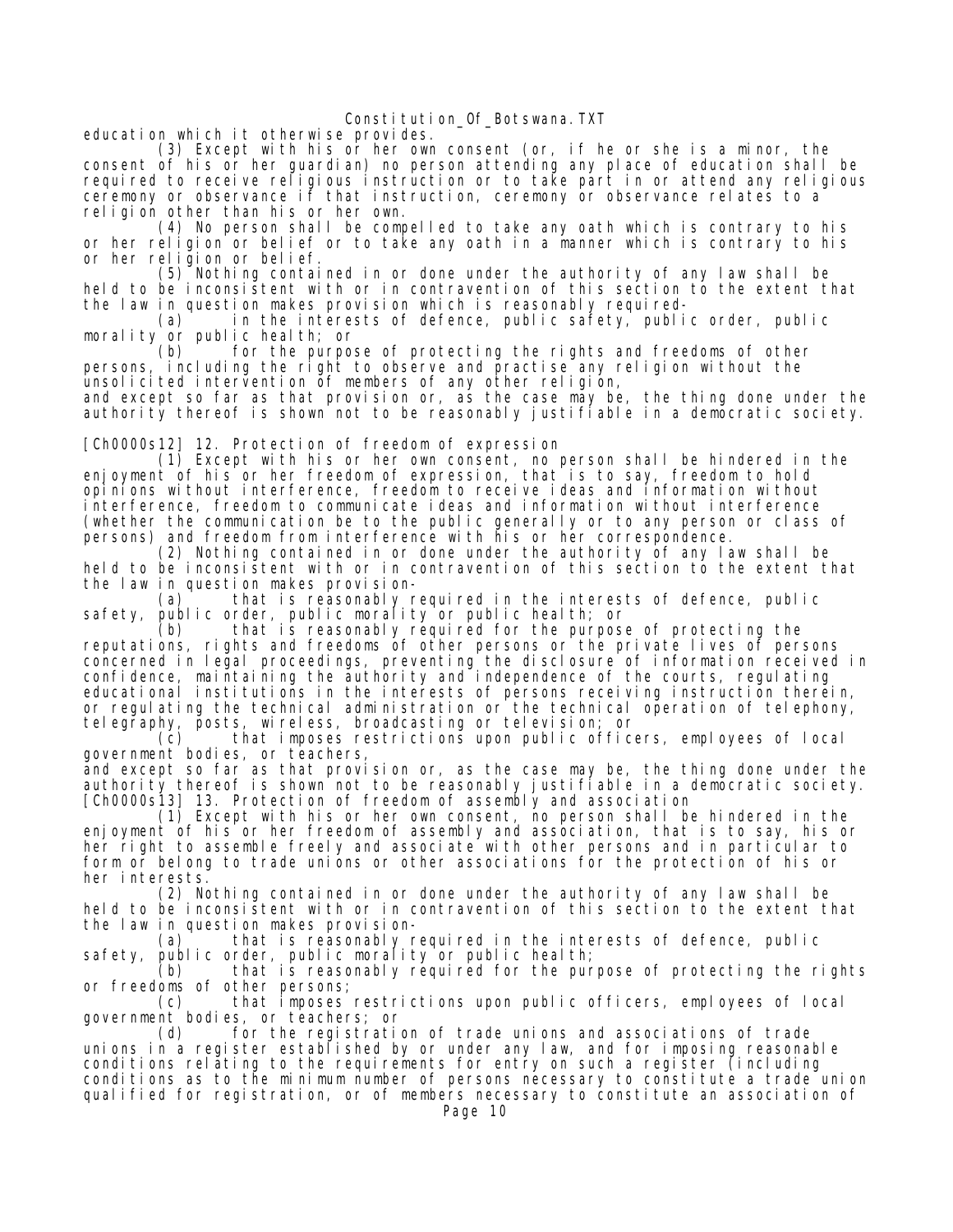education which it otherwise provides.

(3) Except with his or her own consent (or, if he or she is a minor, the consent of his or her guardian) no person attending any place of education shall be required to receive religious instruction or to take part in or attend any religious ceremony or observance if that instruction, ceremony or observance relates to a religion other than his or her own.

(4) No person shall be compelled to take any oath which is contrary to his or her religion or belief or to take any oath in a manner which is contrary to his or her religion or belief.

(5) Nothing contained in or done under the authority of any law shall be held to be inconsistent with or in contravention of this section to the extent that the law in question makes provision which is reasonably required-

(a) in the interests of defence, public safety, public order, public morality or public health; or

(b) for the purpose of protecting the rights and freedoms of other persons, including the right to observe and practise any religion without the unsolicited intervention of members of any other religion,

and except so far as that provision or, as the case may be, the thing done under the authority thereof is shown not to be reasonably justifiable in a democratic society.

[Ch0000s12] 12. Protection of freedom of expression

(1) Except with his or her own consent, no person shall be hindered in the enjoyment of his or her freedom of expression, that is to say, freedom to hold opinions without interference, freedom to receive ideas and information without interference, freedom to communicate ideas and information without interference (whether the communication be to the public generally or to any person or class of persons) and freedom from interference with his or her correspondence.

(2) Nothing contained in or done under the authority of any law shall be held to be inconsistent with or in contravention of this section to the extent that the law in question makes provision-

(a) that is reasonably required in the interests of defence, public safety, public order, public morality or public health; or

(b) that is reasonably required for the purpose of protecting the reputations, rights and freedoms of other persons or the private lives of persons concerned in legal proceedings, preventing the disclosure of information received in confidence, maintaining the authority and independence of the courts, regulating educational institutions in the interests of persons receiving instruction therein, or regulating the technical administration or the technical operation of telephony, telegraphy, posts, wireless, broadcasting or television; or

(c) that imposes restrictions upon public officers, employees of local government bodies, or teachers,

and except so far as that provision or, as the case may be, the thing done under the authority thereof is shown not to be reasonably justifiable in a democratic society.

[Ch0000s13] 13. Protection of freedom of assembly and association

(1) Except with his or her own consent, no person shall be hindered in the enjoyment of his or her freedom of assembly and association, that is to say, his or her right to assemble freely and associate with other persons and in particular to form or belong to trade unions or other associations for the protection of his or her interests.

(2) Nothing contained in or done under the authority of any law shall be held to be inconsistent with or in contravention of this section to the extent that the law in question makes provision-

(a) that is reasonably required in the interests of defence, public safety, public order, public morality or public health;

(b) that is reasonably required for the purpose of protecting the rights or freedoms of other persons;

(c) that imposes restrictions upon public officers, employees of local government bodies, or teachers; or

(d) for the registration of trade unions and associations of trade unions in a register established by or under any law, and for imposing reasonable conditions relating to the requirements for entry on such a register (including conditions as to the minimum number of persons necessary to constitute a trade union qualified for registration, or of members necessary to constitute an association of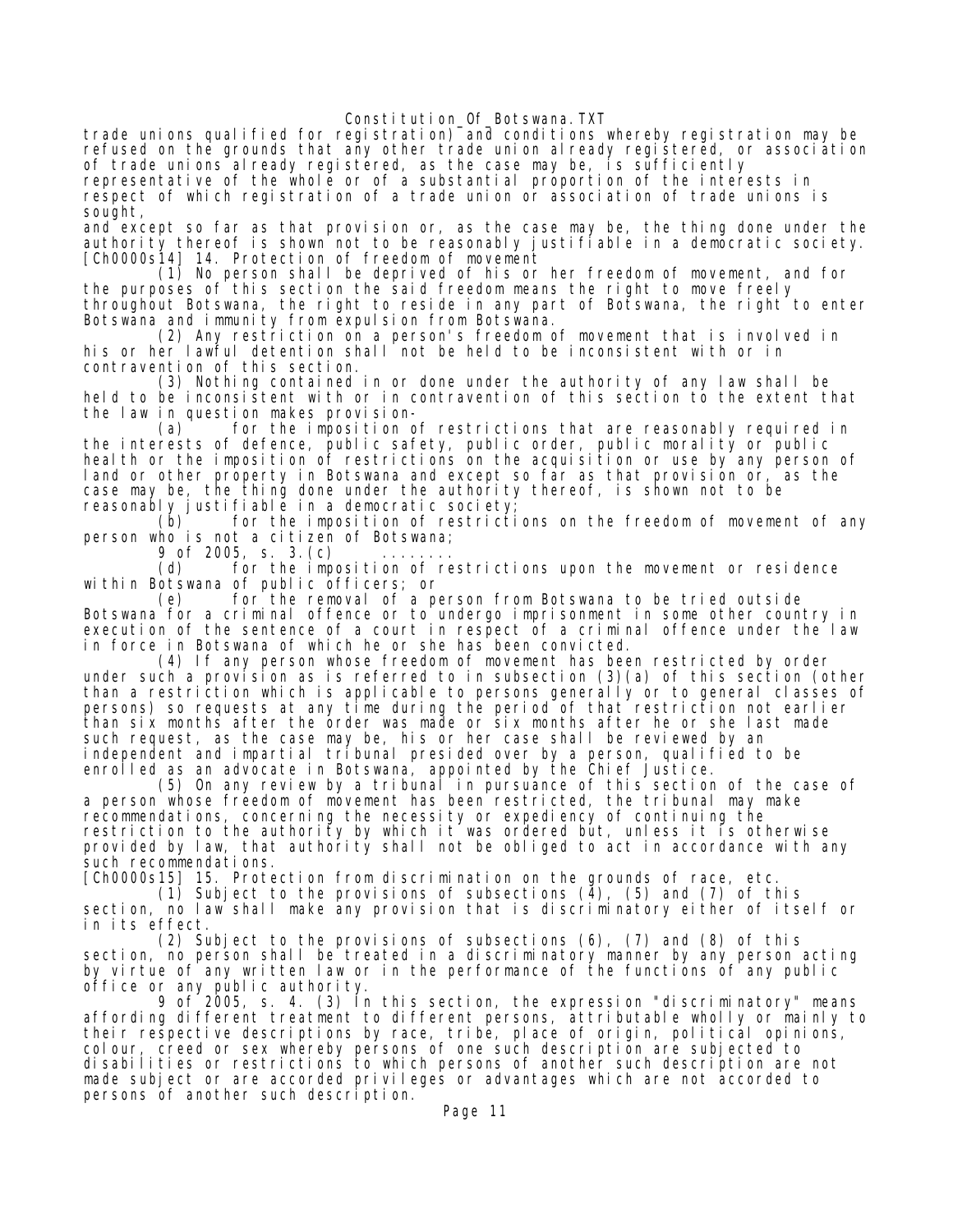trade unions qualified for registration) and conditions whereby registration may be refused on the grounds that any other trade union already registered, or association of trade unions already registered, as the case may be, is sufficiently representative of the whole or of a substantial proportion of the interests in respect of which registration of a trade union or association of trade unions is sought,

and except so far as that provision or, as the case may be, the thing done under the authority thereof is shown not to be reasonably justifiable in a democratic society.

[Ch0000s14] 14. Protection of freedom of movement

(1) No person shall be deprived of his or her freedom of movement, and for the purposes of this section the said freedom means the right to move freely throughout Botswana, the right to reside in any part of Botswana, the right to enter Botswana and immunity from expulsion from Botswana.

(2) Any restriction on a person's freedom of movement that is involved in his or her lawful detention shall not be held to be inconsistent with or in contravention of this section.

(3) Nothing contained in or done under the authority of any law shall be held to be inconsistent with or in contravention of this section to the extent that the law in question makes provision-

(a) for the imposition of restrictions that are reasonably required in the interests of defence, public safety, public order, public morality or public health or the imposition of restrictions on the acquisition or use by any person of land or other property in Botswana and except so far as that provision or, as the case may be, the thing done under the authority thereof, is shown not to be reasonably justifiable in a democratic society;

(b) for the imposition of restrictions on the freedom of movement of any person who is not a citizen of Botswana;

9 of 2005, s. 3.(c) ........

(d) for the imposition of restrictions upon the movement or residence within Botswana of public officers; or

(e) for the removal of a person from Botswana to be tried outside Botswana for a criminal offence or to undergo imprisonment in some other country in execution of the sentence of a court in respect of a criminal offence under the law in force in Botswana of which he or she has been convicted.

(4) If any person whose freedom of movement has been restricted by order under such a provision as is referred to in subsection (3)(a) of this section (other than a restriction which is applicable to persons generally or to general classes of persons) so requests at any time during the period of that restriction not earlier than six months after the order was made or six months after he or she last made such request, as the case may be, his or her case shall be reviewed by an independent and impartial tribunal presided over by a person, qualified to be enrolled as an advocate in Botswana, appointed by the Chief Justice.

(5) On any review by a tribunal in pursuance of this section of the case of a person whose freedom of movement has been restricted, the tribunal may make recommendations, concerning the necessity or expediency of continuing the restriction to the authority by which it was ordered but, unless it is otherwise provided by law, that authority shall not be obliged to act in accordance with any such recommendations.

[Ch0000s15] 15. Protection from discrimination on the grounds of race, etc.

(1) Subject to the provisions of subsections (4), (5) and (7) of this section, no law shall make any provision that is discriminatory either of itself or in its effect.

(2) Subject to the provisions of subsections (6), (7) and (8) of this section, no person shall be treated in a discriminatory manner by any person acting by virtue of any written law or in the performance of the functions of any public office or any public authority.

9 of 2005, s. 4. (3) In this section, the expression "discriminatory" means affording different treatment to different persons, attributable wholly or mainly to their respective descriptions by race, tribe, place of origin, political opinions, colour, creed or sex whereby persons of one such description are subjected to disabilities or restrictions to which persons of another such description are not made subject or are accorded privileges or advantages which are not accorded to persons of another such description.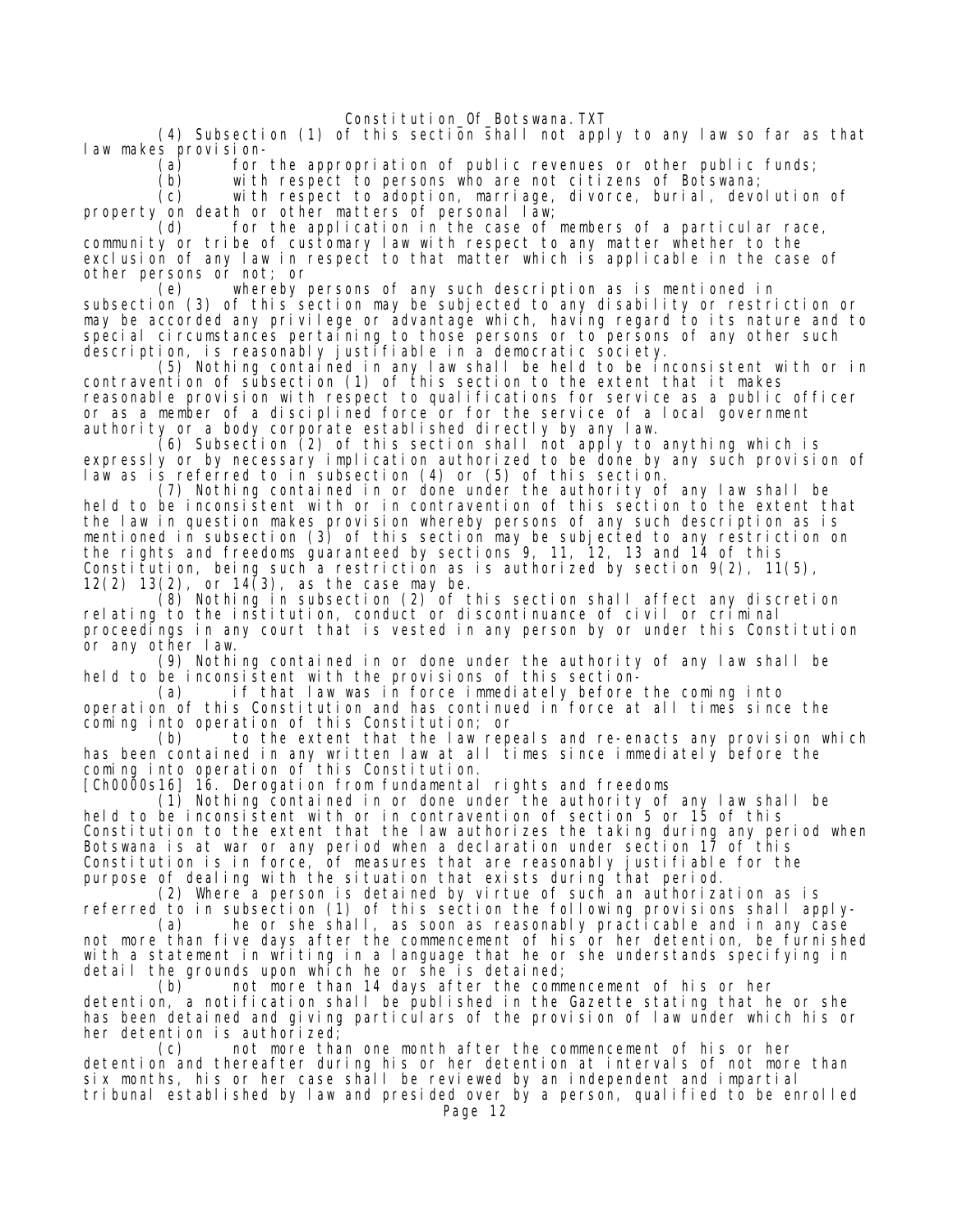(4) Subsection (1) of this section shall not apply to any law so far as that law makes provision-

(a) for the appropriation of public revenues or other public funds;

(b) with respect to persons who are not citizens of Botswana;

(c) with respect to adoption, marriage, divorce, burial, devolution of property on death or other matters of personal law;

(d) for the application in the case of members of a particular race, community or tribe of customary law with respect to any matter whether to the exclusion of any law in respect to that matter which is applicable in the case of other persons or not; or

(e) whereby persons of any such description as is mentioned in subsection (3) of this section may be subjected to any disability or restriction or may be accorded any privilege or advantage which, having regard to its nature and to special circumstances pertaining to those persons or to persons of any other such description, is reasonably justifiable in a democratic society.

(5) Nothing contained in any law shall be held to be inconsistent with or in contravention of subsection (1) of this section to the extent that it makes reasonable provision with respect to qualifications for service as a public officer or as a member of a disciplined force or for the service of a local government authority or a body corporate established directly by any law.

(6) Subsection (2) of this section shall not apply to anything which is expressly or by necessary implication authorized to be done by any such provision of law as is referred to in subsection (4) or (5) of this section.

(7) Nothing contained in or done under the authority of any law shall be held to be inconsistent with or in contravention of this section to the extent that the law in question makes provision whereby persons of any such description as is mentioned in subsection (3) of this section may be subjected to any restriction on the rights and freedoms guaranteed by sections 9, 11, 12, 13 and 14 of this Constitution, being such a restriction as is authorized by section 9(2), 11(5), 12(2) 13(2), or 14(3), as the case may be.

(8) Nothing in subsection (2) of this section shall affect any discretion relating to the institution, conduct or discontinuance of civil or criminal proceedings in any court that is vested in any person by or under this Constitution or any other law.

(9) Nothing contained in or done under the authority of any law shall be held to be inconsistent with the provisions of this section-

(a) if that law was in force immediately before the coming into operation of this Constitution and has continued in force at all times since the coming into operation of this Constitution; or

(b) to the extent that the law repeals and re-enacts any provision which has been contained in any written law at all times since immediately before the coming into operation of this Constitution.

[Ch0000s16] 16. Derogation from fundamental rights and freedoms

(1) Nothing contained in or done under the authority of any law shall be held to be inconsistent with or in contravention of section 5 or 15 of this Constitution to the extent that the law authorizes the taking during any period when Botswana is at war or any period when a declaration under section 17 of this Constitution is in force, of measures that are reasonably justifiable for the purpose of dealing with the situation that exists during that period.

(2) Where a person is detained by virtue of such an authorization as is referred to in subsection (1) of this section the following provisions shall apply-

(a) he or she shall, as soon as reasonably practicable and in any case not more than five days after the commencement of his or her detention, be furnished with a statement in writing in a language that he or she understands specifying in detail the grounds upon which he or she is detained;

(b) not more than 14 days after the commencement of his or her detention, a notification shall be published in the Gazette stating that he or she has been detained and giving particulars of the provision of law under which his or her detention is authorized;

(c) not more than one month after the commencement of his or her detention and thereafter during his or her detention at intervals of not more than six months, his or her case shall be reviewed by an independent and impartial tribunal established by law and presided over by a person, qualified to be enrolled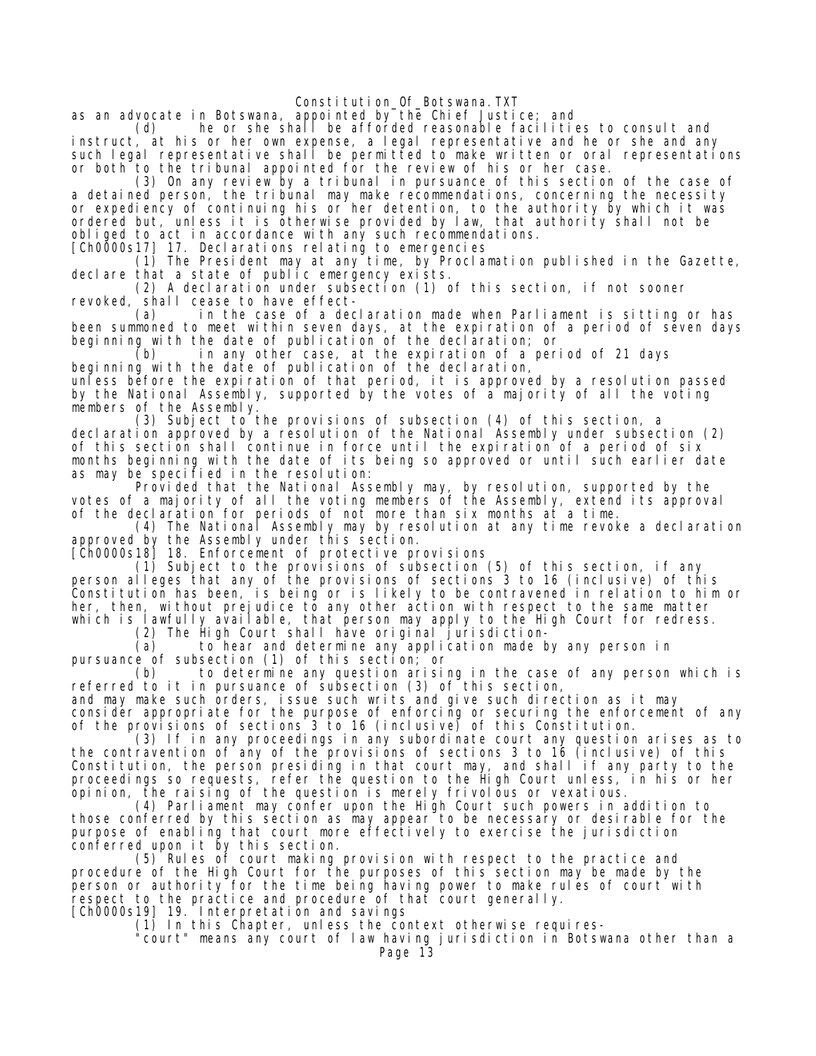as an advocate in Botswana, appointed by the Chief Justice; and

(d) he or she shall be afforded reasonable facilities to consult and instruct, at his or her own expense, a legal representative and he or she and any such legal representative shall be permitted to make written or oral representations or both to the tribunal appointed for the review of his or her case.

(3) On any review by a tribunal in pursuance of this section of the case of a detained person, the tribunal may make recommendations, concerning the necessity or expediency of continuing his or her detention, to the authority by which it was ordered but, unless it is otherwise provided by law, that authority shall not be obliged to act in accordance with any such recommendations.

[Ch0000s17] 17. Declarations relating to emergencies

(1) The President may at any time, by Proclamation published in the Gazette, declare that a state of public emergency exists.

(2) A declaration under subsection (1) of this section, if not sooner revoked, shall cease to have effect-

(a) in the case of a declaration made when Parliament is sitting or has been summoned to meet within seven days, at the expiration of a period of seven days beginning with the date of publication of the declaration; or

(b) in any other case, at the expiration of a period of 21 days beginning with the date of publication of the declaration,

unless before the expiration of that period, it is approved by a resolution passed by the National Assembly, supported by the votes of a majority of all the voting members of the Assembly.

(3) Subject to the provisions of subsection (4) of this section, a declaration approved by a resolution of the National Assembly under subsection (2) of this section shall continue in force until the expiration of a period of six months beginning with the date of its being so approved or until such earlier date as may be specified in the resolution:

Provided that the National Assembly may, by resolution, supported by the votes of a majority of all the voting members of the Assembly, extend its approval of the declaration for periods of not more than six months at a time.

(4) The National Assembly may by resolution at any time revoke a declaration approved by the Assembly under this section.

[Ch0000s18] 18. Enforcement of protective provisions

(1) Subject to the provisions of subsection (5) of this section, if any person alleges that any of the provisions of sections 3 to 16 (inclusive) of this Constitution has been, is being or is likely to be contravened in relation to him or her, then, without prejudice to any other action with respect to the same matter which is lawfully available, that person may apply to the High Court for redress.

(2) The High Court shall have original jurisdiction-

(a) to hear and determine any application made by any person in pursuance of subsection (1) of this section; or

(b) to determine any question arising in the case of any person which is referred to it in pursuance of subsection (3) of this section,

and may make such orders, issue such writs and give such direction as it may consider appropriate for the purpose of enforcing or securing the enforcement of any of the provisions of sections 3 to 16 (inclusive) of this Constitution.

(3) If in any proceedings in any subordinate court any question arises as to the contravention of any of the provisions of sections 3 to 16 (inclusive) of this Constitution, the person presiding in that court may, and shall if any party to the proceedings so requests, refer the question to the High Court unless, in his or her opinion, the raising of the question is merely frivolous or vexatious.

(4) Parliament may confer upon the High Court such powers in addition to those conferred by this section as may appear to be necessary or desirable for the purpose of enabling that court more effectively to exercise the jurisdiction conferred upon it by this section.

(5) Rules of court making provision with respect to the practice and procedure of the High Court for the purposes of this section may be made by the person or authority for the time being having power to make rules of court with respect to the practice and procedure of that court generally.

[Ch0000s19] 19. Interpretation and savings

(1) In this Chapter, unless the context otherwise requires-

"court" means any court of law having jurisdiction in Botswana other than a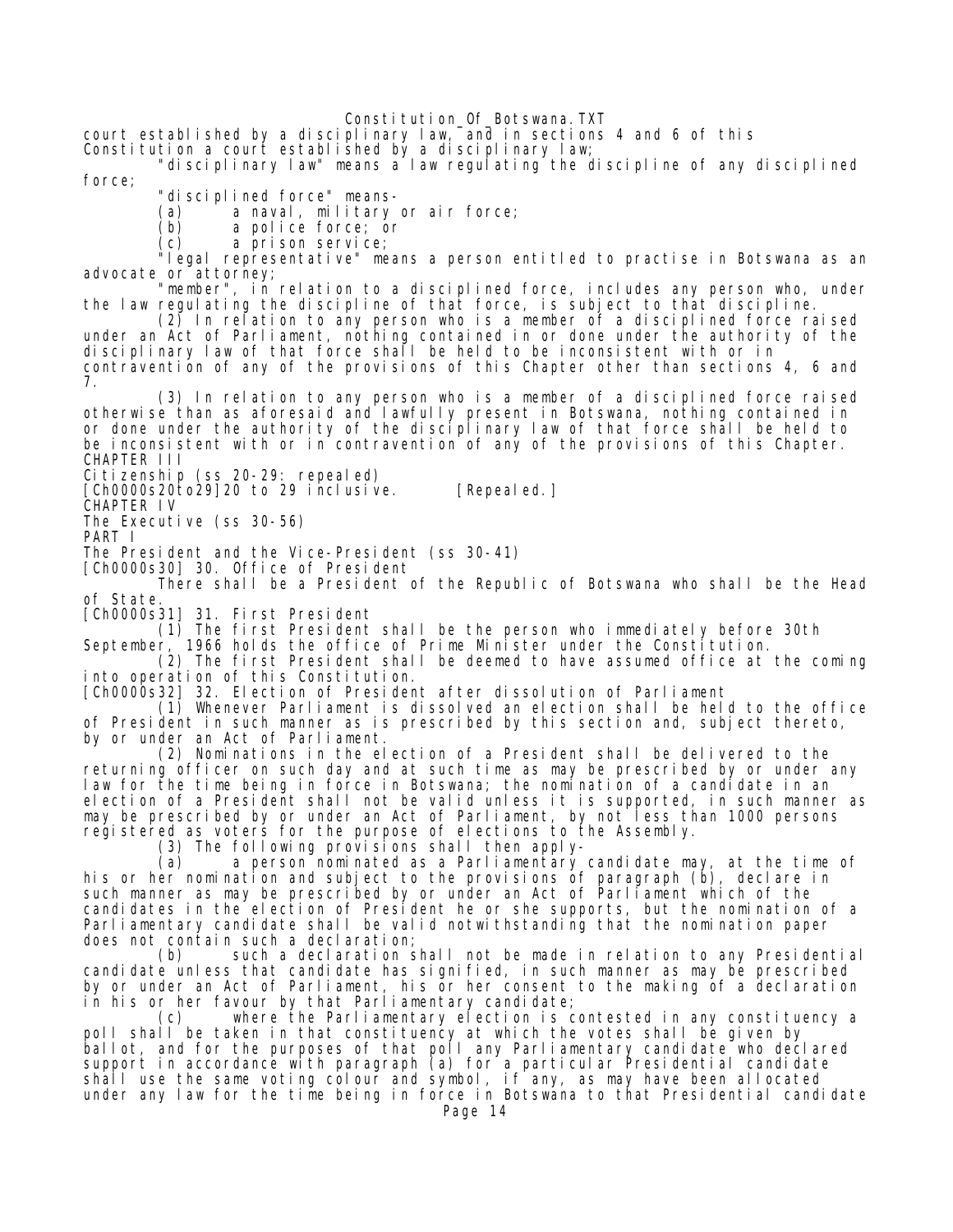court established by a disciplinary law, and in sections 4 and 6 of this Constitution a court established by a disciplinary law;

"disciplinary law" means a law regulating the discipline of any disciplined force;

"disciplined force" means-

(a) a naval, military or air force;

(b) a police force; or

(c) a prison service;

"legal representative" means a person entitled to practise in Botswana as an advocate or attorney;

"member", in relation to a disciplined force, includes any person who, under the law regulating the discipline of that force, is subject to that discipline.

(2) In relation to any person who is a member of a disciplined force raised under an Act of Parliament, nothing contained in or done under the authority of the disciplinary law of that force shall be held to be inconsistent with or in contravention of any of the provisions of this Chapter other than sections 4, 6 and 7.

(3) In relation to any person who is a member of a disciplined force raised otherwise than as aforesaid and lawfully present in Botswana, nothing contained in or done under the authority of the disciplinary law of that force shall be held to be inconsistent with or in contravention of any of the provisions of this Chapter.

## CHAPTER III

## Citizenship (ss 20-29: repealed)

[Ch0000s20to29]20 to 29 inclusive. [Repealed.]

## CHAPTER IV

## The Executive (ss 30-56)

### PART I

### The President and the Vice-President (ss 30-41)

[Ch0000s30] 30. Office of President

There shall be a President of the Republic of Botswana who shall be the Head of State.

[Ch0000s31] 31. First President

(1) The first President shall be the person who immediately before 30th September, 1966 holds the office of Prime Minister under the Constitution.

(2) The first President shall be deemed to have assumed office at the coming into operation of this Constitution.

[Ch0000s32] 32. Election of President after dissolution of Parliament

(1) Whenever Parliament is dissolved an election shall be held to the office of President in such manner as is prescribed by this section and, subject thereto, by or under an Act of Parliament.

(2) Nominations in the election of a President shall be delivered to the returning officer on such day and at such time as may be prescribed by or under any law for the time being in force in Botswana; the nomination of a candidate in an election of a President shall not be valid unless it is supported, in such manner as may be prescribed by or under an Act of Parliament, by not less than 1000 persons registered as voters for the purpose of elections to the Assembly.

(3) The following provisions shall then apply-

(a) a person nominated as a Parliamentary candidate may, at the time of his or her nomination and subject to the provisions of paragraph (b), declare in such manner as may be prescribed by or under an Act of Parliament which of the candidates in the election of President he or she supports, but the nomination of a Parliamentary candidate shall be valid notwithstanding that the nomination paper does not contain such a declaration;

(b) such a declaration shall not be made in relation to any Presidential candidate unless that candidate has signified, in such manner as may be prescribed by or under an Act of Parliament, his or her consent to the making of a declaration in his or her favour by that Parliamentary candidate;

(c) where the Parliamentary election is contested in any constituency a poll shall be taken in that constituency at which the votes shall be given by ballot, and for the purposes of that poll any Parliamentary candidate who declared support in accordance with paragraph (a) for a particular Presidential candidate shall use the same voting colour and symbol, if any, as may have been allocated under any law for the time being in force in Botswana to that Presidential candidate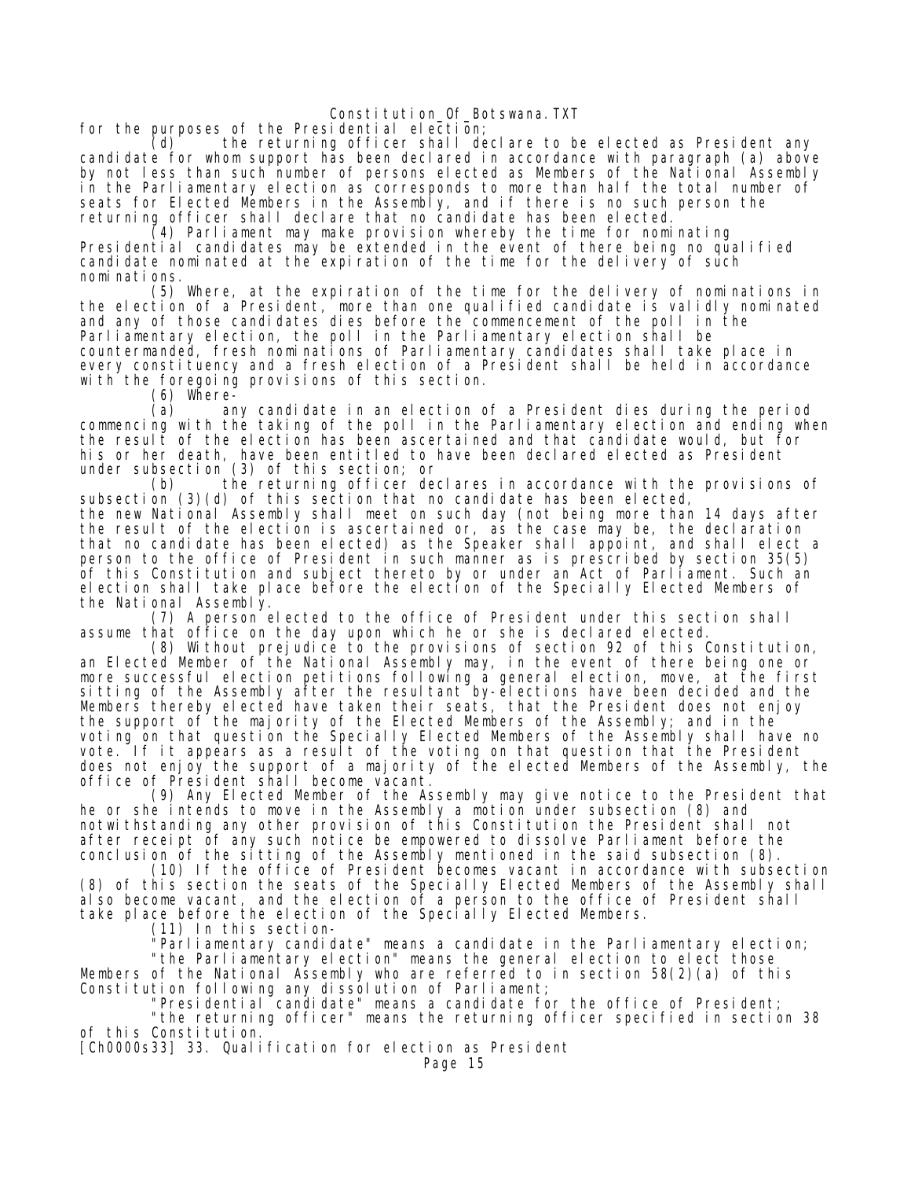for the purposes of the Presidential election;

(d) the returning officer shall declare to be elected as President any candidate for whom support has been declared in accordance with paragraph (a) above by not less than such number of persons elected as Members of the National Assembly in the Parliamentary election as corresponds to more than half the total number of seats for Elected Members in the Assembly, and if there is no such person the returning officer shall declare that no candidate has been elected.

(4) Parliament may make provision whereby the time for nominating Presidential candidates may be extended in the event of there being no qualified candidate nominated at the expiration of the time for the delivery of such nominations.

(5) Where, at the expiration of the time for the delivery of nominations in the election of a President, more than one qualified candidate is validly nominated and any of those candidates dies before the commencement of the poll in the Parliamentary election, the poll in the Parliamentary election shall be countermanded, fresh nominations of Parliamentary candidates shall take place in every constituency and a fresh election of a President shall be held in accordance with the foregoing provisions of this section.

(6) Where-

(a) any candidate in an election of a President dies during the period commencing with the taking of the poll in the Parliamentary election and ending when the result of the election has been ascertained and that candidate would, but for his or her death, have been entitled to have been declared elected as President under subsection (3) of this section; or

(b) the returning officer declares in accordance with the provisions of subsection (3)(d) of this section that no candidate has been elected,

the new National Assembly shall meet on such day (not being more than 14 days after the result of the election is ascertained or, as the case may be, the declaration that no candidate has been elected) as the Speaker shall appoint, and shall elect a person to the office of President in such manner as is prescribed by section 35(5) of this Constitution and subject thereto by or under an Act of Parliament. Such an election shall take place before the election of the Specially Elected Members of the National Assembly.

(7) A person elected to the office of President under this section shall assume that office on the day upon which he or she is declared elected.

(8) Without prejudice to the provisions of section 92 of this Constitution, an Elected Member of the National Assembly may, in the event of there being one or more successful election petitions following a general election, move, at the first sitting of the Assembly after the resultant by-elections have been decided and the Members thereby elected have taken their seats, that the President does not enjoy the support of the majority of the Elected Members of the Assembly; and in the voting on that question the Specially Elected Members of the Assembly shall have no vote. If it appears as a result of the voting on that question that the President does not enjoy the support of a majority of the elected Members of the Assembly, the office of President shall become vacant.

(9) Any Elected Member of the Assembly may give notice to the President that he or she intends to move in the Assembly a motion under subsection (8) and notwithstanding any other provision of this Constitution the President shall not after receipt of any such notice be empowered to dissolve Parliament before the conclusion of the sitting of the Assembly mentioned in the said subsection (8).

(10) If the office of President becomes vacant in accordance with subsection (8) of this section the seats of the Specially Elected Members of the Assembly shall also become vacant, and the election of a person to the office of President shall take place before the election of the Specially Elected Members.

(11) In this section-

"Parliamentary candidate" means a candidate in the Parliamentary election;

"the Parliamentary election" means the general election to elect those Members of the National Assembly who are referred to in section 58(2)(a) of this Constitution following any dissolution of Parliament;

"Presidential candidate" means a candidate for the office of President;

"the returning officer" means the returning officer specified in section 38 of this Constitution.

[Ch0000s33] 33. Qualification for election as President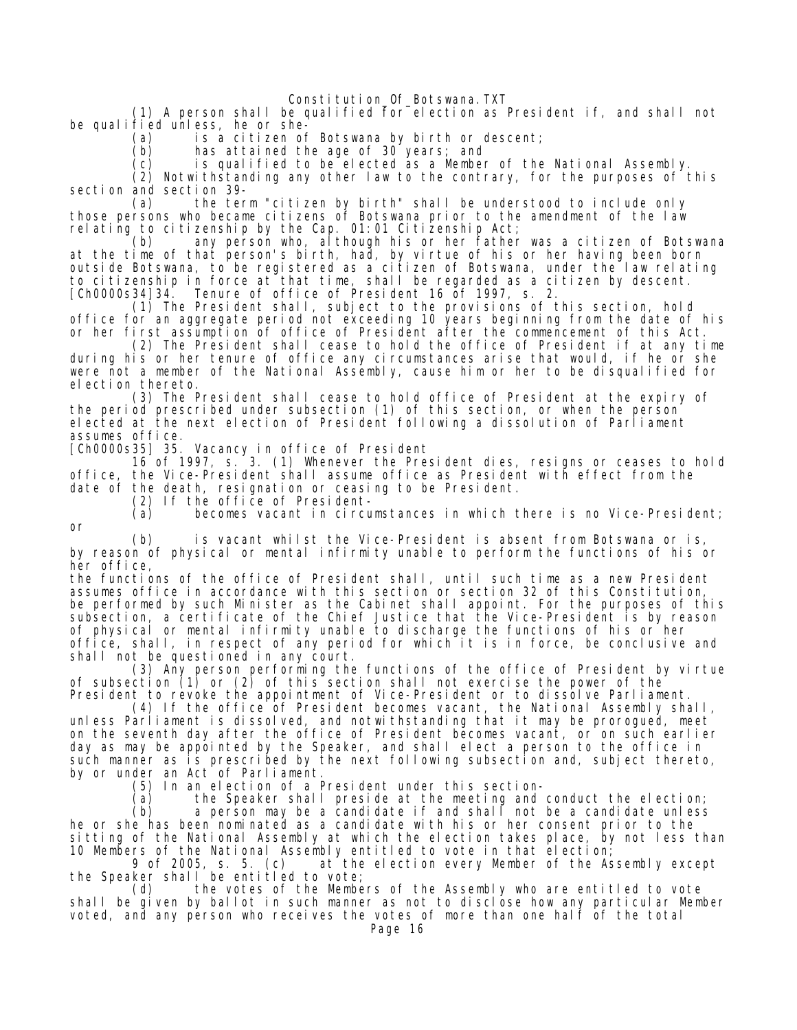(1) A person shall be qualified for election as President if, and shall not be qualified unless, he or she-

(a) is a citizen of Botswana by birth or descent;

(b) has attained the age of 30 years; and

(c) is qualified to be elected as a Member of the National Assembly.

(2) Notwithstanding any other law to the contrary, for the purposes of this section and section 39-

(a) the term "citizen by birth" shall be understood to include only those persons who became citizens of Botswana prior to the amendment of the law relating to citizenship by the Cap. 01:01 Citizenship Act;

(b) any person who, although his or her father was a citizen of Botswana at the time of that person's birth, had, by virtue of his or her having been born outside Botswana, to be registered as a citizen of Botswana, under the law relating to citizenship in force at that time, shall be regarded as a citizen by descent.

[Ch0000s34]34. Tenure of office of President 16 of 1997, s. 2.

(1) The President shall, subject to the provisions of this section, hold office for an aggregate period not exceeding 10 years beginning from the date of his or her first assumption of office of President after the commencement of this Act.

(2) The President shall cease to hold the office of President if at any time during his or her tenure of office any circumstances arise that would, if he or she were not a member of the National Assembly, cause him or her to be disqualified for election thereto.

(3) The President shall cease to hold office of President at the expiry of the period prescribed under subsection (1) of this section, or when the person elected at the next election of President following a dissolution of Parliament assumes office.

[Ch0000s35] 35. Vacancy in office of President

16 of 1997, s. 3. (1) Whenever the President dies, resigns or ceases to hold office, the Vice-President shall assume office as President with effect from the date of the death, resignation or ceasing to be President.

(2) If the office of President-

(a) becomes vacant in circumstances in which there is no Vice-President; or

(b) is vacant whilst the Vice-President is absent from Botswana or is, by reason of physical or mental infirmity unable to perform the functions of his or her office,

the functions of the office of President shall, until such time as a new President assumes office in accordance with this section or section 32 of this Constitution, be performed by such Minister as the Cabinet shall appoint. For the purposes of this subsection, a certificate of the Chief Justice that the Vice-President is by reason of physical or mental infirmity unable to discharge the functions of his or her office, shall, in respect of any period for which it is in force, be conclusive and shall not be questioned in any court.

(3) Any person performing the functions of the office of President by virtue of subsection (1) or (2) of this section shall not exercise the power of the President to revoke the appointment of Vice-President or to dissolve Parliament.

(4) If the office of President becomes vacant, the National Assembly shall, unless Parliament is dissolved, and notwithstanding that it may be prorogued, meet on the seventh day after the office of President becomes vacant, or on such earlier day as may be appointed by the Speaker, and shall elect a person to the office in such manner as is prescribed by the next following subsection and, subject thereto, by or under an Act of Parliament.

(5) In an election of a President under this section-

(a) the Speaker shall preside at the meeting and conduct the election;

(b) a person may be a candidate if and shall not be a candidate unless he or she has been nominated as a candidate with his or her consent prior to the sitting of the National Assembly at which the election takes place, by not less than 10 Members of the National Assembly entitled to vote in that election;

9 of 2005, s. 5. (c) at the election every Member of the Assembly except the Speaker shall be entitled to vote;

(d) the votes of the Members of the Assembly who are entitled to vote shall be given by ballot in such manner as not to disclose how any particular Member voted, and any person who receives the votes of more than one half of the total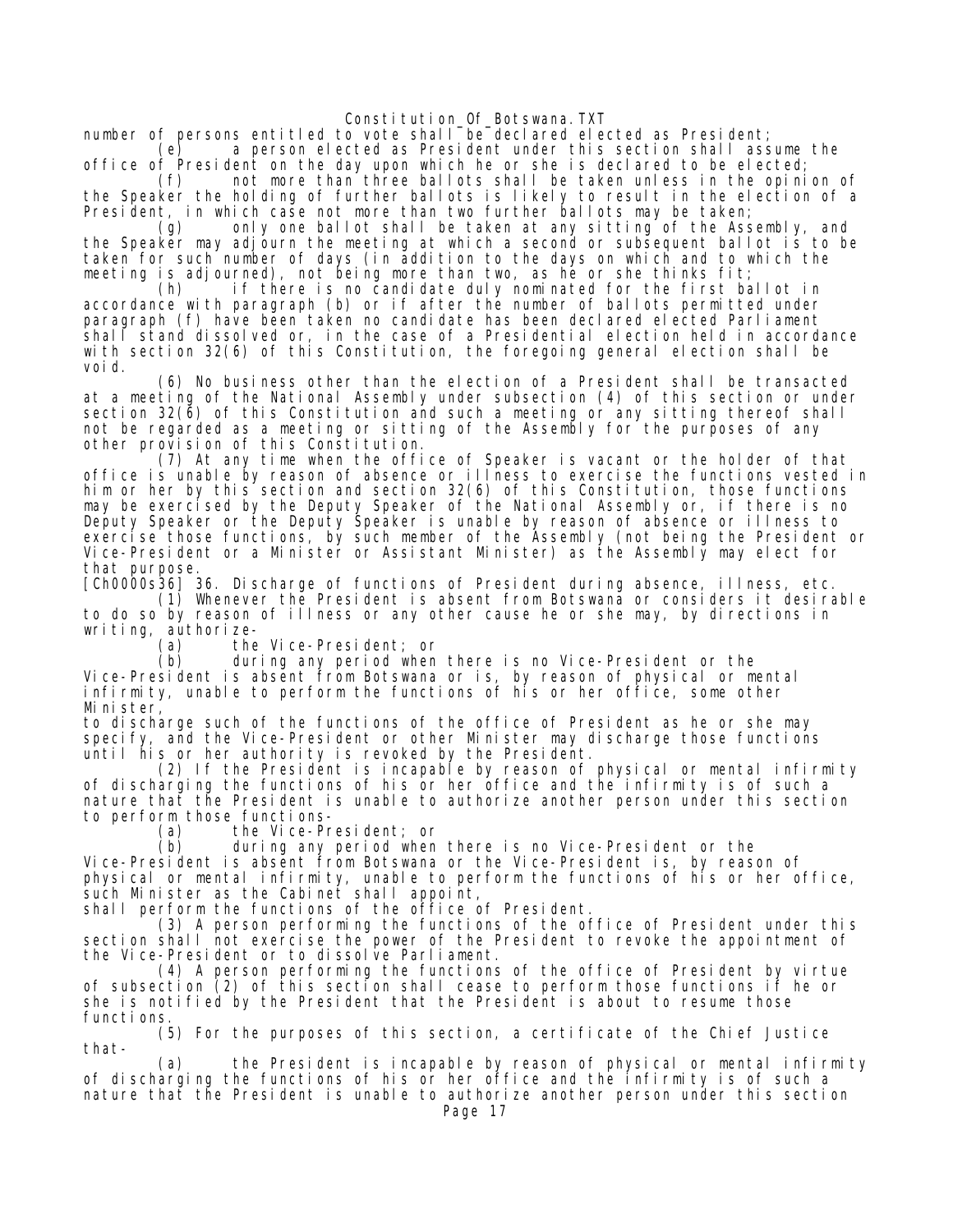number of persons entitled to vote shall be declared elected as President;

(e) a person elected as President under this section shall assume the office of President on the day upon which he or she is declared to be elected;

(f) not more than three ballots shall be taken unless in the opinion of the Speaker the holding of further ballots is likely to result in the election of a President, in which case not more than two further ballots may be taken;

(g) only one ballot shall be taken at any sitting of the Assembly, and the Speaker may adjourn the meeting at which a second or subsequent ballot is to be taken for such number of days (in addition to the days on which and to which the meeting is adjourned), not being more than two, as he or she thinks fit;

(h) if there is no candidate duly nominated for the first ballot in accordance with paragraph (b) or if after the number of ballots permitted under paragraph (f) have been taken no candidate has been declared elected Parliament shall stand dissolved or, in the case of a Presidential election held in accordance with section 32(6) of this Constitution, the foregoing general election shall be void.

(6) No business other than the election of a President shall be transacted at a meeting of the National Assembly under subsection (4) of this section or under section 32(6) of this Constitution and such a meeting or any sitting thereof shall not be regarded as a meeting or sitting of the Assembly for the purposes of any other provision of this Constitution.

(7) At any time when the office of Speaker is vacant or the holder of that office is unable by reason of absence or illness to exercise the functions vested in him or her by this section and section 32(6) of this Constitution, those functions may be exercised by the Deputy Speaker of the National Assembly or, if there is no Deputy Speaker or the Deputy Speaker is unable by reason of absence or illness to exercise those functions, by such member of the Assembly (not being the President or Vice-President or a Minister or Assistant Minister) as the Assembly may elect for that purpose.

[Ch0000s36] 36. Discharge of functions of President during absence, illness, etc.

(1) Whenever the President is absent from Botswana or considers it desirable to do so by reason of illness or any other cause he or she may, by directions in writing, authorize-

(a) the Vice-President; or

(b) during any period when there is no Vice-President or the Vice-President is absent from Botswana or is, by reason of physical or mental infirmity, unable to perform the functions of his or her office, some other Minister,

to discharge such of the functions of the office of President as he or she may specify, and the Vice-President or other Minister may discharge those functions until his or her authority is revoked by the President.

(2) If the President is incapable by reason of physical or mental infirmity of discharging the functions of his or her office and the infirmity is of such a nature that the President is unable to authorize another person under this section to perform those functions-

(a) the Vice-President; or

(b) during any period when there is no Vice-President or the Vice-President is absent from Botswana or the Vice-President is, by reason of physical or mental infirmity, unable to perform the functions of his or her office, such Minister as the Cabinet shall appoint,

shall perform the functions of the office of President.

(3) A person performing the functions of the office of President under this section shall not exercise the power of the President to revoke the appointment of the Vice-President or to dissolve Parliament.

(4) A person performing the functions of the office of President by virtue of subsection (2) of this section shall cease to perform those functions if he or she is notified by the President that the President is about to resume those functions.

(5) For the purposes of this section, a certificate of the Chief Justice that-

(a) the President is incapable by reason of physical or mental infirmity of discharging the functions of his or her office and the infirmity is of such a nature that the President is unable to authorize another person under this section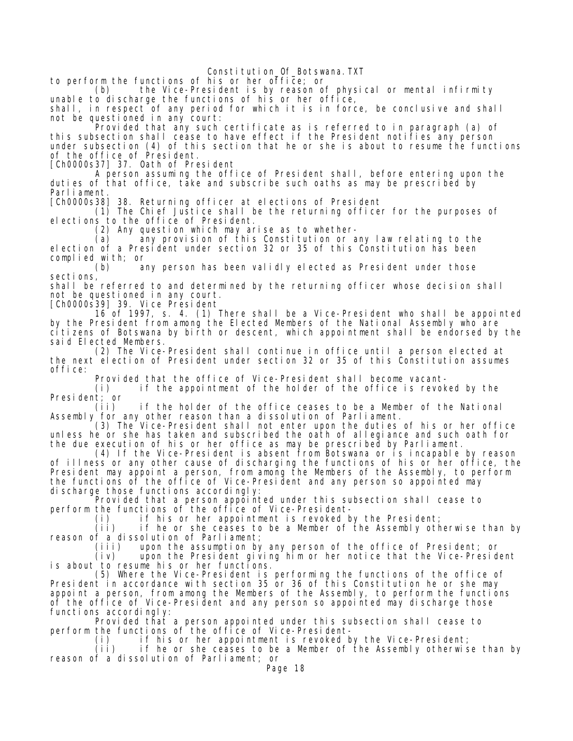to perform the functions of his or her office; or

(b) the Vice-President is by reason of physical or mental infirmity unable to discharge the functions of his or her office,

shall, in respect of any period for which it is in force, be conclusive and shall not be questioned in any court:

Provided that any such certificate as is referred to in paragraph (a) of this subsection shall cease to have effect if the President notifies any person under subsection (4) of this section that he or she is about to resume the functions of the office of President.

[Ch0000s37] 37. Oath of President

A person assuming the office of President shall, before entering upon the duties of that office, take and subscribe such oaths as may be prescribed by Parliament.

[Ch0000s38] 38. Returning officer at elections of President

(1) The Chief Justice shall be the returning officer for the purposes of elections to the office of President.

(2) Any question which may arise as to whether-

(a) any provision of this Constitution or any law relating to the election of a President under section 32 or 35 of this Constitution has been complied with; or

(b) any person has been validly elected as President under those sections,

shall be referred to and determined by the returning officer whose decision shall not be questioned in any court.

[Ch0000s39] 39. Vice President

16 of 1997, s. 4. (1) There shall be a Vice-President who shall be appointed by the President from among the Elected Members of the National Assembly who are citizens of Botswana by birth or descent, which appointment shall be endorsed by the said Elected Members.

(2) The Vice-President shall continue in office until a person elected at the next election of President under section 32 or 35 of this Constitution assumes office:

Provided that the office of Vice-President shall become vacant-

(i) if the appointment of the holder of the office is revoked by the President; or

(ii) if the holder of the office ceases to be a Member of the National Assembly for any other reason than a dissolution of Parliament.

(3) The Vice-President shall not enter upon the duties of his or her office unless he or she has taken and subscribed the oath of allegiance and such oath for the due execution of his or her office as may be prescribed by Parliament.

(4) If the Vice-President is absent from Botswana or is incapable by reason of illness or any other cause of discharging the functions of his or her office, the President may appoint a person, from among the Members of the Assembly, to perform the functions of the office of Vice-President and any person so appointed may discharge those functions accordingly:

Provided that a person appointed under this subsection shall cease to perform the functions of the office of Vice-President-

(i) if his or her appointment is revoked by the President;

(ii) if he or she ceases to be a Member of the Assembly otherwise than by reason of a dissolution of Parliament;

(iii) upon the assumption by any person of the office of President; or

(iv) upon the President giving him or her notice that the Vice-President is about to resume his or her functions.

(5) Where the Vice-President is performing the functions of the office of President in accordance with section 35 or 36 of this Constitution he or she may appoint a person, from among the Members of the Assembly, to perform the functions of the office of Vice-President and any person so appointed may discharge those functions accordingly:

Provided that a person appointed under this subsection shall cease to perform the functions of the office of Vice-President-

(i) if his or her appointment is revoked by the Vice-President;

(ii) if he or she ceases to be a Member of the Assembly otherwise than by reason of a dissolution of Parliament; or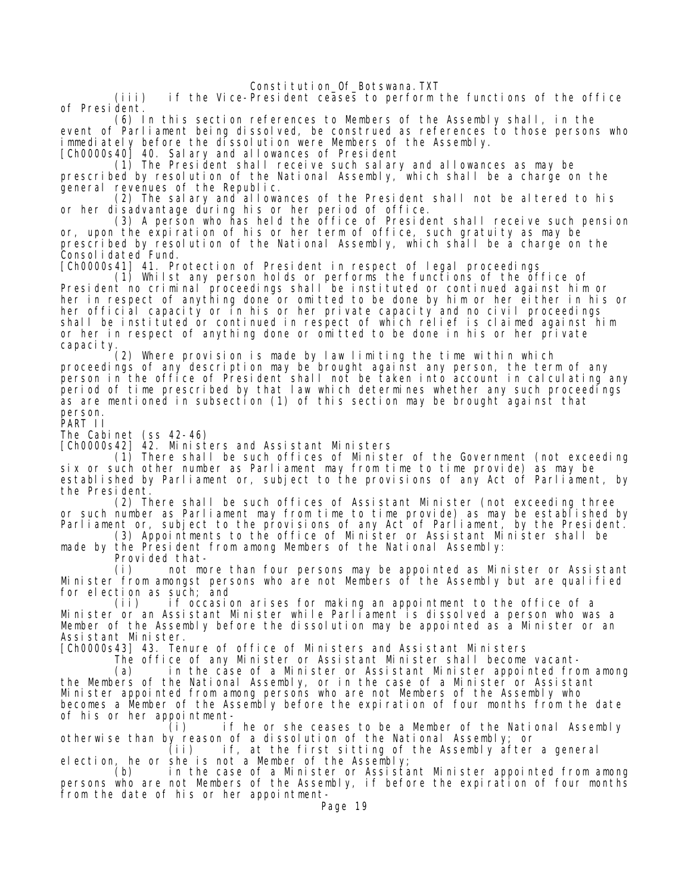(iii) if the Vice-President ceases to perform the functions of the office of President.

(6) In this section references to Members of the Assembly shall, in the event of Parliament being dissolved, be construed as references to those persons who immediately before the dissolution were Members of the Assembly.

[Ch0000s40] 40. Salary and allowances of President

(1) The President shall receive such salary and allowances as may be prescribed by resolution of the National Assembly, which shall be a charge on the general revenues of the Republic.

(2) The salary and allowances of the President shall not be altered to his or her disadvantage during his or her period of office.

(3) A person who has held the office of President shall receive such pension or, upon the expiration of his or her term of office, such gratuity as may be prescribed by resolution of the National Assembly, which shall be a charge on the Consolidated Fund.

[Ch0000s41] 41. Protection of President in respect of legal proceedings

(1) Whilst any person holds or performs the functions of the office of President no criminal proceedings shall be instituted or continued against him or her in respect of anything done or omitted to be done by him or her either in his or her official capacity or in his or her private capacity and no civil proceedings shall be instituted or continued in respect of which relief is claimed against him or her in respect of anything done or omitted to be done in his or her private capacity.

(2) Where provision is made by law limiting the time within which proceedings of any description may be brought against any person, the term of any person in the office of President shall not be taken into account in calculating any period of time prescribed by that law which determines whether any such proceedings as are mentioned in subsection (1) of this section may be brought against that person.

PART II

The Cabinet (ss 42-46)

[Ch0000s42] 42. Ministers and Assistant Ministers

(1) There shall be such offices of Minister of the Government (not exceeding six or such other number as Parliament may from time to time provide) as may be established by Parliament or, subject to the provisions of any Act of Parliament, by the President.

(2) There shall be such offices of Assistant Minister (not exceeding three or such number as Parliament may from time to time provide) as may be established by Parliament or, subject to the provisions of any Act of Parliament, by the President.

(3) Appointments to the office of Minister or Assistant Minister shall be made by the President from among Members of the National Assembly:

Provided that-

(i) not more than four persons may be appointed as Minister or Assistant Minister from amongst persons who are not Members of the Assembly but are qualified for election as such; and

(ii) if occasion arises for making an appointment to the office of a Minister or an Assistant Minister while Parliament is dissolved a person who was a Member of the Assembly before the dissolution may be appointed as a Minister or an Assistant Minister.

[Ch0000s43] 43. Tenure of office of Ministers and Assistant Ministers

The office of any Minister or Assistant Minister shall become vacant-

(a) in the case of a Minister or Assistant Minister appointed from among the Members of the National Assembly, or in the case of a Minister or Assistant Minister appointed from among persons who are not Members of the Assembly who becomes a Member of the Assembly before the expiration of four months from the date of his or her appointment-

(i) if he or she ceases to be a Member of the National Assembly otherwise than by reason of a dissolution of the National Assembly; or

(ii) if, at the first sitting of the Assembly after a general election, he or she is not a Member of the Assembly;

(b) in the case of a Minister or Assistant Minister appointed from among persons who are not Members of the Assembly, if before the expiration of four months from the date of his or her appointment-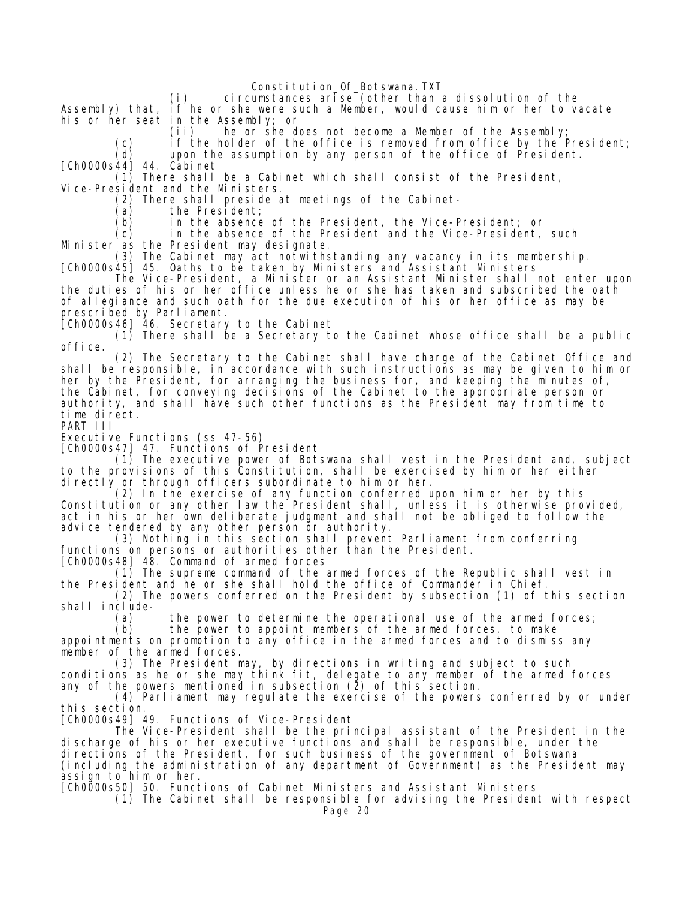(i) circumstances arise (other than a dissolution of the Assembly) that, if he or she were such a Member, would cause him or her to vacate his or her seat in the Assembly; or

(ii) he or she does not become a Member of the Assembly;

(c) if the holder of the office is removed from office by the President;

(d) upon the assumption by any person of the office of President.

[Ch0000s44] 44. Cabinet

(1) There shall be a Cabinet which shall consist of the President, Vice-President and the Ministers.

(2) There shall preside at meetings of the Cabinet-

(a) the President;

(b) in the absence of the President, the Vice-President; or

(c) in the absence of the President and the Vice-President, such Minister as the President may designate.

(3) The Cabinet may act notwithstanding any vacancy in its membership.

[Ch0000s45] 45. Oaths to be taken by Ministers and Assistant Ministers

The Vice-President, a Minister or an Assistant Minister shall not enter upon the duties of his or her office unless he or she has taken and subscribed the oath of allegiance and such oath for the due execution of his or her office as may be prescribed by Parliament.

[Ch0000s46] 46. Secretary to the Cabinet

(1) There shall be a Secretary to the Cabinet whose office shall be a public office.

(2) The Secretary to the Cabinet shall have charge of the Cabinet Office and shall be responsible, in accordance with such instructions as may be given to him or her by the President, for arranging the business for, and keeping the minutes of, the Cabinet, for conveying decisions of the Cabinet to the appropriate person or authority, and shall have such other functions as the President may from time to time direct.

PART III

Executive Functions (ss 47-56)

[Ch0000s47] 47. Functions of President

(1) The executive power of Botswana shall vest in the President and, subject to the provisions of this Constitution, shall be exercised by him or her either directly or through officers subordinate to him or her.

(2) In the exercise of any function conferred upon him or her by this Constitution or any other law the President shall, unless it is otherwise provided, act in his or her own deliberate judgment and shall not be obliged to follow the advice tendered by any other person or authority.

(3) Nothing in this section shall prevent Parliament from conferring functions on persons or authorities other than the President.

[Ch0000s48] 48. Command of armed forces

(1) The supreme command of the armed forces of the Republic shall vest in the President and he or she shall hold the office of Commander in Chief.

(2) The powers conferred on the President by subsection (1) of this section shall include-

(a) the power to determine the operational use of the armed forces;

(b) the power to appoint members of the armed forces, to make appointments on promotion to any office in the armed forces and to dismiss any member of the armed forces.

(3) The President may, by directions in writing and subject to such conditions as he or she may think fit, delegate to any member of the armed forces any of the powers mentioned in subsection (2) of this section.

(4) Parliament may regulate the exercise of the powers conferred by or under this section.

[Ch0000s49] 49. Functions of Vice-President

The Vice-President shall be the principal assistant of the President in the discharge of his or her executive functions and shall be responsible, under the directions of the President, for such business of the government of Botswana (including the administration of any department of Government) as the President may assign to him or her.

[Ch0000s50] 50. Functions of Cabinet Ministers and Assistant Ministers

(1) The Cabinet shall be responsible for advising the President with respect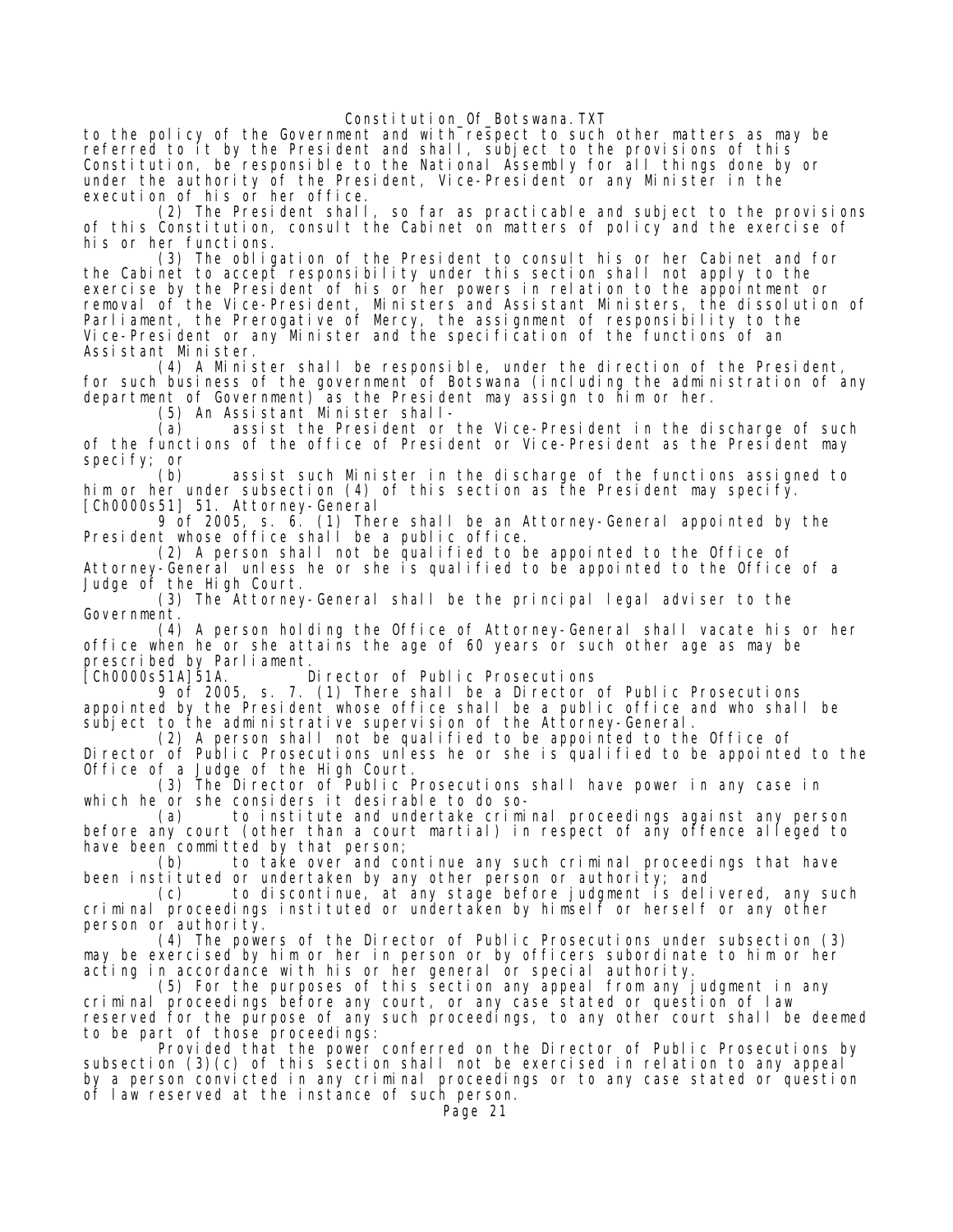to the policy of the Government and with respect to such other matters as may be referred to it by the President and shall, subject to the provisions of this Constitution, be responsible to the National Assembly for all things done by or under the authority of the President, Vice-President or any Minister in the execution of his or her office.

(2) The President shall, so far as practicable and subject to the provisions of this Constitution, consult the Cabinet on matters of policy and the exercise of his or her functions.

(3) The obligation of the President to consult his or her Cabinet and for the Cabinet to accept responsibility under this section shall not apply to the exercise by the President of his or her powers in relation to the appointment or removal of the Vice-President, Ministers and Assistant Ministers, the dissolution of Parliament, the Prerogative of Mercy, the assignment of responsibility to the Vice-President or any Minister and the specification of the functions of an Assistant Minister.

(4) A Minister shall be responsible, under the direction of the President, for such business of the government of Botswana (including the administration of any department of Government) as the President may assign to him or her.

(5) An Assistant Minister shall-

(a) assist the President or the Vice-President in the discharge of such of the functions of the office of President or Vice-President as the President may specify; or

(b) assist such Minister in the discharge of the functions assigned to him or her under subsection (4) of this section as the President may specify.

[Ch0000s51] 51. Attorney-General

9 of 2005, s. 6. (1) There shall be an Attorney-General appointed by the President whose office shall be a public office.

(2) A person shall not be qualified to be appointed to the Office of Attorney-General unless he or she is qualified to be appointed to the Office of a Judge of the High Court.

(3) The Attorney-General shall be the principal legal adviser to the Government.

(4) A person holding the Office of Attorney-General shall vacate his or her office when he or she attains the age of 60 years or such other age as may be prescribed by Parliament.

[Ch0000s51A]51A. Director of Public Prosecutions

9 of 2005, s. 7. (1) There shall be a Director of Public Prosecutions appointed by the President whose office shall be a public office and who shall be subject to the administrative supervision of the Attorney-General.

(2) A person shall not be qualified to be appointed to the Office of Director of Public Prosecutions unless he or she is qualified to be appointed to the Office of a Judge of the High Court.

(3) The Director of Public Prosecutions shall have power in any case in which he or she considers it desirable to do so-

(a) to institute and undertake criminal proceedings against any person before any court (other than a court martial) in respect of any offence alleged to have been committed by that person;

(b) to take over and continue any such criminal proceedings that have been instituted or undertaken by any other person or authority; and

(c) to discontinue, at any stage before judgment is delivered, any such criminal proceedings instituted or undertaken by himself or herself or any other person or authority.

(4) The powers of the Director of Public Prosecutions under subsection (3) may be exercised by him or her in person or by officers subordinate to him or her acting in accordance with his or her general or special authority.

(5) For the purposes of this section any appeal from any judgment in any criminal proceedings before any court, or any case stated or question of law reserved for the purpose of any such proceedings, to any other court shall be deemed to be part of those proceedings:

Provided that the power conferred on the Director of Public Prosecutions by subsection (3)(c) of this section shall not be exercised in relation to any appeal by a person convicted in any criminal proceedings or to any case stated or question of law reserved at the instance of such person.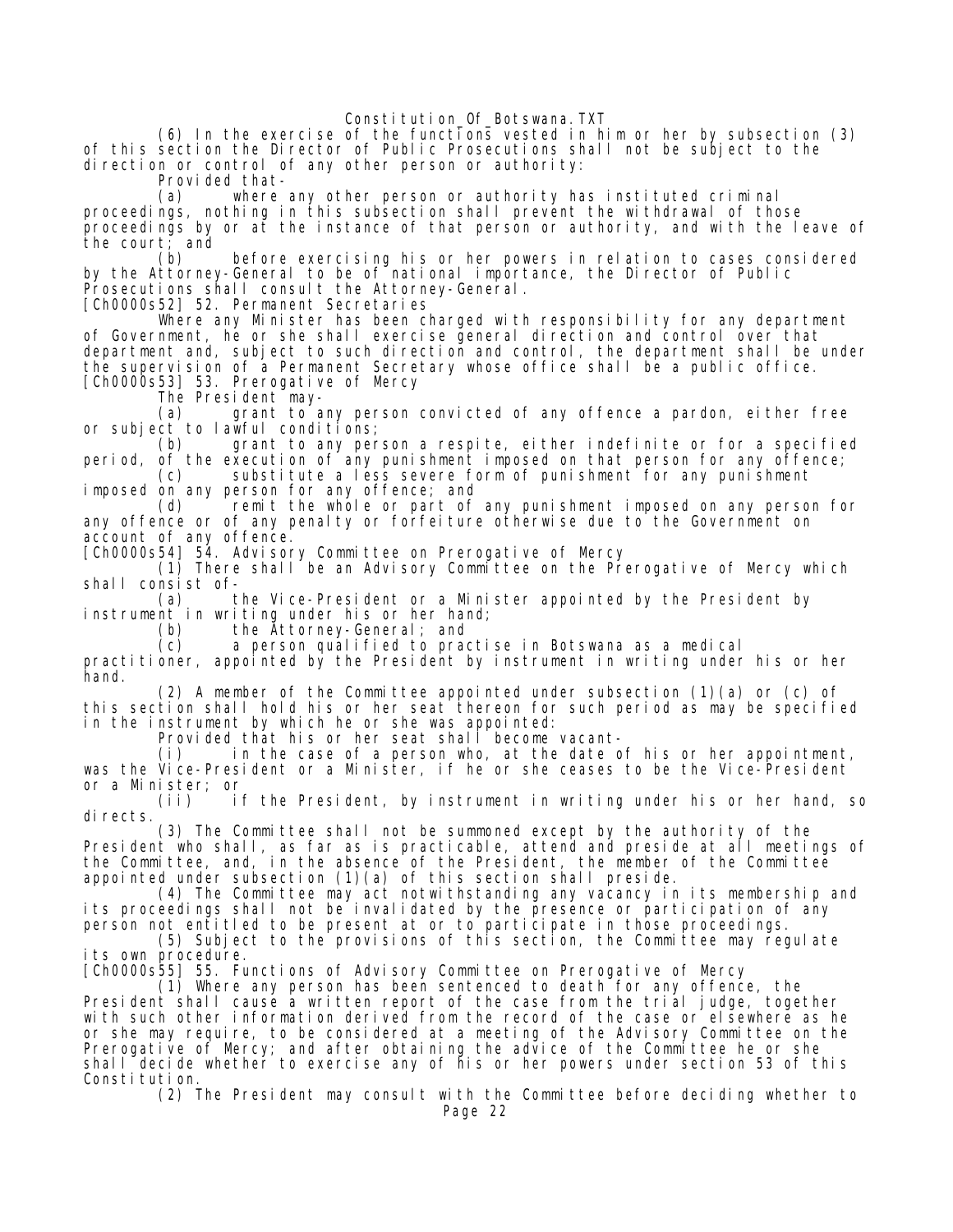(6) In the exercise of the functions vested in him or her by subsection (3) of this section the Director of Public Prosecutions shall not be subject to the direction or control of any other person or authority:

Provided that-

(a) where any other person or authority has instituted criminal proceedings, nothing in this subsection shall prevent the withdrawal of those proceedings by or at the instance of that person or authority, and with the leave of the court; and

(b) before exercising his or her powers in relation to cases considered by the Attorney-General to be of national importance, the Director of Public Prosecutions shall consult the Attorney-General.

[Ch0000s52] 52. Permanent Secretaries

Where any Minister has been charged with responsibility for any department of Government, he or she shall exercise general direction and control over that department and, subject to such direction and control, the department shall be under the supervision of a Permanent Secretary whose office shall be a public office.

[Ch0000s53] 53. Prerogative of Mercy

The President may-

(a) grant to any person convicted of any offence a pardon, either free or subject to lawful conditions;

(b) grant to any person a respite, either indefinite or for a specified period, of the execution of any punishment imposed on that person for any offence;

(c) substitute a less severe form of punishment for any punishment imposed on any person for any offence; and

(d) remit the whole or part of any punishment imposed on any person for any offence or of any penalty or forfeiture otherwise due to the Government on account of any offence.

[Ch0000s54] 54. Advisory Committee on Prerogative of Mercy

(1) There shall be an Advisory Committee on the Prerogative of Mercy which shall consist of-

(a) the Vice-President or a Minister appointed by the President by instrument in writing under his or her hand;

(b) the Attorney-General; and

(c) a person qualified to practise in Botswana as a medical practitioner, appointed by the President by instrument in writing under his or her hand.

(2) A member of the Committee appointed under subsection (1)(a) or (c) of this section shall hold his or her seat thereon for such period as may be specified in the instrument by which he or she was appointed:

Provided that his or her seat shall become vacant-

(i) in the case of a person who, at the date of his or her appointment, was the Vice-President or a Minister, if he or she ceases to be the Vice-President or a Minister; or

(ii) if the President, by instrument in writing under his or her hand, so directs.

(3) The Committee shall not be summoned except by the authority of the President who shall, as far as is practicable, attend and preside at all meetings of the Committee, and, in the absence of the President, the member of the Committee appointed under subsection (1)(a) of this section shall preside.

(4) The Committee may act notwithstanding any vacancy in its membership and its proceedings shall not be invalidated by the presence or participation of any person not entitled to be present at or to participate in those proceedings.

(5) Subject to the provisions of this section, the Committee may regulate its own procedure.

[Ch0000s55] 55. Functions of Advisory Committee on Prerogative of Mercy

(1) Where any person has been sentenced to death for any offence, the President shall cause a written report of the case from the trial judge, together with such other information derived from the record of the case or elsewhere as he or she may require, to be considered at a meeting of the Advisory Committee on the Prerogative of Mercy; and after obtaining the advice of the Committee he or she shall decide whether to exercise any of his or her powers under section 53 of this Constitution.

(2) The President may consult with the Committee before deciding whether to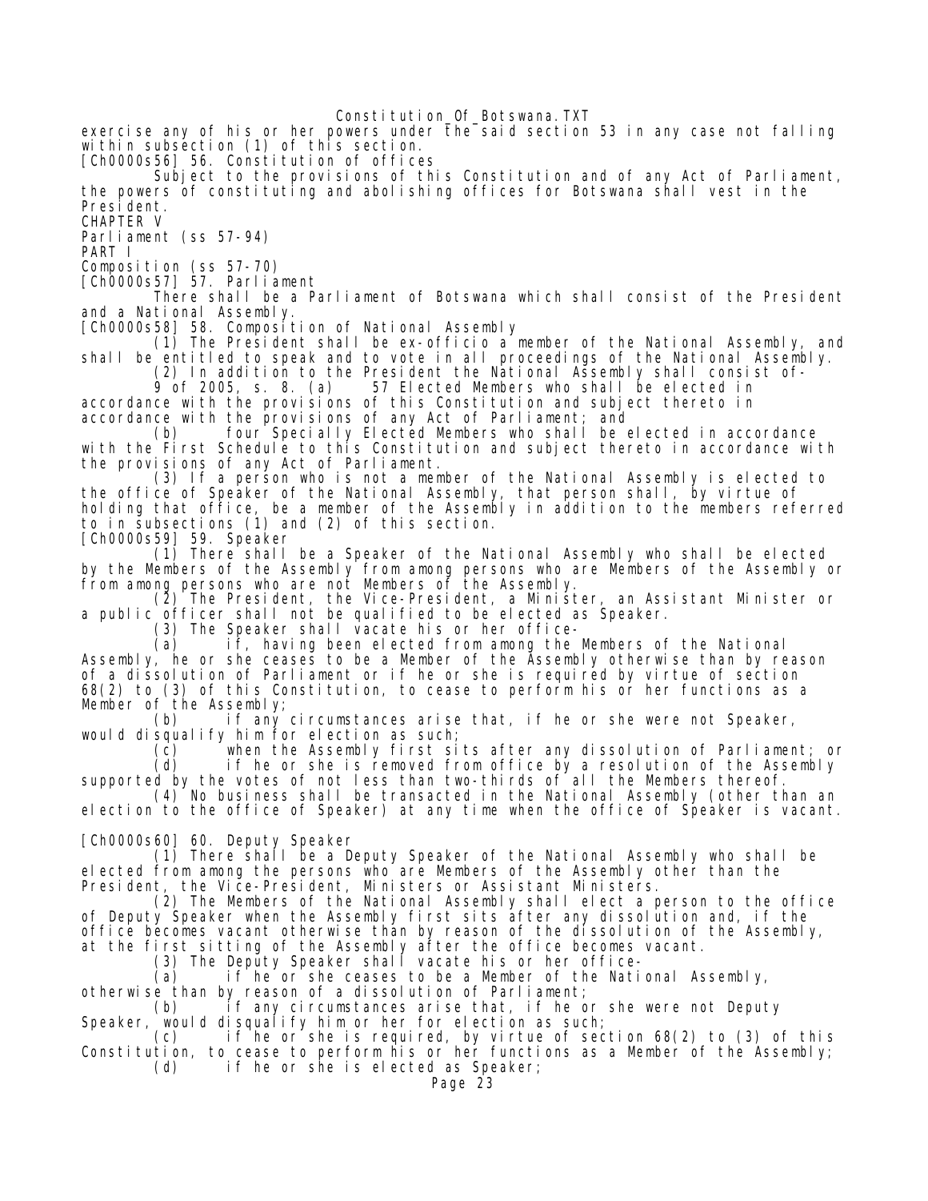exercise any of his or her powers under the said section 53 in any case not falling within subsection (1) of this section.

[Ch0000s56] 56. Constitution of offices

Subject to the provisions of this Constitution and of any Act of Parliament, the powers of constituting and abolishing offices for Botswana shall vest in the President.

CHAPTER V

Parliament (ss 57-94)

PART I

Composition (ss 57-70)

[Ch0000s57] 57. Parliament

There shall be a Parliament of Botswana which shall consist of the President and a National Assembly.

[Ch0000s58] 58. Composition of National Assembly

(1) The President shall be ex-officio a member of the National Assembly, and shall be entitled to speak and to vote in all proceedings of the National Assembly.

(2) In addition to the President the National Assembly shall consist of-

9 of 2005, s. 8. (a) 57 Elected Members who shall be elected in accordance with the provisions of this Constitution and subject thereto in accordance with the provisions of any Act of Parliament; and

(b) four Specially Elected Members who shall be elected in accordance with the First Schedule to this Constitution and subject thereto in accordance with the provisions of any Act of Parliament.

(3) If a person who is not a member of the National Assembly is elected to the office of Speaker of the National Assembly, that person shall, by virtue of holding that office, be a member of the Assembly in addition to the members referred to in subsections (1) and (2) of this section.

[Ch0000s59] 59. Speaker

(1) There shall be a Speaker of the National Assembly who shall be elected by the Members of the Assembly from among persons who are Members of the Assembly or from among persons who are not Members of the Assembly.

(2) The President, the Vice-President, a Minister, an Assistant Minister or a public officer shall not be qualified to be elected as Speaker.

(3) The Speaker shall vacate his or her office-

(a) if, having been elected from among the Members of the National Assembly, he or she ceases to be a Member of the Assembly otherwise than by reason of a dissolution of Parliament or if he or she is required by virtue of section 68(2) to (3) of this Constitution, to cease to perform his or her functions as a Member of the Assembly;

(b) if any circumstances arise that, if he or she were not Speaker, would disqualify him for election as such;

(c) when the Assembly first sits after any dissolution of Parliament; or

(d) if he or she is removed from office by a resolution of the Assembly supported by the votes of not less than two-thirds of all the Members thereof.

(4) No business shall be transacted in the National Assembly (other than an election to the office of Speaker) at any time when the office of Speaker is vacant.

[Ch0000s60] 60. Deputy Speaker

(1) There shall be a Deputy Speaker of the National Assembly who shall be elected from among the persons who are Members of the Assembly other than the President, the Vice-President, Ministers or Assistant Ministers.

(2) The Members of the National Assembly shall elect a person to the office of Deputy Speaker when the Assembly first sits after any dissolution and, if the office becomes vacant otherwise than by reason of the dissolution of the Assembly, at the first sitting of the Assembly after the office becomes vacant.

(3) The Deputy Speaker shall vacate his or her office-

(a) if he or she ceases to be a Member of the National Assembly, otherwise than by reason of a dissolution of Parliament;

(b) if any circumstances arise that, if he or she were not Deputy Speaker, would disqualify him or her for election as such;

(c) if he or she is required, by virtue of section 68(2) to (3) of this Constitution, to cease to perform his or her functions as a Member of the Assembly;

(d) if he or she is elected as Speaker;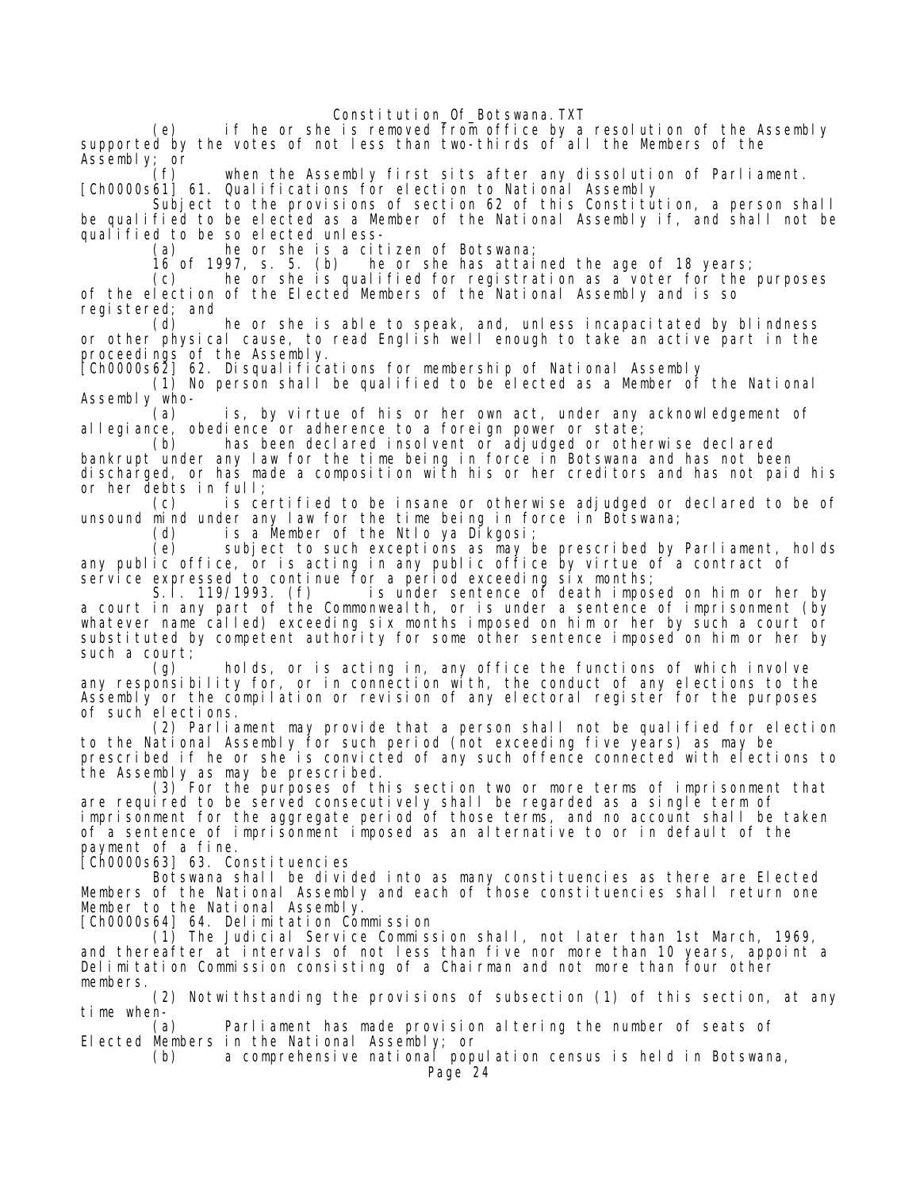(e) if he or she is removed from office by a resolution of the Assembly supported by the votes of not less than two-thirds of all the Members of the Assembly; or

(f) when the Assembly first sits after any dissolution of Parliament.

[Ch0000s61] 61. Qualifications for election to National Assembly

Subject to the provisions of section 62 of this Constitution, a person shall be qualified to be elected as a Member of the National Assembly if, and shall not be qualified to be so elected unless-

(a) he or she is a citizen of Botswana;

16 of 1997, s. 5. (b) he or she has attained the age of 18 years;

(c) he or she is qualified for registration as a voter for the purposes of the election of the Elected Members of the National Assembly and is so registered; and

(d) he or she is able to speak, and, unless incapacitated by blindness or other physical cause, to read English well enough to take an active part in the proceedings of the Assembly.

[Ch0000s62] 62. Disqualifications for membership of National Assembly

(1) No person shall be qualified to be elected as a Member of the National Assembly who-

(a) is, by virtue of his or her own act, under any acknowledgement of allegiance, obedience or adherence to a foreign power or state;

(b) has been declared insolvent or adjudged or otherwise declared bankrupt under any law for the time being in force in Botswana and has not been discharged, or has made a composition with his or her creditors and has not paid his or her debts in full;

(c) is certified to be insane or otherwise adjudged or declared to be of unsound mind under any law for the time being in force in Botswana;

(d) is a Member of the Ntlo ya Dikgosi;

(e) subject to such exceptions as may be prescribed by Parliament, holds any public office, or is acting in any public office by virtue of a contract of service expressed to continue for a period exceeding six months;

S.I. 119/1993. (f) is under sentence of death imposed on him or her by a court in any part of the Commonwealth, or is under a sentence of imprisonment (by whatever name called) exceeding six months imposed on him or her by such a court or substituted by competent authority for some other sentence imposed on him or her by such a court;

(g) holds, or is acting in, any office the functions of which involve any responsibility for, or in connection with, the conduct of any elections to the Assembly or the compilation or revision of any electoral register for the purposes of such elections.

(2) Parliament may provide that a person shall not be qualified for election to the National Assembly for such period (not exceeding five years) as may be prescribed if he or she is convicted of any such offence connected with elections to the Assembly as may be prescribed.

(3) For the purposes of this section two or more terms of imprisonment that are required to be served consecutively shall be regarded as a single term of imprisonment for the aggregate period of those terms, and no account shall be taken of a sentence of imprisonment imposed as an alternative to or in default of the payment of a fine.

[Ch0000s63] 63. Constituencies

Botswana shall be divided into as many constituencies as there are Elected Members of the National Assembly and each of those constituencies shall return one Member to the National Assembly.

[Ch0000s64] 64. Delimitation Commission

(1) The Judicial Service Commission shall, not later than 1st March, 1969, and thereafter at intervals of not less than five nor more than 10 years, appoint a Delimitation Commission consisting of a Chairman and not more than four other members.

(2) Notwithstanding the provisions of subsection (1) of this section, at any time when-

(a) Parliament has made provision altering the number of seats of Elected Members in the National Assembly; or

(b) a comprehensive national population census is held in Botswana,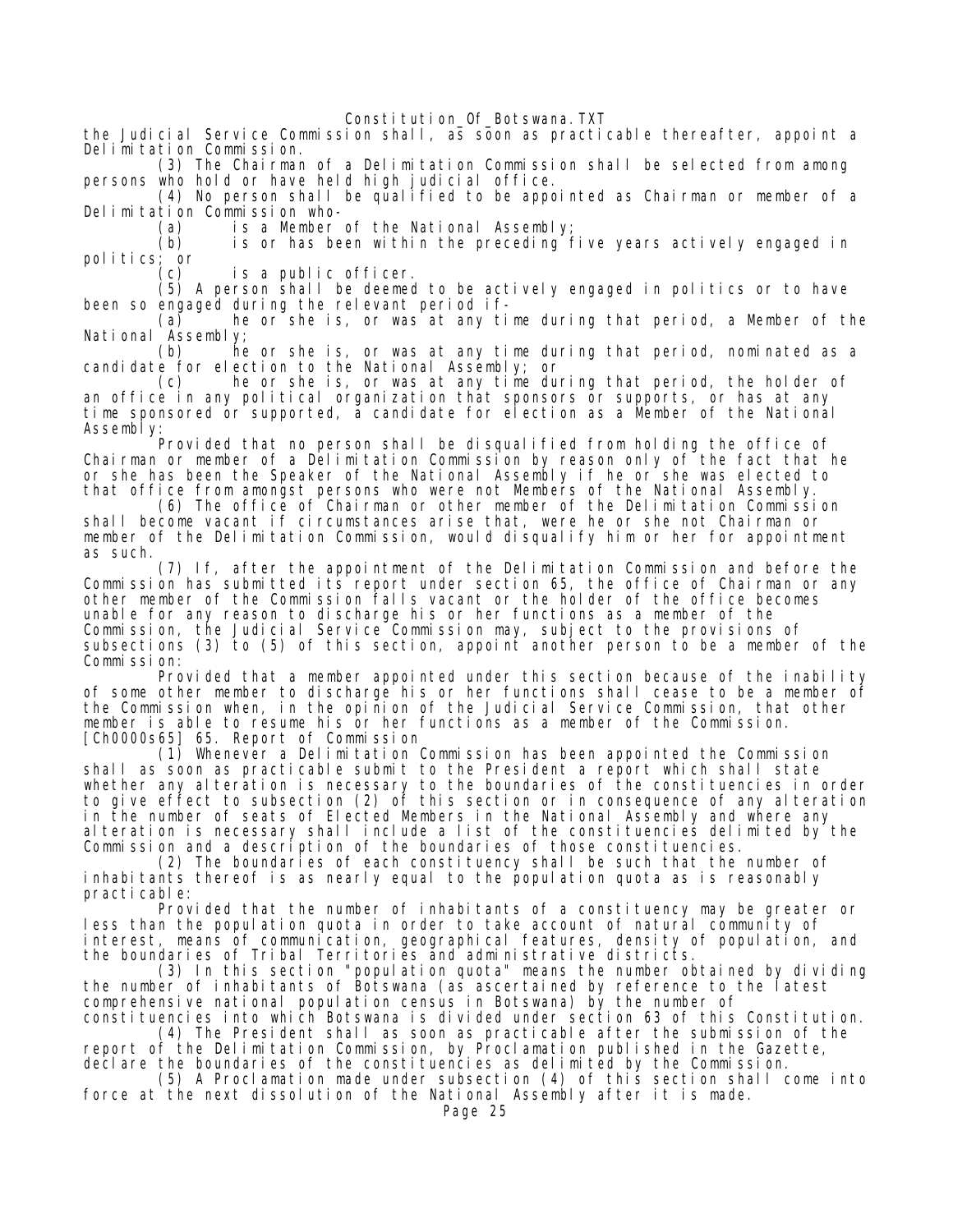the Judicial Service Commission shall, as soon as practicable thereafter, appoint a Delimitation Commission.

(3) The Chairman of a Delimitation Commission shall be selected from among persons who hold or have held high judicial office.

(4) No person shall be qualified to be appointed as Chairman or member of a Delimitation Commission who-

(a) is a Member of the National Assembly;

(b) is or has been within the preceding five years actively engaged in politics; or

(c) is a public officer.

(5) A person shall be deemed to be actively engaged in politics or to have been so engaged during the relevant period if-

(a) he or she is, or was at any time during that period, a Member of the National Assembly;

(b) he or she is, or was at any time during that period, nominated as a candidate for election to the National Assembly; or

(c) he or she is, or was at any time during that period, the holder of an office in any political organization that sponsors or supports, or has at any time sponsored or supported, a candidate for election as a Member of the National Assembly:

Provided that no person shall be disqualified from holding the office of Chairman or member of a Delimitation Commission by reason only of the fact that he or she has been the Speaker of the National Assembly if he or she was elected to that office from amongst persons who were not Members of the National Assembly.

(6) The office of Chairman or other member of the Delimitation Commission shall become vacant if circumstances arise that, were he or she not Chairman or member of the Delimitation Commission, would disqualify him or her for appointment as such.

(7) If, after the appointment of the Delimitation Commission and before the Commission has submitted its report under section 65, the office of Chairman or any other member of the Commission falls vacant or the holder of the office becomes unable for any reason to discharge his or her functions as a member of the Commission, the Judicial Service Commission may, subject to the provisions of subsections (3) to (5) of this section, appoint another person to be a member of the Commission:

Provided that a member appointed under this section because of the inability of some other member to discharge his or her functions shall cease to be a member of the Commission when, in the opinion of the Judicial Service Commission, that other member is able to resume his or her functions as a member of the Commission.

[Ch0000s65] 65. Report of Commission

(1) Whenever a Delimitation Commission has been appointed the Commission shall as soon as practicable submit to the President a report which shall state whether any alteration is necessary to the boundaries of the constituencies in order to give effect to subsection (2) of this section or in consequence of any alteration in the number of seats of Elected Members in the National Assembly and where any alteration is necessary shall include a list of the constituencies delimited by the Commission and a description of the boundaries of those constituencies.

(2) The boundaries of each constituency shall be such that the number of inhabitants thereof is as nearly equal to the population quota as is reasonably practicable:

Provided that the number of inhabitants of a constituency may be greater or less than the population quota in order to take account of natural community of interest, means of communication, geographical features, density of population, and the boundaries of Tribal Territories and administrative districts.

(3) In this section "population quota" means the number obtained by dividing the number of inhabitants of Botswana (as ascertained by reference to the latest comprehensive national population census in Botswana) by the number of constituencies into which Botswana is divided under section 63 of this Constitution.

(4) The President shall as soon as practicable after the submission of the report of the Delimitation Commission, by Proclamation published in the Gazette, declare the boundaries of the constituencies as delimited by the Commission.

(5) A Proclamation made under subsection (4) of this section shall come into force at the next dissolution of the National Assembly after it is made.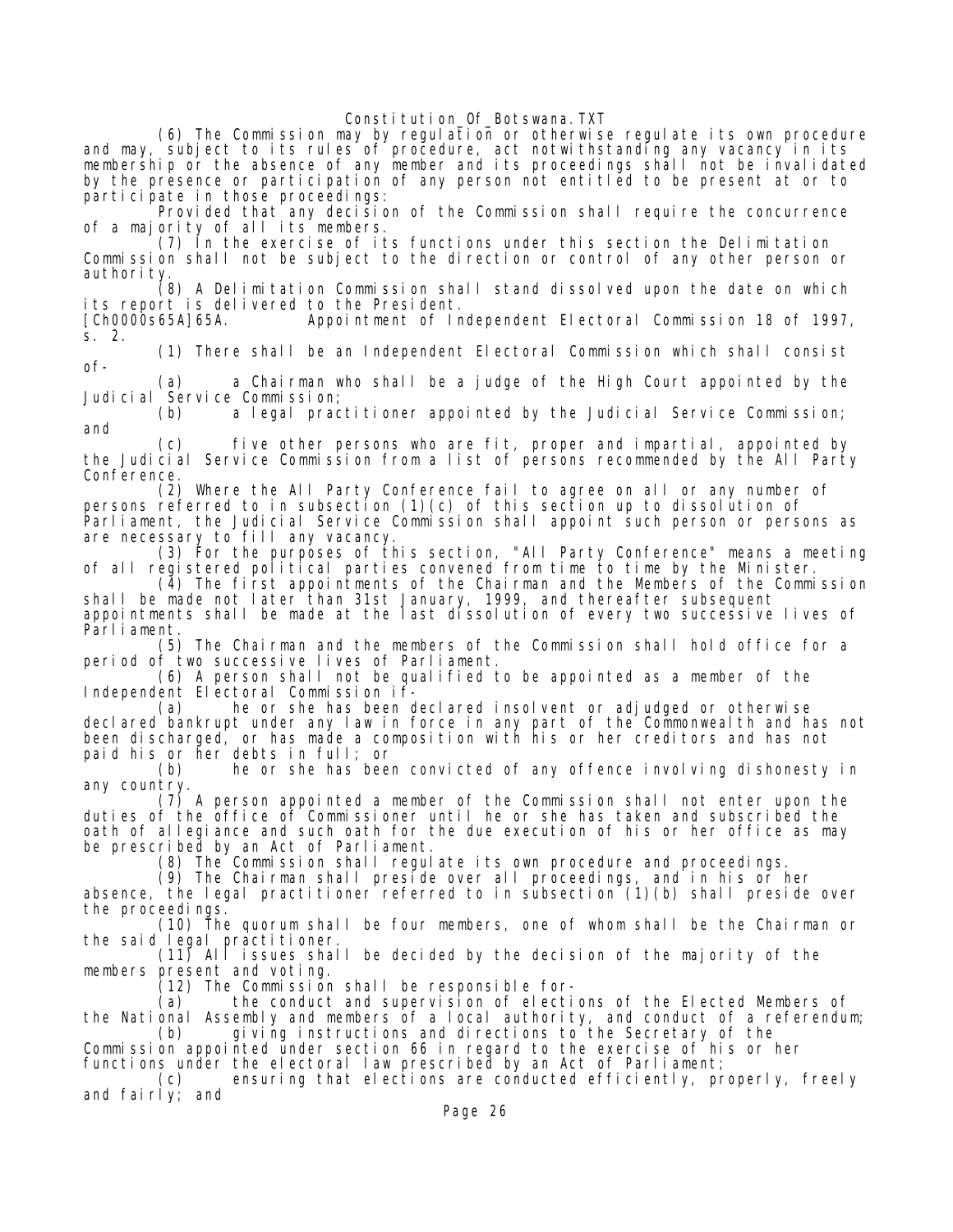(6) The Commission may by regulation or otherwise regulate its own procedure and may, subject to its rules of procedure, act notwithstanding any vacancy in its membership or the absence of any member and its proceedings shall not be invalidated by the presence or participation of any person not entitled to be present at or to participate in those proceedings:

Provided that any decision of the Commission shall require the concurrence of a majority of all its members.

(7) In the exercise of its functions under this section the Delimitation Commission shall not be subject to the direction or control of any other person or authority.

(8) A Delimitation Commission shall stand dissolved upon the date on which its report is delivered to the President.

[Ch0000s65A]65A. Appointment of Independent Electoral Commission 18 of 1997, s. 2.

(1) There shall be an Independent Electoral Commission which shall consist of-

(a) a Chairman who shall be a judge of the High Court appointed by the Judicial Service Commission;

(b) a legal practitioner appointed by the Judicial Service Commission; and

(c) five other persons who are fit, proper and impartial, appointed by the Judicial Service Commission from a list of persons recommended by the All Party Conference.

(2) Where the All Party Conference fail to agree on all or any number of persons referred to in subsection (1)(c) of this section up to dissolution of Parliament, the Judicial Service Commission shall appoint such person or persons as are necessary to fill any vacancy.

(3) For the purposes of this section, "All Party Conference" means a meeting of all registered political parties convened from time to time by the Minister.

(4) The first appointments of the Chairman and the Members of the Commission shall be made not later than 31st January, 1999, and thereafter subsequent appointments shall be made at the last dissolution of every two successive lives of Parliament.

(5) The Chairman and the members of the Commission shall hold office for a period of two successive lives of Parliament.

(6) A person shall not be qualified to be appointed as a member of the Independent Electoral Commission if-

(a) he or she has been declared insolvent or adjudged or otherwise declared bankrupt under any law in force in any part of the Commonwealth and has not been discharged, or has made a composition with his or her creditors and has not paid his or her debts in full; or

(b) he or she has been convicted of any offence involving dishonesty in any country.

(7) A person appointed a member of the Commission shall not enter upon the duties of the office of Commissioner until he or she has taken and subscribed the oath of allegiance and such oath for the due execution of his or her office as may be prescribed by an Act of Parliament.

(8) The Commission shall regulate its own procedure and proceedings.

(9) The Chairman shall preside over all proceedings, and in his or her absence, the legal practitioner referred to in subsection (1)(b) shall preside over the proceedings.

(10) The quorum shall be four members, one of whom shall be the Chairman or the said legal practitioner.

(11) All issues shall be decided by the decision of the majority of the members present and voting.

(12) The Commission shall be responsible for-

(a) the conduct and supervision of elections of the Elected Members of the National Assembly and members of a local authority, and conduct of a referendum;

(b) giving instructions and directions to the Secretary of the Commission appointed under section 66 in regard to the exercise of his or her functions under the electoral law prescribed by an Act of Parliament;

(c) ensuring that elections are conducted efficiently, properly, freely and fairly; and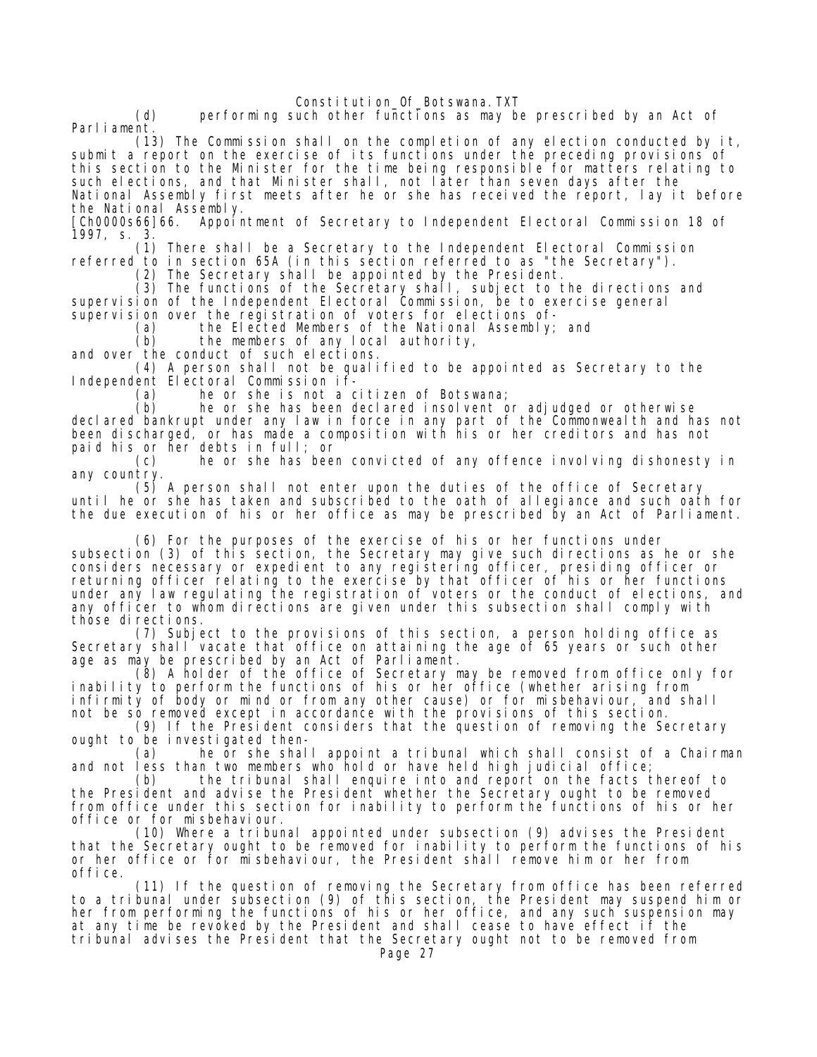(d) performing such other functions as may be prescribed by an Act of Parliament.

(13) The Commission shall on the completion of any election conducted by it, submit a report on the exercise of its functions under the preceding provisions of this section to the Minister for the time being responsible for matters relating to such elections, and that Minister shall, not later than seven days after the National Assembly first meets after he or she has received the report, lay it before the National Assembly.

[Ch0000s66]66. Appointment of Secretary to Independent Electoral Commission 18 of 1997, s. 3.

(1) There shall be a Secretary to the Independent Electoral Commission referred to in section 65A (in this section referred to as "the Secretary").

(2) The Secretary shall be appointed by the President.

(3) The functions of the Secretary shall, subject to the directions and supervision of the Independent Electoral Commission, be to exercise general supervision over the registration of voters for elections of-

(a) the Elected Members of the National Assembly; and

(b) the members of any local authority,

and over the conduct of such elections.

(4) A person shall not be qualified to be appointed as Secretary to the Independent Electoral Commission if-

(a) he or she is not a citizen of Botswana;

(b) he or she has been declared insolvent or adjudged or otherwise declared bankrupt under any law in force in any part of the Commonwealth and has not been discharged, or has made a composition with his or her creditors and has not paid his or her debts in full; or

(c) he or she has been convicted of any offence involving dishonesty in any country.

(5) A person shall not enter upon the duties of the office of Secretary until he or she has taken and subscribed to the oath of allegiance and such oath for the due execution of his or her office as may be prescribed by an Act of Parliament.

(6) For the purposes of the exercise of his or her functions under subsection (3) of this section, the Secretary may give such directions as he or she considers necessary or expedient to any registering officer, presiding officer or returning officer relating to the exercise by that officer of his or her functions under any law regulating the registration of voters or the conduct of elections, and any officer to whom directions are given under this subsection shall comply with those directions.

(7) Subject to the provisions of this section, a person holding office as Secretary shall vacate that office on attaining the age of 65 years or such other age as may be prescribed by an Act of Parliament.

(8) A holder of the office of Secretary may be removed from office only for inability to perform the functions of his or her office (whether arising from infirmity of body or mind or from any other cause) or for misbehaviour, and shall not be so removed except in accordance with the provisions of this section.

(9) If the President considers that the question of removing the Secretary ought to be investigated then-

(a) he or she shall appoint a tribunal which shall consist of a Chairman and not less than two members who hold or have held high judicial office;

(b) the tribunal shall enquire into and report on the facts thereof to the President and advise the President whether the Secretary ought to be removed from office under this section for inability to perform the functions of his or her office or for misbehaviour.

(10) Where a tribunal appointed under subsection (9) advises the President that the Secretary ought to be removed for inability to perform the functions of his or her office or for misbehaviour, the President shall remove him or her from office.

(11) If the question of removing the Secretary from office has been referred to a tribunal under subsection (9) of this section, the President may suspend him or her from performing the functions of his or her office, and any such suspension may at any time be revoked by the President and shall cease to have effect if the tribunal advises the President that the Secretary ought not to be removed from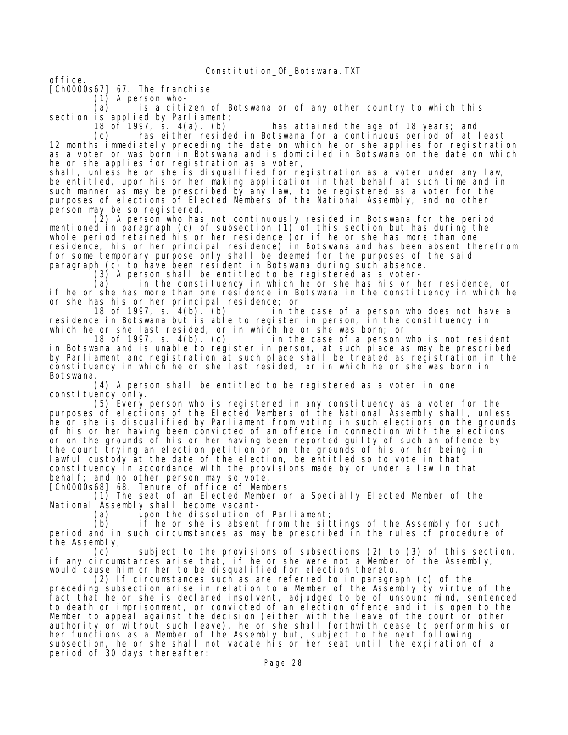office.

[Ch0000s67] 67. The franchise

(1) A person who-

(a) is a citizen of Botswana or of any other country to which this section is applied by Parliament;

18 of 1997, s. 4(a). (b) has attained the age of 18 years; and

(c) has either resided in Botswana for a continuous period of at least 12 months immediately preceding the date on which he or she applies for registration as a voter or was born in Botswana and is domiciled in Botswana on the date on which he or she applies for registration as a voter,

shall, unless he or she is disqualified for registration as a voter under any law, be entitled, upon his or her making application in that behalf at such time and in such manner as may be prescribed by any law, to be registered as a voter for the purposes of elections of Elected Members of the National Assembly, and no other person may be so registered.

(2) A person who has not continuously resided in Botswana for the period mentioned in paragraph (c) of subsection (1) of this section but has during the whole period retained his or her residence (or if he or she has more than one residence, his or her principal residence) in Botswana and has been absent therefrom for some temporary purpose only shall be deemed for the purposes of the said paragraph (c) to have been resident in Botswana during such absence.

(3) A person shall be entitled to be registered as a voter-

(a) in the constituency in which he or she has his or her residence, or if he or she has more than one residence in Botswana in the constituency in which he or she has his or her principal residence; or

18 of 1997, s. 4(b). (b) in the case of a person who does not have a residence in Botswana but is able to register in person, in the constituency in which he or she last resided, or in which he or she was born; or

18 of 1997, s. 4(b). (c) in the case of a person who is not resident in Botswana and is unable to register in person, at such place as may be prescribed by Parliament and registration at such place shall be treated as registration in the constituency in which he or she last resided, or in which he or she was born in Botswana.

(4) A person shall be entitled to be registered as a voter in one constituency only.

(5) Every person who is registered in any constituency as a voter for the purposes of elections of the Elected Members of the National Assembly shall, unless he or she is disqualified by Parliament from voting in such elections on the grounds of his or her having been convicted of an offence in connection with the elections or on the grounds of his or her having been reported guilty of such an offence by the court trying an election petition or on the grounds of his or her being in lawful custody at the date of the election, be entitled so to vote in that constituency in accordance with the provisions made by or under a law in that behalf; and no other person may so vote.

[Ch0000s68] 68. Tenure of office of Members

(1) The seat of an Elected Member or a Specially Elected Member of the National Assembly shall become vacant-

(a) upon the dissolution of Parliament;

(b) if he or she is absent from the sittings of the Assembly for such period and in such circumstances as may be prescribed in the rules of procedure of the Assembly;

(c) subject to the provisions of subsections (2) to (3) of this section, if any circumstances arise that, if he or she were not a Member of the Assembly, would cause him or her to be disqualified for election thereto.

(2) If circumstances such as are referred to in paragraph (c) of the preceding subsection arise in relation to a Member of the Assembly by virtue of the fact that he or she is declared insolvent, adjudged to be of unsound mind, sentenced to death or imprisonment, or convicted of an election offence and it is open to the Member to appeal against the decision (either with the leave of the court or other authority or without such leave), he or she shall forthwith cease to perform his or her functions as a Member of the Assembly but, subject to the next following subsection, he or she shall not vacate his or her seat until the expiration of a period of 30 days thereafter: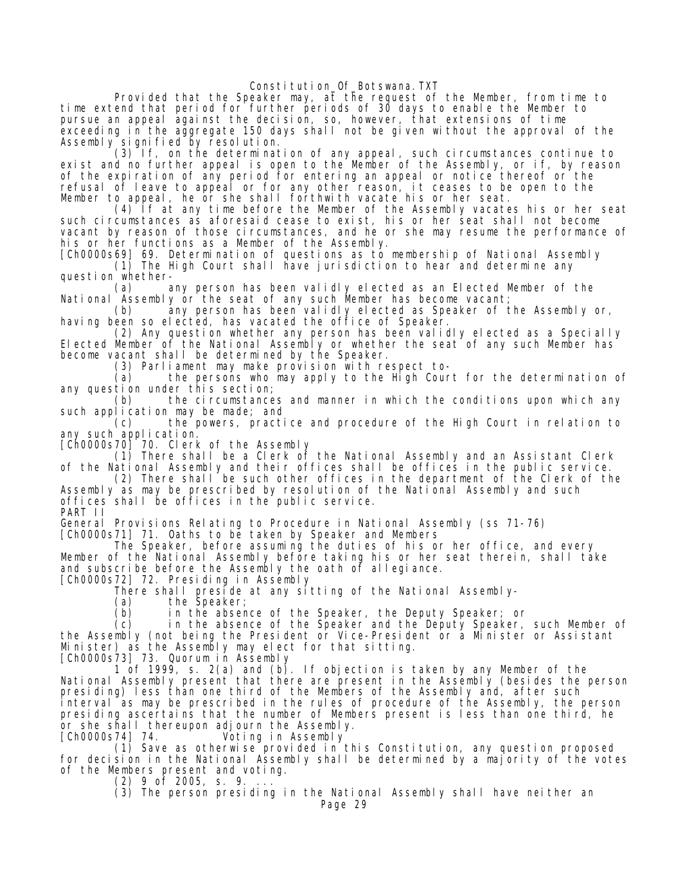Provided that the Speaker may, at the request of the Member, from time to time extend that period for further periods of 30 days to enable the Member to pursue an appeal against the decision, so, however, that extensions of time exceeding in the aggregate 150 days shall not be given without the approval of the Assembly signified by resolution.

(3) If, on the determination of any appeal, such circumstances continue to exist and no further appeal is open to the Member of the Assembly, or if, by reason of the expiration of any period for entering an appeal or notice thereof or the refusal of leave to appeal or for any other reason, it ceases to be open to the Member to appeal, he or she shall forthwith vacate his or her seat.

(4) If at any time before the Member of the Assembly vacates his or her seat such circumstances as aforesaid cease to exist, his or her seat shall not become vacant by reason of those circumstances, and he or she may resume the performance of his or her functions as a Member of the Assembly.

[Ch0000s69] 69. Determination of questions as to membership of National Assembly

(1) The High Court shall have jurisdiction to hear and determine any question whether-

(a) any person has been validly elected as an Elected Member of the National Assembly or the seat of any such Member has become vacant;

(b) any person has been validly elected as Speaker of the Assembly or, having been so elected, has vacated the office of Speaker.

(2) Any question whether any person has been validly elected as a Specially Elected Member of the National Assembly or whether the seat of any such Member has become vacant shall be determined by the Speaker.

(3) Parliament may make provision with respect to-

(a) the persons who may apply to the High Court for the determination of any question under this section;

(b) the circumstances and manner in which the conditions upon which any such application may be made; and

(c) the powers, practice and procedure of the High Court in relation to any such application.

[Ch0000s70] 70. Clerk of the Assembly

(1) There shall be a Clerk of the National Assembly and an Assistant Clerk of the National Assembly and their offices shall be offices in the public service.

(2) There shall be such other offices in the department of the Clerk of the Assembly as may be prescribed by resolution of the National Assembly and such offices shall be offices in the public service.

PART II

General Provisions Relating to Procedure in National Assembly (ss 71-76)

[Ch0000s71] 71. Oaths to be taken by Speaker and Members

The Speaker, before assuming the duties of his or her office, and every Member of the National Assembly before taking his or her seat therein, shall take and subscribe before the Assembly the oath of allegiance.

[Ch0000s72] 72. Presiding in Assembly

There shall preside at any sitting of the National Assembly-

(a) the Speaker;

(b) in the absence of the Speaker, the Deputy Speaker; or

(c) in the absence of the Speaker and the Deputy Speaker, such Member of the Assembly (not being the President or Vice-President or a Minister or Assistant Minister) as the Assembly may elect for that sitting.

[Ch0000s73] 73. Quorum in Assembly

1 of 1999, s. 2(a) and (b). If objection is taken by any Member of the National Assembly present that there are present in the Assembly (besides the person presiding) less than one third of the Members of the Assembly and, after such interval as may be prescribed in the rules of procedure of the Assembly, the person presiding ascertains that the number of Members present is less than one third, he or she shall thereupon adjourn the Assembly.

[Ch0000s74] 74. Voting in Assembly

(1) Save as otherwise provided in this Constitution, any question proposed for decision in the National Assembly shall be determined by a majority of the votes of the Members present and voting.

(2) 9 of 2005, s. 9. ...

(3) The person presiding in the National Assembly shall have neither an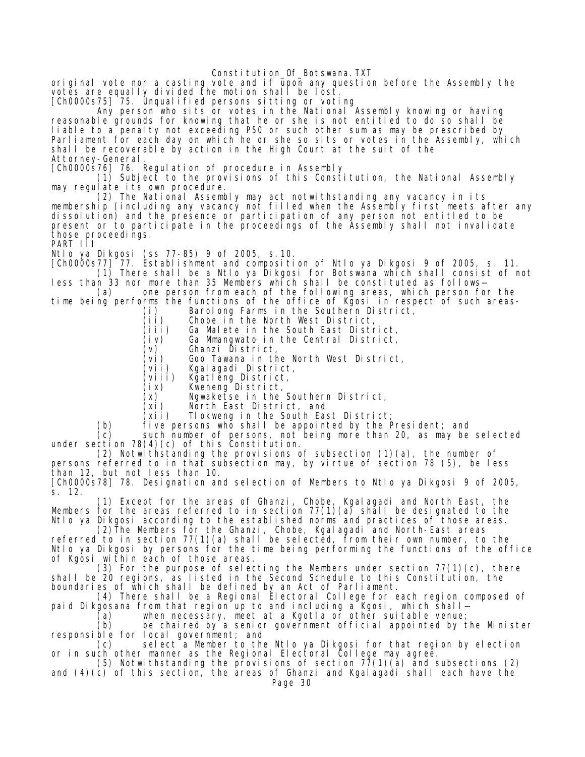original vote nor a casting vote and if upon any question before the Assembly the votes are equally divided the motion shall be lost.

[Ch0000s75] 75. Unqualified persons sitting or voting

Any person who sits or votes in the National Assembly knowing or having reasonable grounds for knowing that he or she is not entitled to do so shall be liable to a penalty not exceeding P50 or such other sum as may be prescribed by Parliament for each day on which he or she so sits or votes in the Assembly, which shall be recoverable by action in the High Court at the suit of the Attorney-General.

[Ch0000s76] 76. Regulation of procedure in Assembly

(1) Subject to the provisions of this Constitution, the National Assembly may regulate its own procedure.

(2) The National Assembly may act notwithstanding any vacancy in its membership (including any vacancy not filled when the Assembly first meets after any dissolution) and the presence or participation of any person not entitled to be present or to participate in the proceedings of the Assembly shall not invalidate those proceedings.

PART III

Ntlo ya Dikgosi (ss 77-85) 9 of 2005, s.10.

[Ch0000s77] 77. Establishment and composition of Ntlo ya Dikgosi 9 of 2005, s. 11.

(1) There shall be a Ntlo ya Dikgosi for Botswana which shall consist of not less than 33 nor more than 35 Members which shall be constituted as follows—

(a) one person from each of the following areas, which person for the time being performs the functions of the office of Kgosi in respect of such areas-

(i) Barolong Farms in the Southern District,
(ii) Chobe in the North West District,
(iii) Ga Malete in the South East District,
(iv) Ga Mmangwato in the Central District,
(v) Ghanzi District,
(vi) Goo Tawana in the North West District,
(vii) Kgalagadi District,
(viii) Kgatleng District,
(ix) Kweneng District,
(x) Ngwaketse in the Southern District,
(xi) North East District, and
(xii) Tlokweng in the South East District;

(b) five persons who shall be appointed by the President; and

(c) such number of persons, not being more than 20, as may be selected under section 78(4)(c) of this Constitution.

(2) Notwithstanding the provisions of subsection (1)(a), the number of persons referred to in that subsection may, by virtue of section 78 (5), be less than 12, but not less than 10.

[Ch0000s78] 78. Designation and selection of Members to Ntlo ya Dikgosi 9 of 2005, s. 12.

(1) Except for the areas of Ghanzi, Chobe, Kgalagadi and North East, the Members for the areas referred to in section 77(1)(a) shall be designated to the Ntlo ya Dikgosi according to the established norms and practices of those areas.

(2) The Members for the Ghanzi, Chobe, Kgalagadi and North-East areas referred to in section 77(1)(a) shall be selected, from their own number, to the Ntlo ya Dikgosi by persons for the time being performing the functions of the office of Kgosi within each of those areas.

(3) For the purpose of selecting the Members under section 77(1)(c), there shall be 20 regions, as listed in the Second Schedule to this Constitution, the boundaries of which shall be defined by an Act of Parliament.

(4) There shall be a Regional Electoral College for each region composed of paid Dikgosana from that region up to and including a Kgosi, which shall—

(a) when necessary, meet at a Kgotla or other suitable venue;

(b) be chaired by a senior government official appointed by the Minister responsible for local government; and

(c) select a Member to the Ntlo ya Dikgosi for that region by election or in such other manner as the Regional Electoral College may agree.

(5) Notwithstanding the provisions of section 77(1)(a) and subsections (2) and (4)(c) of this section, the areas of Ghanzi and Kgalagadi shall each have the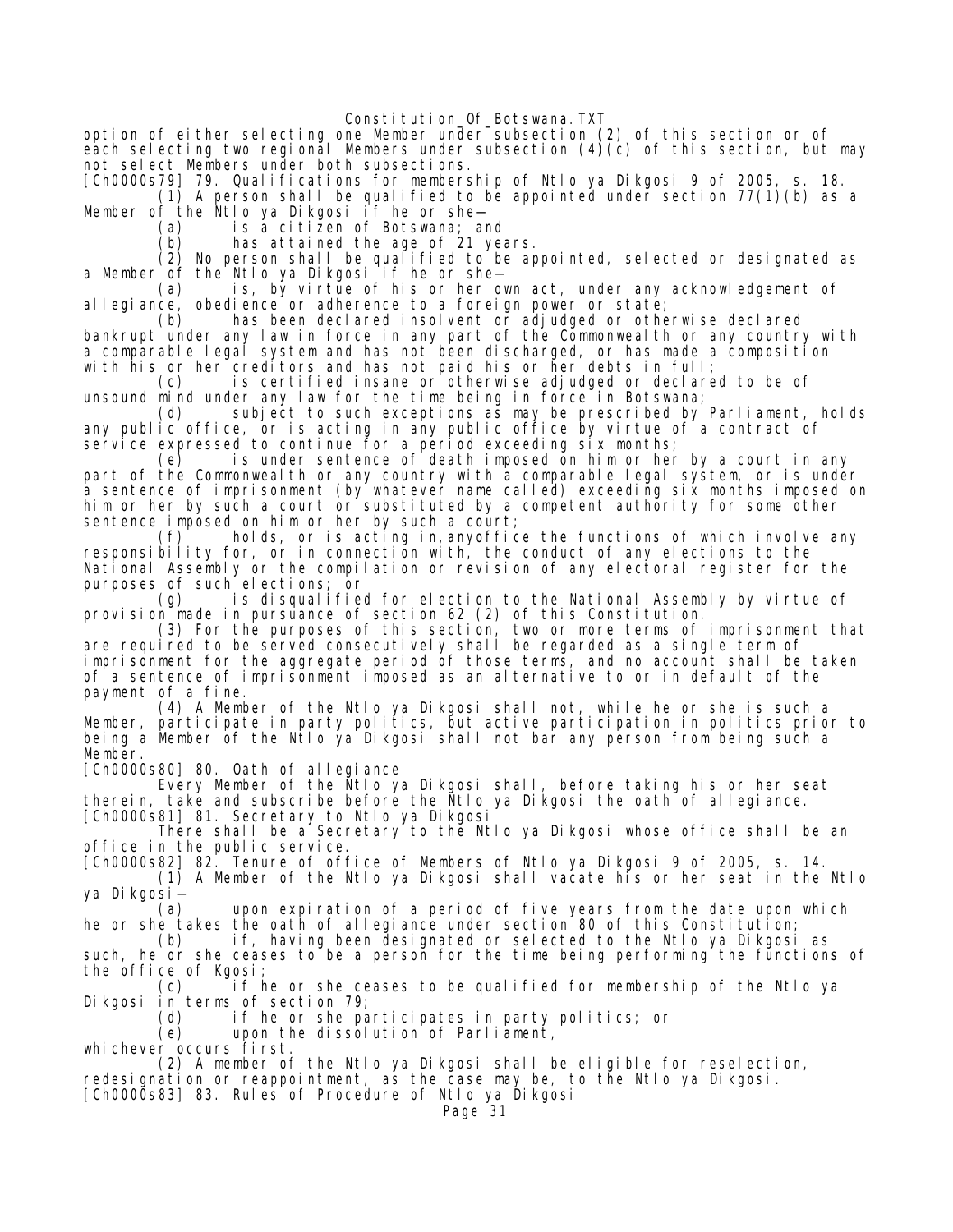option of either selecting one Member under subsection (2) of this section or of each selecting two regional Members under subsection (4)(c) of this section, but may not select Members under both subsections.

[Ch0000s79] 79. Qualifications for membership of Ntlo ya Dikgosi 9 of 2005, s. 18.

(1) A person shall be qualified to be appointed under section 77(1)(b) as a Member of the Ntlo ya Dikgosi if he or she—

(a) is a citizen of Botswana; and

(b) has attained the age of 21 years.

(2) No person shall be qualified to be appointed, selected or designated as a Member of the Ntlo ya Dikgosi if he or she—

(a) is, by virtue of his or her own act, under any acknowledgement of allegiance, obedience or adherence to a foreign power or state;

(b) has been declared insolvent or adjudged or otherwise declared bankrupt under any law in force in any part of the Commonwealth or any country with a comparable legal system and has not been discharged, or has made a composition with his or her creditors and has not paid his or her debts in full;

(c) is certified insane or otherwise adjudged or declared to be of unsound mind under any law for the time being in force in Botswana;

(d) subject to such exceptions as may be prescribed by Parliament, holds any public office, or is acting in any public office by virtue of a contract of service expressed to continue for a period exceeding six months;

(e) is under sentence of death imposed on him or her by a court in any part of the Commonwealth or any country with a comparable legal system, or is under a sentence of imprisonment (by whatever name called) exceeding six months imposed on him or her by such a court or substituted by a competent authority for some other sentence imposed on him or her by such a court;

(f) holds, or is acting in,anyoffice the functions of which involve any responsibility for, or in connection with, the conduct of any elections to the National Assembly or the compilation or revision of any electoral register for the purposes of such elections; or

(g) is disqualified for election to the National Assembly by virtue of provision made in pursuance of section 62 (2) of this Constitution.

(3) For the purposes of this section, two or more terms of imprisonment that are required to be served consecutively shall be regarded as a single term of imprisonment for the aggregate period of those terms, and no account shall be taken of a sentence of imprisonment imposed as an alternative to or in default of the payment of a fine.

(4) A Member of the Ntlo ya Dikgosi shall not, while he or she is such a Member, participate in party politics, but active participation in politics prior to being a Member of the Ntlo ya Dikgosi shall not bar any person from being such a Member.

[Ch0000s80] 80. Oath of allegiance

Every Member of the Ntlo ya Dikgosi shall, before taking his or her seat therein, take and subscribe before the Ntlo ya Dikgosi the oath of allegiance.

[Ch0000s81] 81. Secretary to Ntlo ya Dikgosi

There shall be a Secretary to the Ntlo ya Dikgosi whose office shall be an office in the public service.

[Ch0000s82] 82. Tenure of office of Members of Ntlo ya Dikgosi 9 of 2005, s. 14.

(1) A Member of the Ntlo ya Dikgosi shall vacate his or her seat in the Ntlo ya Dikgosi—

(a) upon expiration of a period of five years from the date upon which he or she takes the oath of allegiance under section 80 of this Constitution;

(b) if, having been designated or selected to the Ntlo ya Dikgosi as such, he or she ceases to be a person for the time being performing the functions of the office of Kgosi;

(c) if he or she ceases to be qualified for membership of the Ntlo ya Dikgosi in terms of section 79;

(d) if he or she participates in party politics; or

(e) upon the dissolution of Parliament,

whichever occurs first.

(2) A member of the Ntlo ya Dikgosi shall be eligible for reselection, redesignation or reappointment, as the case may be, to the Ntlo ya Dikgosi.

[Ch0000s83] 83. Rules of Procedure of Ntlo ya Dikgosi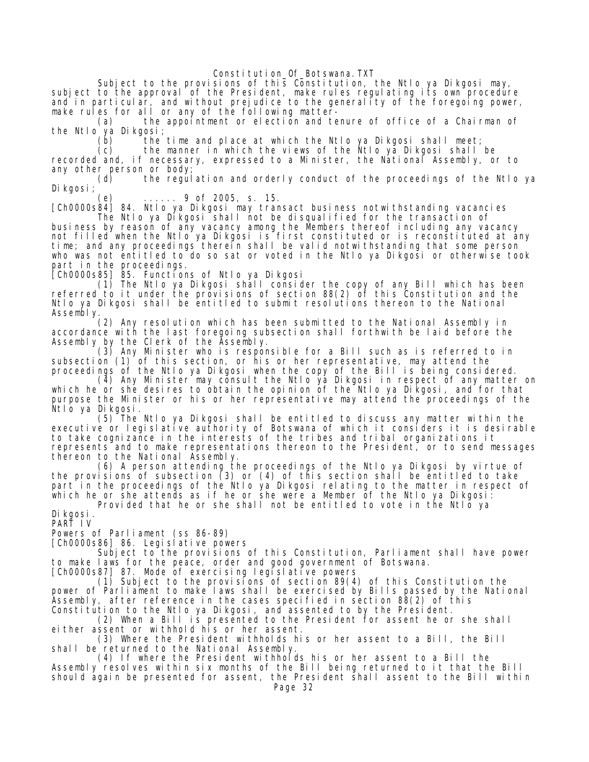Subject to the provisions of this Constitution, the Ntlo ya Dikgosi may, subject to the approval of the President, make rules regulating its own procedure and in particular, and without prejudice to the generality of the foregoing power, make rules for all or any of the following matter-

(a) the appointment or election and tenure of office of a Chairman of the Ntlo ya Dikgosi;

(b) the time and place at which the Ntlo ya Dikgosi shall meet;

(c) the manner in which the views of the Ntlo ya Dikgosi shall be recorded and, if necessary, expressed to a Minister, the National Assembly, or to any other person or body;

(d) the regulation and orderly conduct of the proceedings of the Ntlo ya Dikgosi;

(e) ...... 9 of 2005, s. 15.

[Ch0000s84] 84. Ntlo ya Dikgosi may transact business notwithstanding vacancies

The Ntlo ya Dikgosi shall not be disqualified for the transaction of business by reason of any vacancy among the Members thereof including any vacancy not filled when the Ntlo ya Dikgosi is first constituted or is reconstituted at any time; and any proceedings therein shall be valid notwithstanding that some person who was not entitled to do so sat or voted in the Ntlo ya Dikgosi or otherwise took part in the proceedings.

[Ch0000s85] 85. Functions of Ntlo ya Dikgosi

(1) The Ntlo ya Dikgosi shall consider the copy of any Bill which has been referred to it under the provisions of section 88(2) of this Constitution and the Ntlo ya Dikgosi shall be entitled to submit resolutions thereon to the National Assembly.

(2) Any resolution which has been submitted to the National Assembly in accordance with the last foregoing subsection shall forthwith be laid before the Assembly by the Clerk of the Assembly.

(3) Any Minister who is responsible for a Bill such as is referred to in subsection (1) of this section, or his or her representative, may attend the proceedings of the Ntlo ya Dikgosi when the copy of the Bill is being considered.

(4) Any Minister may consult the Ntlo ya Dikgosi in respect of any matter on which he or she desires to obtain the opinion of the Ntlo ya Dikgosi, and for that purpose the Minister or his or her representative may attend the proceedings of the Ntlo ya Dikgosi.

(5) The Ntlo ya Dikgosi shall be entitled to discuss any matter within the executive or legislative authority of Botswana of which it considers it is desirable to take cognizance in the interests of the tribes and tribal organizations it represents and to make representations thereon to the President, or to send messages thereon to the National Assembly.

(6) A person attending the proceedings of the Ntlo ya Dikgosi by virtue of the provisions of subsection (3) or (4) of this section shall be entitled to take part in the proceedings of the Ntlo ya Dikgosi relating to the matter in respect of which he or she attends as if he or she were a Member of the Ntlo ya Dikgosi:

Provided that he or she shall not be entitled to vote in the Ntlo ya Dikgosi.

PART IV

Powers of Parliament (ss 86-89)

[Ch0000s86] 86. Legislative powers

Subject to the provisions of this Constitution, Parliament shall have power to make laws for the peace, order and good government of Botswana.

[Ch0000s87] 87. Mode of exercising legislative powers

(1) Subject to the provisions of section 89(4) of this Constitution the power of Parliament to make laws shall be exercised by Bills passed by the National Assembly, after reference in the cases specified in section 88(2) of this Constitution to the Ntlo ya Dikgosi, and assented to by the President.

(2) When a Bill is presented to the President for assent he or she shall either assent or withhold his or her assent.

(3) Where the President withholds his or her assent to a Bill, the Bill shall be returned to the National Assembly.

(4) If where the President withholds his or her assent to a Bill the Assembly resolves within six months of the Bill being returned to it that the Bill should again be presented for assent, the President shall assent to the Bill within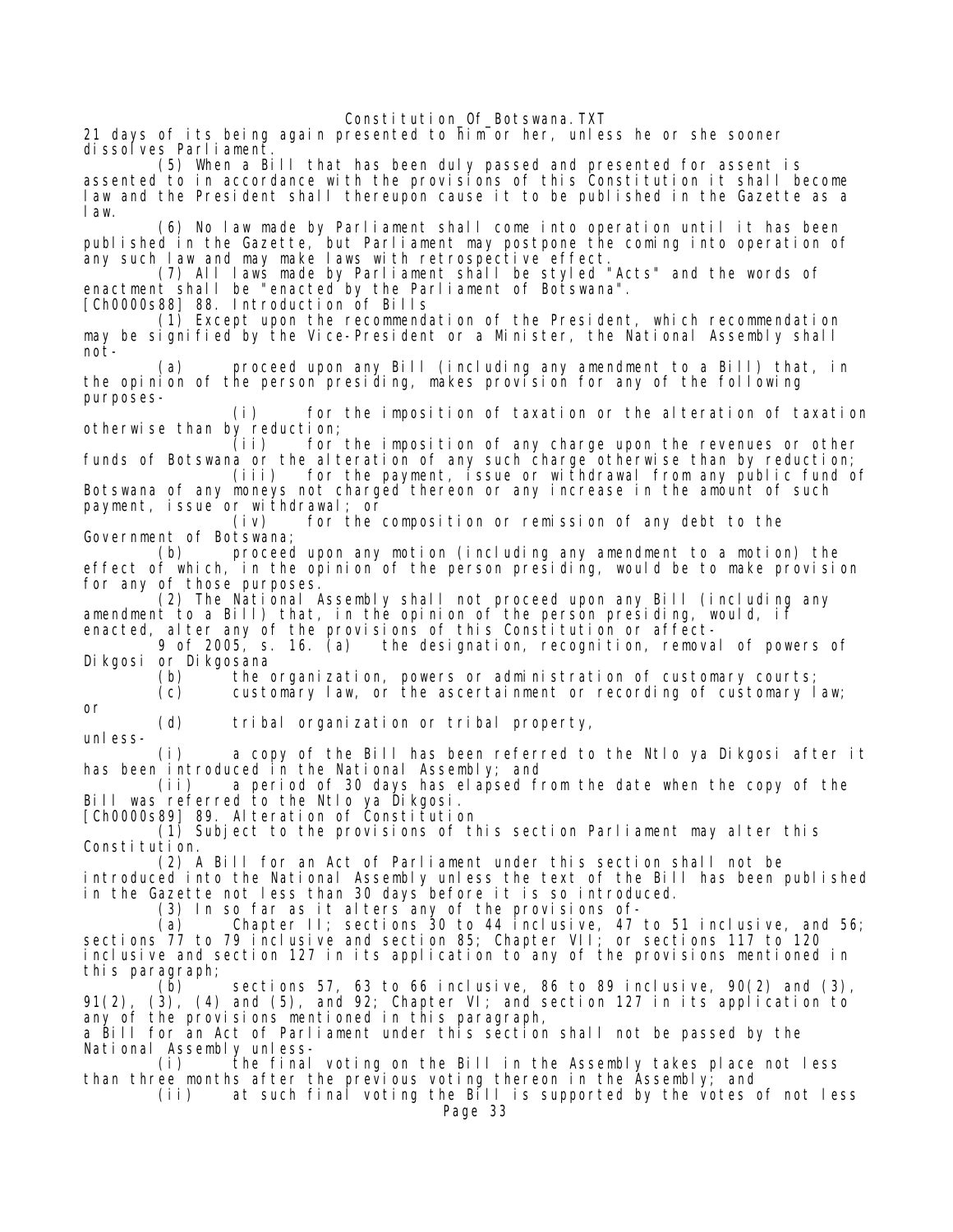21 days of its being again presented to him or her, unless he or she sooner dissolves Parliament.

(5) When a Bill that has been duly passed and presented for assent is assented to in accordance with the provisions of this Constitution it shall become law and the President shall thereupon cause it to be published in the Gazette as a law.

(6) No law made by Parliament shall come into operation until it has been published in the Gazette, but Parliament may postpone the coming into operation of any such law and may make laws with retrospective effect.

(7) All laws made by Parliament shall be styled "Acts" and the words of enactment shall be "enacted by the Parliament of Botswana".

[Ch0000s88] 88. Introduction of Bills

(1) Except upon the recommendation of the President, which recommendation may be signified by the Vice-President or a Minister, the National Assembly shall not-

(a) proceed upon any Bill (including any amendment to a Bill) that, in the opinion of the person presiding, makes provision for any of the following purposes-

(i) for the imposition of taxation or the alteration of taxation otherwise than by reduction;

(ii) for the imposition of any charge upon the revenues or other funds of Botswana or the alteration of any such charge otherwise than by reduction;

(iii) for the payment, issue or withdrawal from any public fund of Botswana of any moneys not charged thereon or any increase in the amount of such payment, issue or withdrawal; or

(iv) for the composition or remission of any debt to the Government of Botswana;

(b) proceed upon any motion (including any amendment to a motion) the effect of which, in the opinion of the person presiding, would be to make provision for any of those purposes.

(2) The National Assembly shall not proceed upon any Bill (including any amendment to a Bill) that, in the opinion of the person presiding, would, if enacted, alter any of the provisions of this Constitution or affect-

9 of 2005, s. 16. (a) the designation, recognition, removal of powers of Dikgosi or Dikgosana

(b) the organization, powers or administration of customary courts;

(c) customary law, or the ascertainment or recording of customary law; or

(d) tribal organization or tribal property,

unless-

(i) a copy of the Bill has been referred to the Ntlo ya Dikgosi after it has been introduced in the National Assembly; and

(ii) a period of 30 days has elapsed from the date when the copy of the Bill was referred to the Ntlo ya Dikgosi.

[Ch0000s89] 89. Alteration of Constitution

(1) Subject to the provisions of this section Parliament may alter this Constitution.

(2) A Bill for an Act of Parliament under this section shall not be introduced into the National Assembly unless the text of the Bill has been published in the Gazette not less than 30 days before it is so introduced.

(3) In so far as it alters any of the provisions of-

(a) Chapter II; sections 30 to 44 inclusive, 47 to 51 inclusive, and 56; sections 77 to 79 inclusive and section 85; Chapter VII; or sections 117 to 120 inclusive and section 127 in its application to any of the provisions mentioned in this paragraph;

(b) sections 57, 63 to 66 inclusive, 86 to 89 inclusive, 90(2) and (3), 91(2), (3), (4) and (5), and 92; Chapter VI; and section 127 in its application to any of the provisions mentioned in this paragraph,

a Bill for an Act of Parliament under this section shall not be passed by the National Assembly unless-

(i) the final voting on the Bill in the Assembly takes place not less than three months after the previous voting thereon in the Assembly; and

(ii) at such final voting the Bill is supported by the votes of not less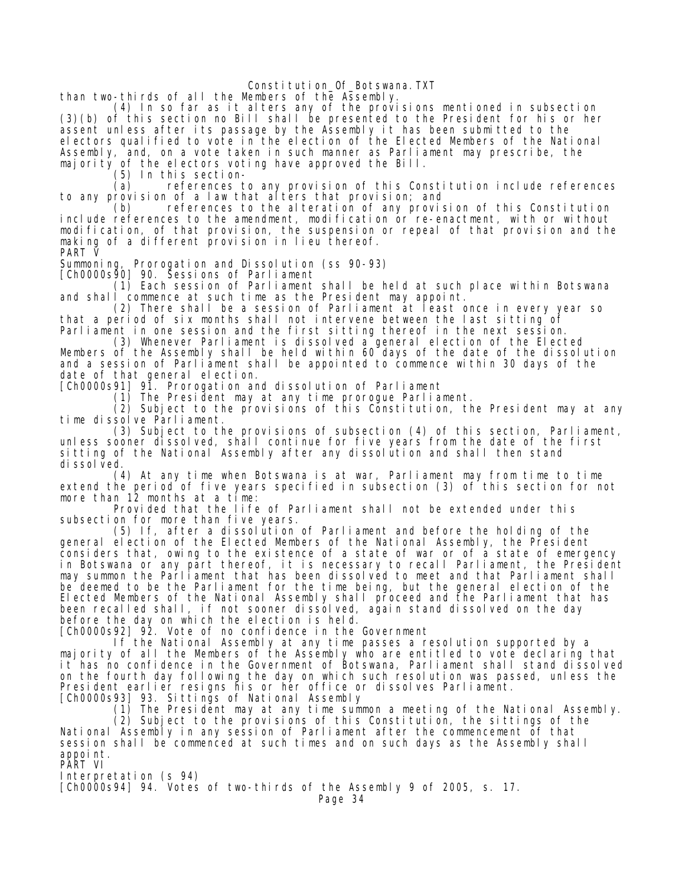than two-thirds of all the Members of the Assembly.

(4) In so far as it alters any of the provisions mentioned in subsection (3)(b) of this section no Bill shall be presented to the President for his or her assent unless after its passage by the Assembly it has been submitted to the electors qualified to vote in the election of the Elected Members of the National Assembly, and, on a vote taken in such manner as Parliament may prescribe, the majority of the electors voting have approved the Bill.

(5) In this section-

(a) references to any provision of this Constitution include references to any provision of a law that alters that provision; and

(b) references to the alteration of any provision of this Constitution include references to the amendment, modification or re-enactment, with or without modification, of that provision, the suspension or repeal of that provision and the making of a different provision in lieu thereof.

PART V

Summoning, Prorogation and Dissolution (ss 90-93)

[Ch0000s90] 90. Sessions of Parliament

(1) Each session of Parliament shall be held at such place within Botswana and shall commence at such time as the President may appoint.

(2) There shall be a session of Parliament at least once in every year so that a period of six months shall not intervene between the last sitting of Parliament in one session and the first sitting thereof in the next session.

(3) Whenever Parliament is dissolved a general election of the Elected Members of the Assembly shall be held within 60 days of the date of the dissolution and a session of Parliament shall be appointed to commence within 30 days of the date of that general election.

[Ch0000s91] 91. Prorogation and dissolution of Parliament

(1) The President may at any time prorogue Parliament.

(2) Subject to the provisions of this Constitution, the President may at any time dissolve Parliament.

(3) Subject to the provisions of subsection (4) of this section, Parliament, unless sooner dissolved, shall continue for five years from the date of the first sitting of the National Assembly after any dissolution and shall then stand dissolved.

(4) At any time when Botswana is at war, Parliament may from time to time extend the period of five years specified in subsection (3) of this section for not more than 12 months at a time:

Provided that the life of Parliament shall not be extended under this subsection for more than five years.

(5) If, after a dissolution of Parliament and before the holding of the general election of the Elected Members of the National Assembly, the President considers that, owing to the existence of a state of war or of a state of emergency in Botswana or any part thereof, it is necessary to recall Parliament, the President may summon the Parliament that has been dissolved to meet and that Parliament shall be deemed to be the Parliament for the time being, but the general election of the Elected Members of the National Assembly shall proceed and the Parliament that has been recalled shall, if not sooner dissolved, again stand dissolved on the day before the day on which the election is held.

[Ch0000s92] 92. Vote of no confidence in the Government

If the National Assembly at any time passes a resolution supported by a majority of all the Members of the Assembly who are entitled to vote declaring that it has no confidence in the Government of Botswana, Parliament shall stand dissolved on the fourth day following the day on which such resolution was passed, unless the President earlier resigns his or her office or dissolves Parliament.

[Ch0000s93] 93. Sittings of National Assembly

(1) The President may at any time summon a meeting of the National Assembly.

(2) Subject to the provisions of this Constitution, the sittings of the National Assembly in any session of Parliament after the commencement of that session shall be commenced at such times and on such days as the Assembly shall appoint.

PART VI

Interpretation (s 94)

[Ch0000s94] 94. Votes of two-thirds of the Assembly 9 of 2005, s. 17.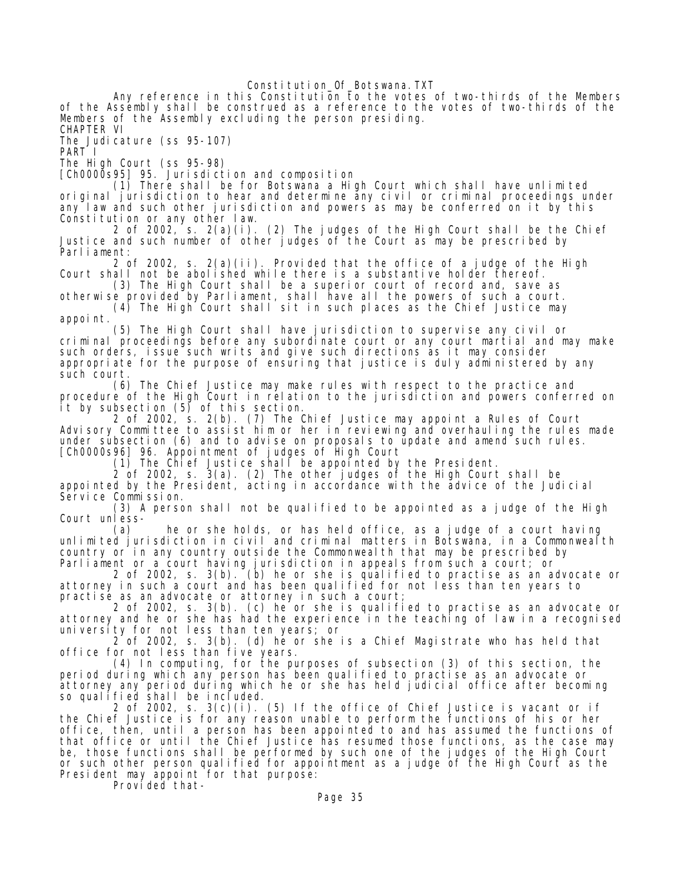Any reference in this Constitution to the votes of two-thirds of the Members of the Assembly shall be construed as a reference to the votes of two-thirds of the Members of the Assembly excluding the person presiding.

## CHAPTER VI

## The Judicature (ss 95-107)

### PART I

### The High Court (ss 95-98)

[Ch0000s95] 95. Jurisdiction and composition

(1) There shall be for Botswana a High Court which shall have unlimited original jurisdiction to hear and determine any civil or criminal proceedings under any law and such other jurisdiction and powers as may be conferred on it by this Constitution or any other law.

2 of 2002, s. 2(a)(i). (2) The judges of the High Court shall be the Chief Justice and such number of other judges of the Court as may be prescribed by Parliament:

2 of 2002, s. 2(a)(ii). Provided that the office of a judge of the High Court shall not be abolished while there is a substantive holder thereof.

(3) The High Court shall be a superior court of record and, save as otherwise provided by Parliament, shall have all the powers of such a court.

(4) The High Court shall sit in such places as the Chief Justice may appoint.

(5) The High Court shall have jurisdiction to supervise any civil or criminal proceedings before any subordinate court or any court martial and may make such orders, issue such writs and give such directions as it may consider appropriate for the purpose of ensuring that justice is duly administered by any such court.

(6) The Chief Justice may make rules with respect to the practice and procedure of the High Court in relation to the jurisdiction and powers conferred on it by subsection (5) of this section.

2 of 2002, s. 2(b). (7) The Chief Justice may appoint a Rules of Court Advisory Committee to assist him or her in reviewing and overhauling the rules made under subsection (6) and to advise on proposals to update and amend such rules.

[Ch0000s96] 96. Appointment of judges of High Court

(1) The Chief Justice shall be appointed by the President.

2 of 2002, s. 3(a). (2) The other judges of the High Court shall be appointed by the President, acting in accordance with the advice of the Judicial Service Commission.

(3) A person shall not be qualified to be appointed as a judge of the High Court unless-

(a) he or she holds, or has held office, as a judge of a court having unlimited jurisdiction in civil and criminal matters in Botswana, in a Commonwealth country or in any country outside the Commonwealth that may be prescribed by Parliament or a court having jurisdiction in appeals from such a court; or

2 of 2002, s. 3(b). (b) he or she is qualified to practise as an advocate or attorney in such a court and has been qualified for not less than ten years to practise as an advocate or attorney in such a court;

2 of 2002, s. 3(b). (c) he or she is qualified to practise as an advocate or attorney and he or she has had the experience in the teaching of law in a recognised university for not less than ten years; or

2 of 2002, s. 3(b). (d) he or she is a Chief Magistrate who has held that office for not less than five years.

(4) In computing, for the purposes of subsection (3) of this section, the period during which any person has been qualified to practise as an advocate or attorney any period during which he or she has held judicial office after becoming so qualified shall be included.

2 of 2002, s. 3(c)(i). (5) If the office of Chief Justice is vacant or if the Chief Justice is for any reason unable to perform the functions of his or her office, then, until a person has been appointed to and has assumed the functions of that office or until the Chief Justice has resumed those functions, as the case may be, those functions shall be performed by such one of the judges of the High Court or such other person qualified for appointment as a judge of the High Court as the President may appoint for that purpose:

Provided that-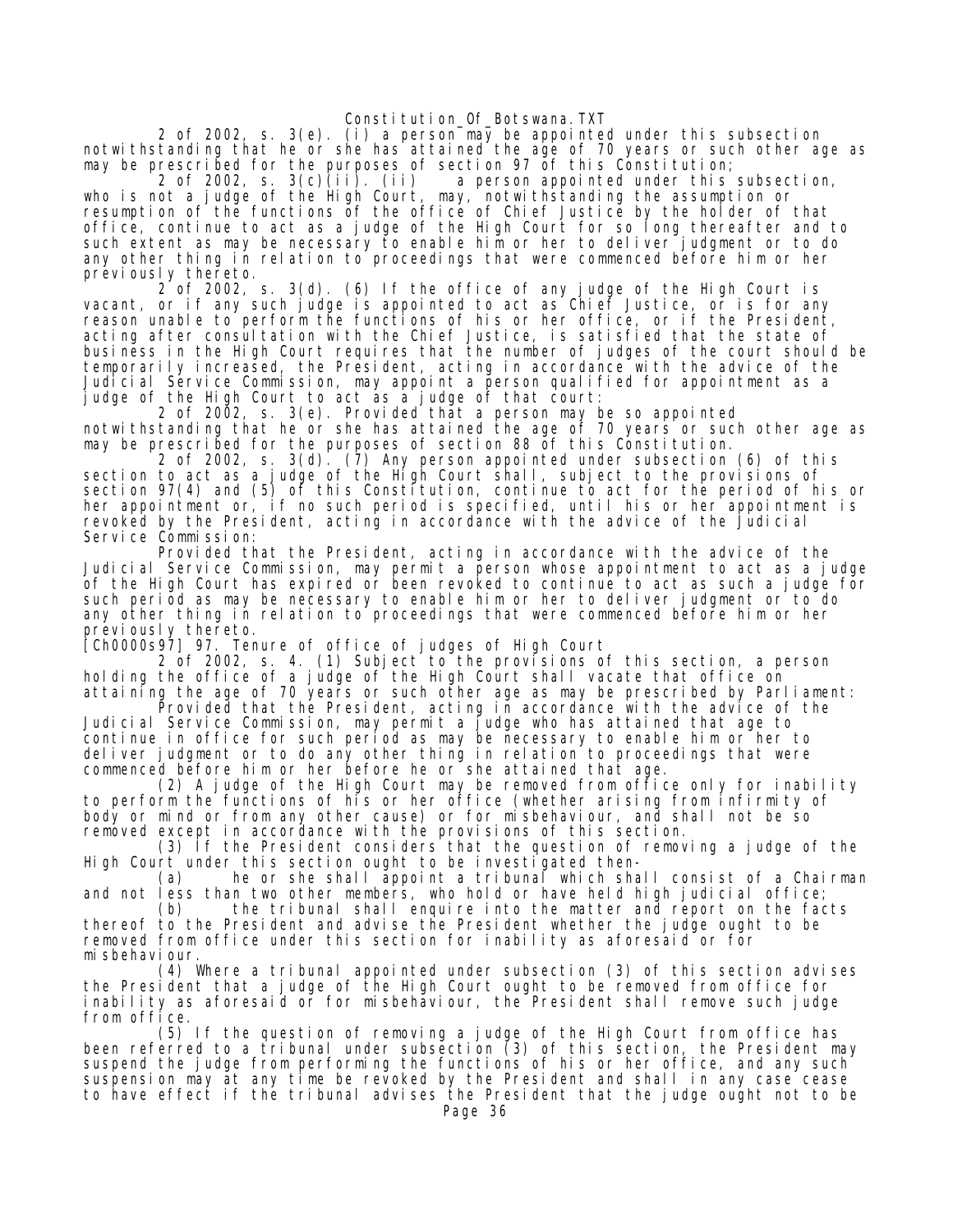2 of 2002, s. 3(e). (i) a person may be appointed under this subsection notwithstanding that he or she has attained the age of 70 years or such other age as may be prescribed for the purposes of section 97 of this Constitution;

2 of 2002, s. 3(c)(ii). (ii) a person appointed under this subsection, who is not a judge of the High Court, may, notwithstanding the assumption or resumption of the functions of the office of Chief Justice by the holder of that office, continue to act as a judge of the High Court for so long thereafter and to such extent as may be necessary to enable him or her to deliver judgment or to do any other thing in relation to proceedings that were commenced before him or her previously thereto.

2 of 2002, s. 3(d). (6) If the office of any judge of the High Court is vacant, or if any such judge is appointed to act as Chief Justice, or is for any reason unable to perform the functions of his or her office, or if the President, acting after consultation with the Chief Justice, is satisfied that the state of business in the High Court requires that the number of judges of the court should be temporarily increased, the President, acting in accordance with the advice of the Judicial Service Commission, may appoint a person qualified for appointment as a judge of the High Court to act as a judge of that court:

2 of 2002, s. 3(e). Provided that a person may be so appointed notwithstanding that he or she has attained the age of 70 years or such other age as may be prescribed for the purposes of section 88 of this Constitution.

2 of 2002, s. 3(d). (7) Any person appointed under subsection (6) of this section to act as a judge of the High Court shall, subject to the provisions of section 97(4) and (5) of this Constitution, continue to act for the period of his or her appointment or, if no such period is specified, until his or her appointment is revoked by the President, acting in accordance with the advice of the Judicial Service Commission:

Provided that the President, acting in accordance with the advice of the Judicial Service Commission, may permit a person whose appointment to act as a judge of the High Court has expired or been revoked to continue to act as such a judge for such period as may be necessary to enable him or her to deliver judgment or to do any other thing in relation to proceedings that were commenced before him or her previously thereto.

[Ch0000s97] 97. Tenure of office of judges of High Court

2 of 2002, s. 4. (1) Subject to the provisions of this section, a person holding the office of a judge of the High Court shall vacate that office on attaining the age of 70 years or such other age as may be prescribed by Parliament:

Provided that the President, acting in accordance with the advice of the Judicial Service Commission, may permit a judge who has attained that age to continue in office for such period as may be necessary to enable him or her to deliver judgment or to do any other thing in relation to proceedings that were commenced before him or her before he or she attained that age.

(2) A judge of the High Court may be removed from office only for inability to perform the functions of his or her office (whether arising from infirmity of body or mind or from any other cause) or for misbehaviour, and shall not be so removed except in accordance with the provisions of this section.

(3) If the President considers that the question of removing a judge of the High Court under this section ought to be investigated then-

(a) he or she shall appoint a tribunal which shall consist of a Chairman and not less than two other members, who hold or have held high judicial office;

(b) the tribunal shall enquire into the matter and report on the facts thereof to the President and advise the President whether the judge ought to be removed from office under this section for inability as aforesaid or for misbehaviour.

(4) Where a tribunal appointed under subsection (3) of this section advises the President that a judge of the High Court ought to be removed from office for inability as aforesaid or for misbehaviour, the President shall remove such judge from office.

(5) If the question of removing a judge of the High Court from office has been referred to a tribunal under subsection (3) of this section, the President may suspend the judge from performing the functions of his or her office, and any such suspension may at any time be revoked by the President and shall in any case cease to have effect if the tribunal advises the President that the judge ought not to be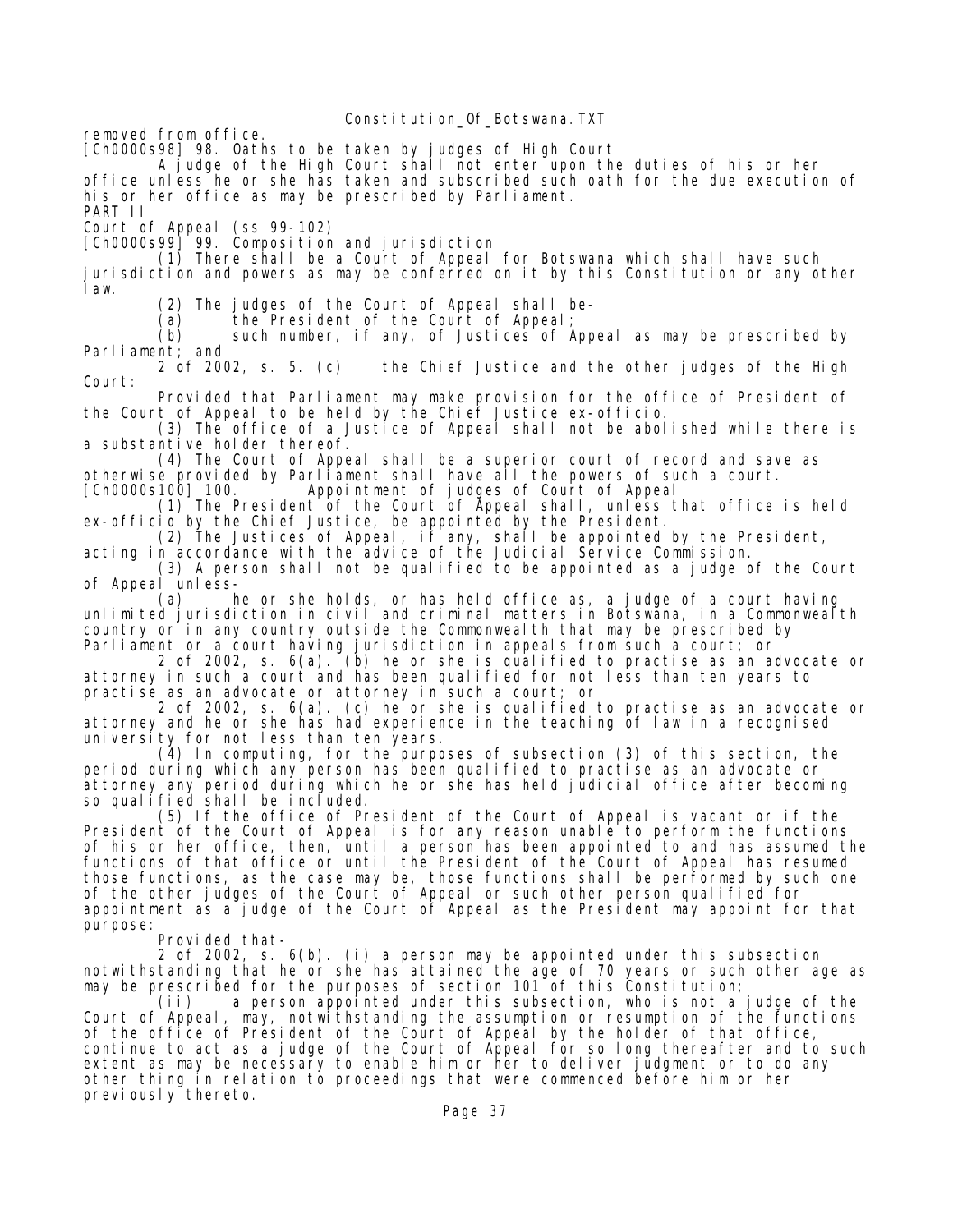removed from office.

[Ch0000s98] 98. Oaths to be taken by judges of High Court

A judge of the High Court shall not enter upon the duties of his or her office unless he or she has taken and subscribed such oath for the due execution of his or her office as may be prescribed by Parliament.

PART II

Court of Appeal (ss 99-102)

[Ch0000s99] 99. Composition and jurisdiction

(1) There shall be a Court of Appeal for Botswana which shall have such jurisdiction and powers as may be conferred on it by this Constitution or any other law.

(2) The judges of the Court of Appeal shall be-

(a) the President of the Court of Appeal;

(b) such number, if any, of Justices of Appeal as may be prescribed by Parliament; and

2 of 2002, s. 5. (c) the Chief Justice and the other judges of the High Court:

Provided that Parliament may make provision for the office of President of the Court of Appeal to be held by the Chief Justice ex-officio.

(3) The office of a Justice of Appeal shall not be abolished while there is a substantive holder thereof.

(4) The Court of Appeal shall be a superior court of record and save as otherwise provided by Parliament shall have all the powers of such a court.

[Ch0000s100] 100. Appointment of judges of Court of Appeal

(1) The President of the Court of Appeal shall, unless that office is held ex-officio by the Chief Justice, be appointed by the President.

(2) The Justices of Appeal, if any, shall be appointed by the President, acting in accordance with the advice of the Judicial Service Commission.

(3) A person shall not be qualified to be appointed as a judge of the Court of Appeal unless-

(a) he or she holds, or has held office as, a judge of a court having unlimited jurisdiction in civil and criminal matters in Botswana, in a Commonwealth country or in any country outside the Commonwealth that may be prescribed by Parliament or a court having jurisdiction in appeals from such a court; or

2 of 2002, s. 6(a). (b) he or she is qualified to practise as an advocate or attorney in such a court and has been qualified for not less than ten years to practise as an advocate or attorney in such a court; or

2 of 2002, s. 6(a). (c) he or she is qualified to practise as an advocate or attorney and he or she has had experience in the teaching of law in a recognised university for not less than ten years.

(4) In computing, for the purposes of subsection (3) of this section, the period during which any person has been qualified to practise as an advocate or attorney any period during which he or she has held judicial office after becoming so qualified shall be included.

(5) If the office of President of the Court of Appeal is vacant or if the President of the Court of Appeal is for any reason unable to perform the functions of his or her office, then, until a person has been appointed to and has assumed the functions of that office or until the President of the Court of Appeal has resumed those functions, as the case may be, those functions shall be performed by such one of the other judges of the Court of Appeal or such other person qualified for appointment as a judge of the Court of Appeal as the President may appoint for that purpose:

Provided that-

2 of 2002, s. 6(b). (i) a person may be appointed under this subsection notwithstanding that he or she has attained the age of 70 years or such other age as may be prescribed for the purposes of section 101 of this Constitution;

(ii) a person appointed under this subsection, who is not a judge of the Court of Appeal, may, notwithstanding the assumption or resumption of the functions of the office of President of the Court of Appeal by the holder of that office, continue to act as a judge of the Court of Appeal for so long thereafter and to such extent as may be necessary to enable him or her to deliver judgment or to do any other thing in relation to proceedings that were commenced before him or her previously thereto.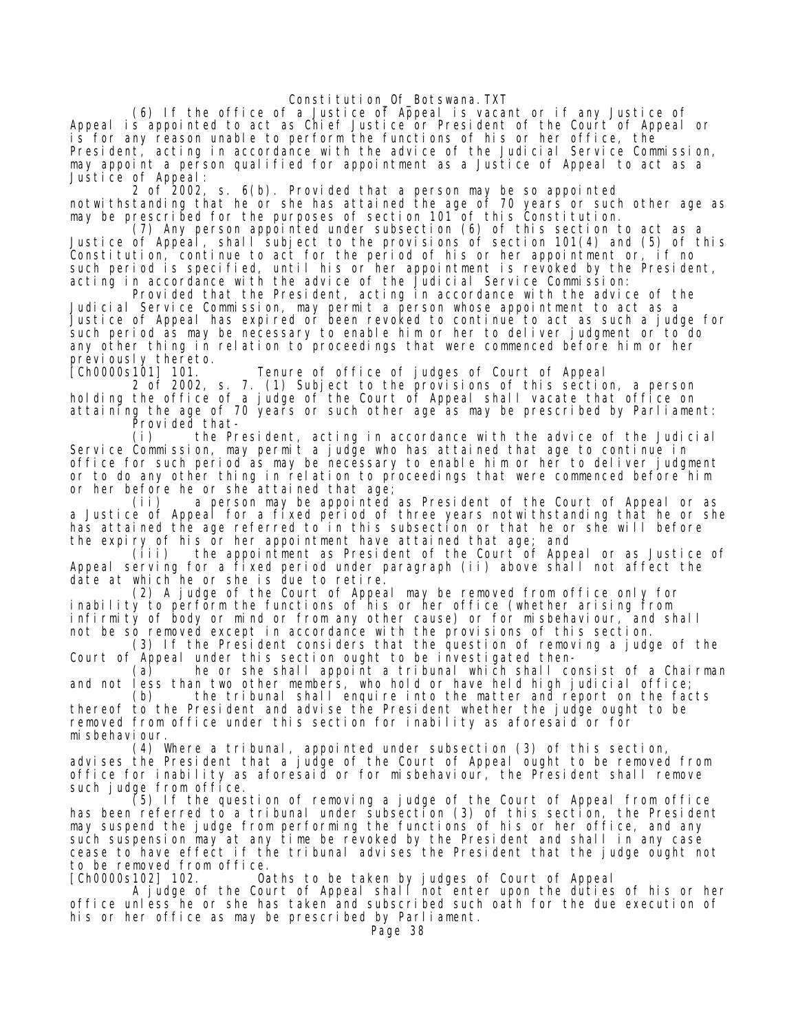(6) If the office of a Justice of Appeal is vacant or if any Justice of Appeal is appointed to act as Chief Justice or President of the Court of Appeal or is for any reason unable to perform the functions of his or her office, the President, acting in accordance with the advice of the Judicial Service Commission, may appoint a person qualified for appointment as a Justice of Appeal to act as a Justice of Appeal:

2 of 2002, s. 6(b). Provided that a person may be so appointed notwithstanding that he or she has attained the age of 70 years or such other age as may be prescribed for the purposes of section 101 of this Constitution.

(7) Any person appointed under subsection (6) of this section to act as a Justice of Appeal, shall subject to the provisions of section 101(4) and (5) of this Constitution, continue to act for the period of his or her appointment or, if no such period is specified, until his or her appointment is revoked by the President, acting in accordance with the advice of the Judicial Service Commission:

Provided that the President, acting in accordance with the advice of the Judicial Service Commission, may permit a person whose appointment to act as a Justice of Appeal has expired or been revoked to continue to act as such a judge for such period as may be necessary to enable him or her to deliver judgment or to do any other thing in relation to proceedings that were commenced before him or her previously thereto.

[Ch0000s101] 101. Tenure of office of judges of Court of Appeal

2 of 2002, s. 7. (1) Subject to the provisions of this section, a person holding the office of a judge of the Court of Appeal shall vacate that office on attaining the age of 70 years or such other age as may be prescribed by Parliament:

Provided that-

(i) the President, acting in accordance with the advice of the Judicial Service Commission, may permit a judge who has attained that age to continue in office for such period as may be necessary to enable him or her to deliver judgment or to do any other thing in relation to proceedings that were commenced before him or her before he or she attained that age;

(ii) a person may be appointed as President of the Court of Appeal or as a Justice of Appeal for a fixed period of three years notwithstanding that he or she has attained the age referred to in this subsection or that he or she will before the expiry of his or her appointment have attained that age; and

(iii) the appointment as President of the Court of Appeal or as Justice of Appeal serving for a fixed period under paragraph (ii) above shall not affect the date at which he or she is due to retire.

(2) A judge of the Court of Appeal may be removed from office only for inability to perform the functions of his or her office (whether arising from infirmity of body or mind or from any other cause) or for misbehaviour, and shall not be so removed except in accordance with the provisions of this section.

(3) If the President considers that the question of removing a judge of the Court of Appeal under this section ought to be investigated then-

(a) he or she shall appoint a tribunal which shall consist of a Chairman and not less than two other members, who hold or have held high judicial office;

(b) the tribunal shall enquire into the matter and report on the facts thereof to the President and advise the President whether the judge ought to be removed from office under this section for inability as aforesaid or for misbehaviour.

(4) Where a tribunal, appointed under subsection (3) of this section, advises the President that a judge of the Court of Appeal ought to be removed from office for inability as aforesaid or for misbehaviour, the President shall remove such judge from office.

(5) If the question of removing a judge of the Court of Appeal from office has been referred to a tribunal under subsection (3) of this section, the President may suspend the judge from performing the functions of his or her office, and any such suspension may at any time be revoked by the President and shall in any case cease to have effect if the tribunal advises the President that the judge ought not to be removed from office.

[Ch0000s102] 102. Oaths to be taken by judges of Court of Appeal

A judge of the Court of Appeal shall not enter upon the duties of his or her office unless he or she has taken and subscribed such oath for the due execution of his or her office as may be prescribed by Parliament.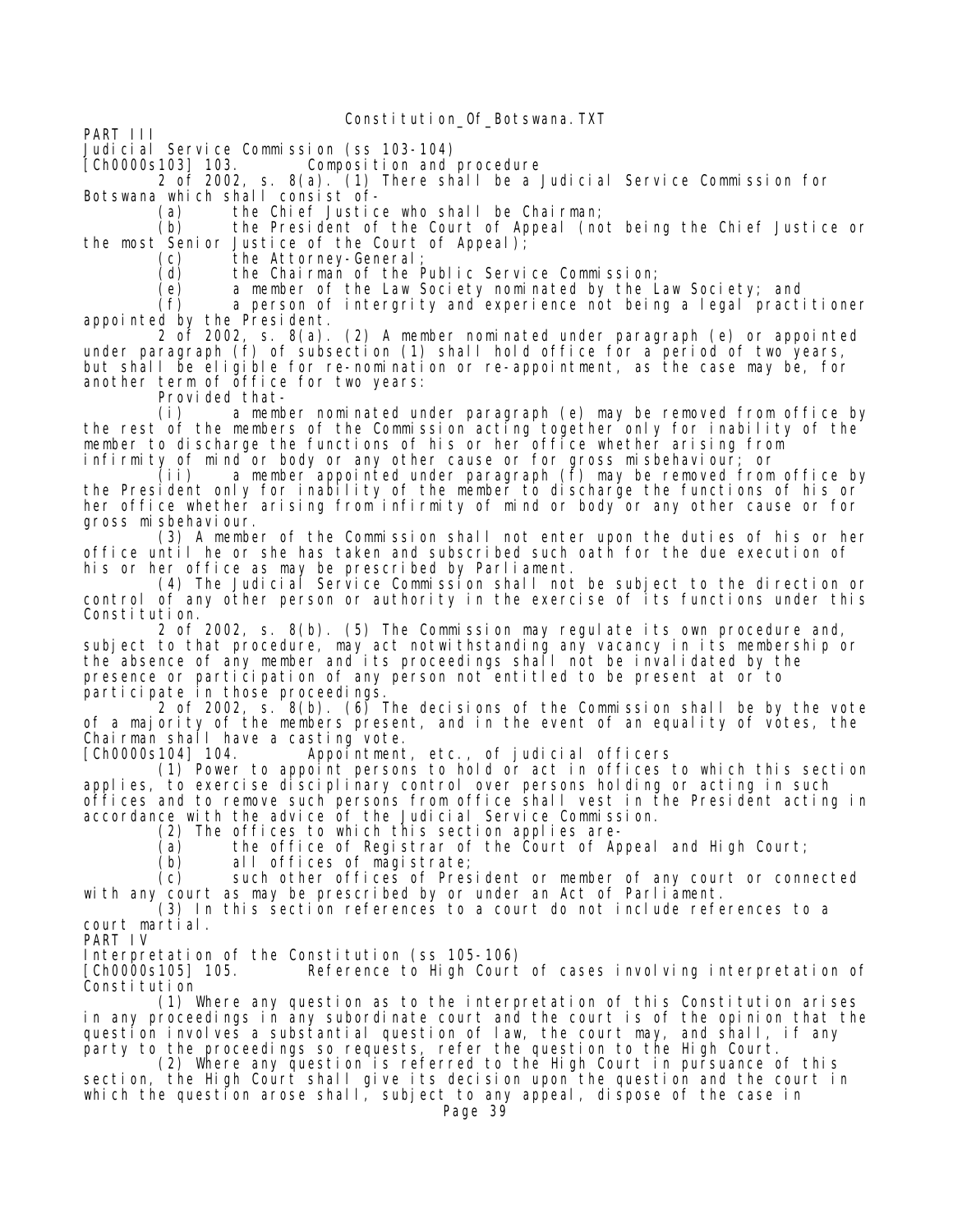PART III

Judicial Service Commission (ss 103-104)

[Ch0000s103] 103. Composition and procedure

2 of 2002, s. 8(a). (1) There shall be a Judicial Service Commission for Botswana which shall consist of-

(a) the Chief Justice who shall be Chairman;

(b) the President of the Court of Appeal (not being the Chief Justice or the most Senior Justice of the Court of Appeal);

(c) the Attorney-General;

(d) the Chairman of the Public Service Commission;

(e) a member of the Law Society nominated by the Law Society; and

(f) a person of intergrity and experience not being a legal practitioner appointed by the President.

2 of 2002, s. 8(a). (2) A member nominated under paragraph (e) or appointed under paragraph (f) of subsection (1) shall hold office for a period of two years, but shall be eligible for re-nomination or re-appointment, as the case may be, for another term of office for two years:

Provided that-

(i) a member nominated under paragraph (e) may be removed from office by the rest of the members of the Commission acting together only for inability of the member to discharge the functions of his or her office whether arising from infirmity of mind or body or any other cause or for gross misbehaviour; or

(ii) a member appointed under paragraph (f) may be removed from office by the President only for inability of the member to discharge the functions of his or her office whether arising from infirmity of mind or body or any other cause or for gross misbehaviour.

(3) A member of the Commission shall not enter upon the duties of his or her office until he or she has taken and subscribed such oath for the due execution of his or her office as may be prescribed by Parliament.

(4) The Judicial Service Commission shall not be subject to the direction or control of any other person or authority in the exercise of its functions under this Constitution.

2 of 2002, s. 8(b). (5) The Commission may regulate its own procedure and, subject to that procedure, may act notwithstanding any vacancy in its membership or the absence of any member and its proceedings shall not be invalidated by the presence or participation of any person not entitled to be present at or to participate in those proceedings.

2 of 2002, s. 8(b). (6) The decisions of the Commission shall be by the vote of a majority of the members present, and in the event of an equality of votes, the Chairman shall have a casting vote.

[Ch0000s104] 104. Appointment, etc., of judicial officers

(1) Power to appoint persons to hold or act in offices to which this section applies, to exercise disciplinary control over persons holding or acting in such offices and to remove such persons from office shall vest in the President acting in accordance with the advice of the Judicial Service Commission.

(2) The offices to which this section applies are-

(a) the office of Registrar of the Court of Appeal and High Court;

(b) all offices of magistrate;

(c) such other offices of President or member of any court or connected with any court as may be prescribed by or under an Act of Parliament.

(3) In this section references to a court do not include references to a court martial.

PART IV

Interpretation of the Constitution (ss 105-106)

[Ch0000s105] 105. Reference to High Court of cases involving interpretation of Constitution

(1) Where any question as to the interpretation of this Constitution arises in any proceedings in any subordinate court and the court is of the opinion that the question involves a substantial question of law, the court may, and shall, if any party to the proceedings so requests, refer the question to the High Court.

(2) Where any question is referred to the High Court in pursuance of this section, the High Court shall give its decision upon the question and the court in which the question arose shall, subject to any appeal, dispose of the case in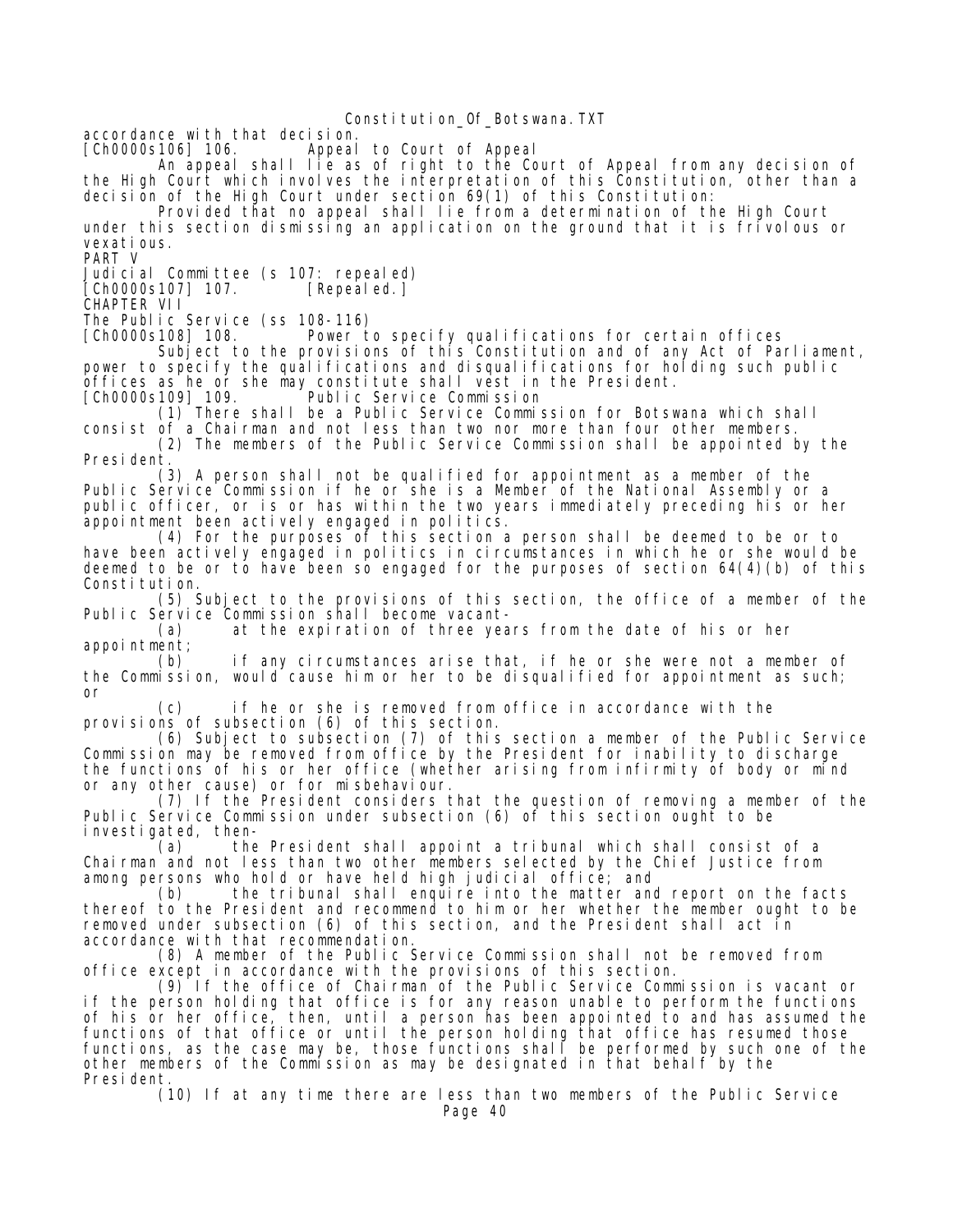accordance with that decision.

[Ch0000s106] 106. Appeal to Court of Appeal

An appeal shall lie as of right to the Court of Appeal from any decision of the High Court which involves the interpretation of this Constitution, other than a decision of the High Court under section 69(1) of this Constitution:

Provided that no appeal shall lie from a determination of the High Court under this section dismissing an application on the ground that it is frivolous or vexatious.

PART V

Judicial Committee (s 107: repealed)

[Ch0000s107] 107. [Repealed.]

CHAPTER VII

The Public Service (ss 108-116)

[Ch0000s108] 108. Power to specify qualifications for certain offices

Subject to the provisions of this Constitution and of any Act of Parliament, power to specify the qualifications and disqualifications for holding such public offices as he or she may constitute shall vest in the President.

[Ch0000s109] 109. Public Service Commission

(1) There shall be a Public Service Commission for Botswana which shall consist of a Chairman and not less than two nor more than four other members.

(2) The members of the Public Service Commission shall be appointed by the President.

(3) A person shall not be qualified for appointment as a member of the Public Service Commission if he or she is a Member of the National Assembly or a public officer, or is or has within the two years immediately preceding his or her appointment been actively engaged in politics.

(4) For the purposes of this section a person shall be deemed to be or to have been actively engaged in politics in circumstances in which he or she would be deemed to be or to have been so engaged for the purposes of section 64(4)(b) of this Constitution.

(5) Subject to the provisions of this section, the office of a member of the Public Service Commission shall become vacant-

(a) at the expiration of three years from the date of his or her appointment;

(b) if any circumstances arise that, if he or she were not a member of the Commission, would cause him or her to be disqualified for appointment as such; or

(c) if he or she is removed from office in accordance with the provisions of subsection (6) of this section.

(6) Subject to subsection (7) of this section a member of the Public Service Commission may be removed from office by the President for inability to discharge the functions of his or her office (whether arising from infirmity of body or mind or any other cause) or for misbehaviour.

(7) If the President considers that the question of removing a member of the Public Service Commission under subsection (6) of this section ought to be investigated, then-

(a) the President shall appoint a tribunal which shall consist of a Chairman and not less than two other members selected by the Chief Justice from among persons who hold or have held high judicial office; and

(b) the tribunal shall enquire into the matter and report on the facts thereof to the President and recommend to him or her whether the member ought to be removed under subsection (6) of this section, and the President shall act in accordance with that recommendation.

(8) A member of the Public Service Commission shall not be removed from office except in accordance with the provisions of this section.

(9) If the office of Chairman of the Public Service Commission is vacant or if the person holding that office is for any reason unable to perform the functions of his or her office, then, until a person has been appointed to and has assumed the functions of that office or until the person holding that office has resumed those functions, as the case may be, those functions shall be performed by such one of the other members of the Commission as may be designated in that behalf by the President.

(10) If at any time there are less than two members of the Public Service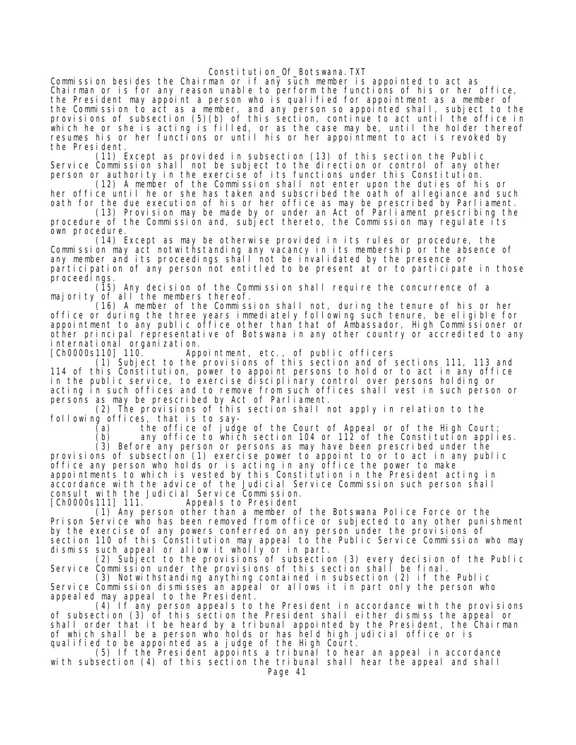Commission besides the Chairman or if any such member is appointed to act as Chairman or is for any reason unable to perform the functions of his or her office, the President may appoint a person who is qualified for appointment as a member of the Commission to act as a member, and any person so appointed shall, subject to the provisions of subsection (5)(b) of this section, continue to act until the office in which he or she is acting is filled, or as the case may be, until the holder thereof resumes his or her functions or until his or her appointment to act is revoked by the President.

(11) Except as provided in subsection (13) of this section the Public Service Commission shall not be subject to the direction or control of any other person or authority in the exercise of its functions under this Constitution.

(12) A member of the Commission shall not enter upon the duties of his or her office until he or she has taken and subscribed the oath of allegiance and such oath for the due execution of his or her office as may be prescribed by Parliament.

(13) Provision may be made by or under an Act of Parliament prescribing the procedure of the Commission and, subject thereto, the Commission may regulate its own procedure.

(14) Except as may be otherwise provided in its rules or procedure, the Commission may act notwithstanding any vacancy in its membership or the absence of any member and its proceedings shall not be invalidated by the presence or participation of any person not entitled to be present at or to participate in those proceedings.

(15) Any decision of the Commission shall require the concurrence of a majority of all the members thereof.

(16) A member of the Commission shall not, during the tenure of his or her office or during the three years immediately following such tenure, be eligible for appointment to any public office other than that of Ambassador, High Commissioner or other principal representative of Botswana in any other country or accredited to any international organization.

[Ch0000s110] 110. Appointment, etc., of public officers

(1) Subject to the provisions of this section and of sections 111, 113 and 114 of this Constitution, power to appoint persons to hold or to act in any office in the public service, to exercise disciplinary control over persons holding or acting in such offices and to remove from such offices shall vest in such person or persons as may be prescribed by Act of Parliament.

(2) The provisions of this section shall not apply in relation to the following offices, that is to say-

(a) the office of judge of the Court of Appeal or of the High Court;

(b) any office to which section 104 or 112 of the Constitution applies.

(3) Before any person or persons as may have been prescribed under the provisions of subsection (1) exercise power to appoint to or to act in any public office any person who holds or is acting in any office the power to make appointments to which is vested by this Constitution in the President acting in accordance with the advice of the Judicial Service Commission such person shall consult with the Judicial Service Commission.

[Ch0000s111] 111. Appeals to President

(1) Any person other than a member of the Botswana Police Force or the Prison Service who has been removed from office or subjected to any other punishment by the exercise of any powers conferred on any person under the provisions of section 110 of this Constitution may appeal to the Public Service Commission who may dismiss such appeal or allow it wholly or in part.

(2) Subject to the provisions of subsection (3) every decision of the Public Service Commission under the provisions of this section shall be final.

(3) Notwithstanding anything contained in subsection (2) if the Public Service Commission dismisses an appeal or allows it in part only the person who appealed may appeal to the President.

(4) If any person appeals to the President in accordance with the provisions of subsection (3) of this section the President shall either dismiss the appeal or shall order that it be heard by a tribunal appointed by the President, the Chairman of which shall be a person who holds or has held high judicial office or is qualified to be appointed as a judge of the High Court.

(5) If the President appoints a tribunal to hear an appeal in accordance with subsection (4) of this section the tribunal shall hear the appeal and shall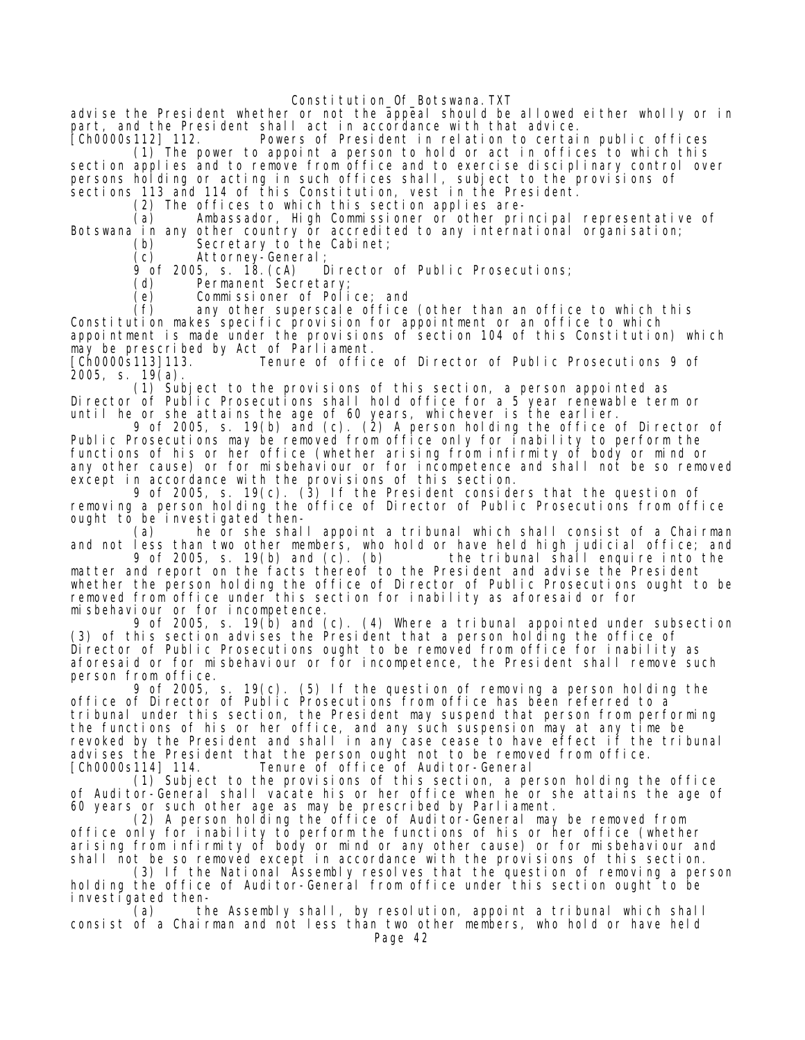advise the President whether or not the appeal should be allowed either wholly or in part, and the President shall act in accordance with that advice.

[Ch0000s112] 112. Powers of President in relation to certain public offices

(1) The power to appoint a person to hold or act in offices to which this section applies and to remove from office and to exercise disciplinary control over persons holding or acting in such offices shall, subject to the provisions of sections 113 and 114 of this Constitution, vest in the President.

(2) The offices to which this section applies are-

(a) Ambassador, High Commissioner or other principal representative of Botswana in any other country or accredited to any international organisation;

(b) Secretary to the Cabinet;

(c) Attorney-General;

9 of 2005, s. 18.(cA) Director of Public Prosecutions;

(d) Permanent Secretary;

(e) Commissioner of Police; and

(f) any other superscale office (other than an office to which this Constitution makes specific provision for appointment or an office to which appointment is made under the provisions of section 104 of this Constitution) which may be prescribed by Act of Parliament.

[Ch0000s113] 113. Tenure of office of Director of Public Prosecutions 9 of 2005, s. 19(a).

(1) Subject to the provisions of this section, a person appointed as Director of Public Prosecutions shall hold office for a 5 year renewable term or until he or she attains the age of 60 years, whichever is the earlier.

9 of 2005, s. 19(b) and (c). (2) A person holding the office of Director of Public Prosecutions may be removed from office only for inability to perform the functions of his or her office (whether arising from infirmity of body or mind or any other cause) or for misbehaviour or for incompetence and shall not be so removed except in accordance with the provisions of this section.

9 of 2005, s. 19(c). (3) If the President considers that the question of removing a person holding the office of Director of Public Prosecutions from office ought to be investigated then-

(a) he or she shall appoint a tribunal which shall consist of a Chairman and not less than two other members, who hold or have held high judicial office; and

9 of 2005, s. 19(b) and (c). (b) the tribunal shall enquire into the matter and report on the facts thereof to the President and advise the President whether the person holding the office of Director of Public Prosecutions ought to be removed from office under this section for inability as aforesaid or for misbehaviour or for incompetence.

9 of 2005, s. 19(b) and (c). (4) Where a tribunal appointed under subsection (3) of this section advises the President that a person holding the office of Director of Public Prosecutions ought to be removed from office for inability as aforesaid or for misbehaviour or for incompetence, the President shall remove such person from office.

9 of 2005, s. 19(c). (5) If the question of removing a person holding the office of Director of Public Prosecutions from office has been referred to a tribunal under this section, the President may suspend that person from performing the functions of his or her office, and any such suspension may at any time be revoked by the President and shall in any case cease to have effect if the tribunal advises the President that the person ought not to be removed from office.

[Ch0000s114] 114. Tenure of office of Auditor-General

(1) Subject to the provisions of this section, a person holding the office of Auditor-General shall vacate his or her office when he or she attains the age of 60 years or such other age as may be prescribed by Parliament.

(2) A person holding the office of Auditor-General may be removed from office only for inability to perform the functions of his or her office (whether arising from infirmity of body or mind or any other cause) or for misbehaviour and shall not be so removed except in accordance with the provisions of this section.

(3) If the National Assembly resolves that the question of removing a person holding the office of Auditor-General from office under this section ought to be investigated then-

(a) the Assembly shall, by resolution, appoint a tribunal which shall consist of a Chairman and not less than two other members, who hold or have held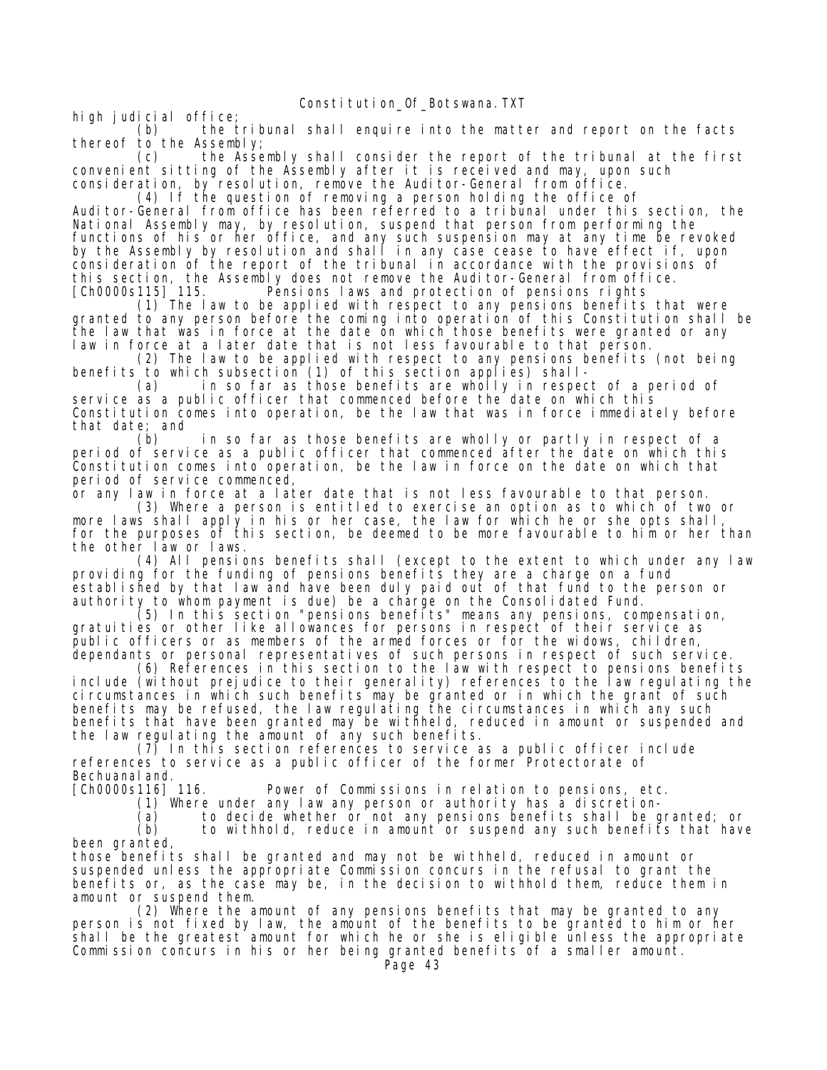high judicial office;

(b) the tribunal shall enquire into the matter and report on the facts thereof to the Assembly;

(c) the Assembly shall consider the report of the tribunal at the first convenient sitting of the Assembly after it is received and may, upon such consideration, by resolution, remove the Auditor-General from office.

(4) If the question of removing a person holding the office of Auditor-General from office has been referred to a tribunal under this section, the National Assembly may, by resolution, suspend that person from performing the functions of his or her office, and any such suspension may at any time be revoked by the Assembly by resolution and shall in any case cease to have effect if, upon consideration of the report of the tribunal in accordance with the provisions of this section, the Assembly does not remove the Auditor-General from office.

[Ch0000s115] 115. Pensions laws and protection of pensions rights

(1) The law to be applied with respect to any pensions benefits that were granted to any person before the coming into operation of this Constitution shall be the law that was in force at the date on which those benefits were granted or any law in force at a later date that is not less favourable to that person.

(2) The law to be applied with respect to any pensions benefits (not being benefits to which subsection (1) of this section applies) shall-

(a) in so far as those benefits are wholly in respect of a period of service as a public officer that commenced before the date on which this Constitution comes into operation, be the law that was in force immediately before that date; and

(b) in so far as those benefits are wholly or partly in respect of a period of service as a public officer that commenced after the date on which this Constitution comes into operation, be the law in force on the date on which that period of service commenced,

or any law in force at a later date that is not less favourable to that person.

(3) Where a person is entitled to exercise an option as to which of two or more laws shall apply in his or her case, the law for which he or she opts shall, for the purposes of this section, be deemed to be more favourable to him or her than the other law or laws.

(4) All pensions benefits shall (except to the extent to which under any law providing for the funding of pensions benefits they are a charge on a fund established by that law and have been duly paid out of that fund to the person or authority to whom payment is due) be a charge on the Consolidated Fund.

(5) In this section "pensions benefits" means any pensions, compensation, gratuities or other like allowances for persons in respect of their service as public officers or as members of the armed forces or for the widows, children, dependants or personal representatives of such persons in respect of such service.

(6) References in this section to the law with respect to pensions benefits include (without prejudice to their generality) references to the law regulating the circumstances in which such benefits may be granted or in which the grant of such benefits may be refused, the law regulating the circumstances in which any such benefits that have been granted may be withheld, reduced in amount or suspended and the law regulating the amount of any such benefits.

(7) In this section references to service as a public officer include references to service as a public officer of the former Protectorate of Bechuanaland.

[Ch0000s116] 116. Power of Commissions in relation to pensions, etc.

(1) Where under any law any person or authority has a discretion-

(a) to decide whether or not any pensions benefits shall be granted; or

(b) to withhold, reduce in amount or suspend any such benefits that have been granted,

those benefits shall be granted and may not be withheld, reduced in amount or suspended unless the appropriate Commission concurs in the refusal to grant the benefits or, as the case may be, in the decision to withhold them, reduce them in amount or suspend them.

(2) Where the amount of any pensions benefits that may be granted to any person is not fixed by law, the amount of the benefits to be granted to him or her shall be the greatest amount for which he or she is eligible unless the appropriate Commission concurs in his or her being granted benefits of a smaller amount.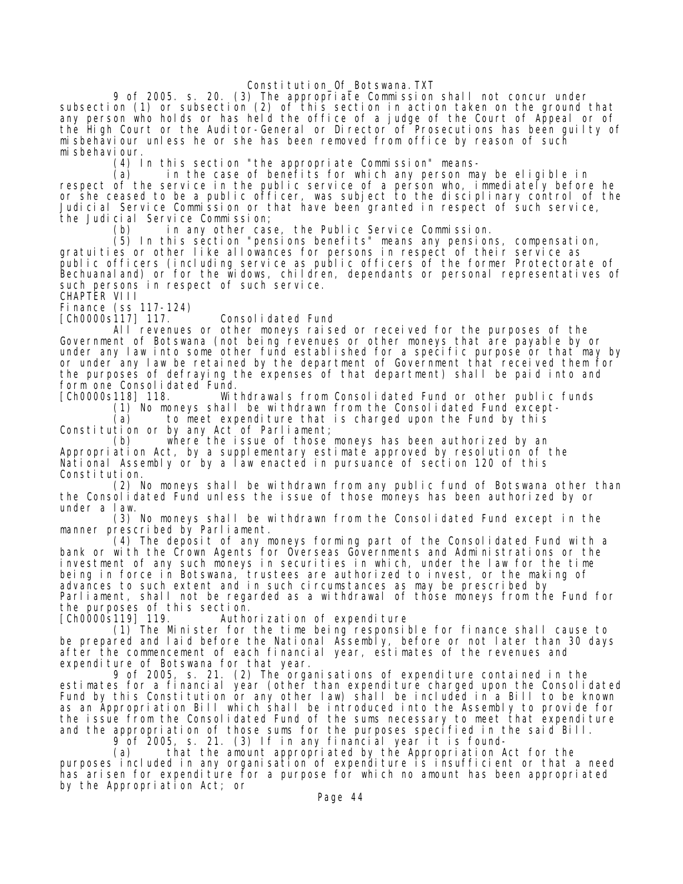9 of 2005. s. 20. (3) The appropriate Commission shall not concur under subsection (1) or subsection (2) of this section in action taken on the ground that any person who holds or has held the office of a judge of the Court of Appeal or of the High Court or the Auditor-General or Director of Prosecutions has been guilty of misbehaviour unless he or she has been removed from office by reason of such misbehaviour.

(4) In this section "the appropriate Commission" means-

(a) in the case of benefits for which any person may be eligible in respect of the service in the public service of a person who, immediately before he or she ceased to be a public officer, was subject to the disciplinary control of the Judicial Service Commission or that have been granted in respect of such service, the Judicial Service Commission;

(b) in any other case, the Public Service Commission.

(5) In this section "pensions benefits" means any pensions, compensation, gratuities or other like allowances for persons in respect of their service as public officers (including service as public officers of the former Protectorate of Bechuanaland) or for the widows, children, dependants or personal representatives of such persons in respect of such service.

## CHAPTER VIII

## Finance (ss 117-124)

### [Ch0000s117] 117. Consolidated Fund

All revenues or other moneys raised or received for the purposes of the Government of Botswana (not being revenues or other moneys that are payable by or under any law into some other fund established for a specific purpose or that may by or under any law be retained by the department of Government that received them for the purposes of defraying the expenses of that department) shall be paid into and form one Consolidated Fund.

### [Ch0000s118] 118. Withdrawals from Consolidated Fund or other public funds

(1) No moneys shall be withdrawn from the Consolidated Fund except-

(a) to meet expenditure that is charged upon the Fund by this Constitution or by any Act of Parliament;

(b) where the issue of those moneys has been authorized by an Appropriation Act, by a supplementary estimate approved by resolution of the National Assembly or by a law enacted in pursuance of section 120 of this Constitution.

(2) No moneys shall be withdrawn from any public fund of Botswana other than the Consolidated Fund unless the issue of those moneys has been authorized by or under a law.

(3) No moneys shall be withdrawn from the Consolidated Fund except in the manner prescribed by Parliament.

(4) The deposit of any moneys forming part of the Consolidated Fund with a bank or with the Crown Agents for Overseas Governments and Administrations or the investment of any such moneys in securities in which, under the law for the time being in force in Botswana, trustees are authorized to invest, or the making of advances to such extent and in such circumstances as may be prescribed by Parliament, shall not be regarded as a withdrawal of those moneys from the Fund for the purposes of this section.

### [Ch0000s119] 119. Authorization of expenditure

(1) The Minister for the time being responsible for finance shall cause to be prepared and laid before the National Assembly, before or not later than 30 days after the commencement of each financial year, estimates of the revenues and expenditure of Botswana for that year.

9 of 2005, s. 21. (2) The organisations of expenditure contained in the estimates for a financial year (other than expenditure charged upon the Consolidated Fund by this Constitution or any other law) shall be included in a Bill to be known as an Appropriation Bill which shall be introduced into the Assembly to provide for the issue from the Consolidated Fund of the sums necessary to meet that expenditure and the appropriation of those sums for the purposes specified in the said Bill.

9 of 2005, s. 21. (3) If in any financial year it is found-

(a) that the amount appropriated by the Appropriation Act for the purposes included in any organisation of expenditure is insufficient or that a need has arisen for expenditure for a purpose for which no amount has been appropriated by the Appropriation Act; or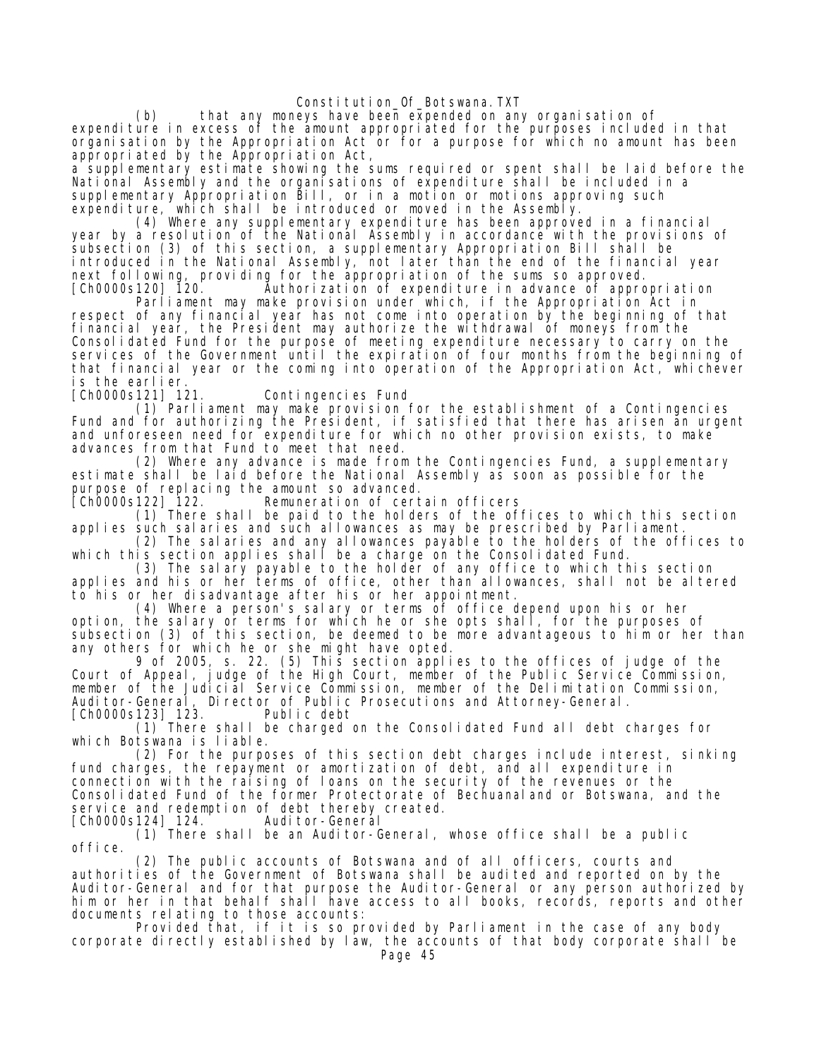(b) that any moneys have been expended on any organisation of expenditure in excess of the amount appropriated for the purposes included in that organisation by the Appropriation Act or for a purpose for which no amount has been appropriated by the Appropriation Act,

a supplementary estimate showing the sums required or spent shall be laid before the National Assembly and the organisations of expenditure shall be included in a supplementary Appropriation Bill, or in a motion or motions approving such expenditure, which shall be introduced or moved in the Assembly.

(4) Where any supplementary expenditure has been approved in a financial year by a resolution of the National Assembly in accordance with the provisions of subsection (3) of this section, a supplementary Appropriation Bill shall be introduced in the National Assembly, not later than the end of the financial year next following, providing for the appropriation of the sums so approved.

[Ch0000s120] 120. Authorization of expenditure in advance of appropriation

Parliament may make provision under which, if the Appropriation Act in respect of any financial year has not come into operation by the beginning of that financial year, the President may authorize the withdrawal of moneys from the Consolidated Fund for the purpose of meeting expenditure necessary to carry on the services of the Government until the expiration of four months from the beginning of that financial year or the coming into operation of the Appropriation Act, whichever is the earlier.

[Ch0000s121] 121. Contingencies Fund

(1) Parliament may make provision for the establishment of a Contingencies Fund and for authorizing the President, if satisfied that there has arisen an urgent and unforeseen need for expenditure for which no other provision exists, to make advances from that Fund to meet that need.

(2) Where any advance is made from the Contingencies Fund, a supplementary estimate shall be laid before the National Assembly as soon as possible for the purpose of replacing the amount so advanced.

[Ch0000s122] 122. Remuneration of certain officers

(1) There shall be paid to the holders of the offices to which this section applies such salaries and such allowances as may be prescribed by Parliament.

(2) The salaries and any allowances payable to the holders of the offices to which this section applies shall be a charge on the Consolidated Fund.

(3) The salary payable to the holder of any office to which this section applies and his or her terms of office, other than allowances, shall not be altered to his or her disadvantage after his or her appointment.

(4) Where a person's salary or terms of office depend upon his or her option, the salary or terms for which he or she opts shall, for the purposes of subsection (3) of this section, be deemed to be more advantageous to him or her than any others for which he or she might have opted.

9 of 2005, s. 22. (5) This section applies to the offices of judge of the Court of Appeal, judge of the High Court, member of the Public Service Commission, member of the Judicial Service Commission, member of the Delimitation Commission, Auditor-General, Director of Public Prosecutions and Attorney-General.

[Ch0000s123] 123. Public debt

(1) There shall be charged on the Consolidated Fund all debt charges for which Botswana is liable.

(2) For the purposes of this section debt charges include interest, sinking fund charges, the repayment or amortization of debt, and all expenditure in connection with the raising of loans on the security of the revenues or the Consolidated Fund of the former Protectorate of Bechuanaland or Botswana, and the service and redemption of debt thereby created.

[Ch0000s124] 124. Auditor-General

(1) There shall be an Auditor-General, whose office shall be a public office.

(2) The public accounts of Botswana and of all officers, courts and authorities of the Government of Botswana shall be audited and reported on by the Auditor-General and for that purpose the Auditor-General or any person authorized by him or her in that behalf shall have access to all books, records, reports and other documents relating to those accounts:

Provided that, if it is so provided by Parliament in the case of any body corporate directly established by law, the accounts of that body corporate shall be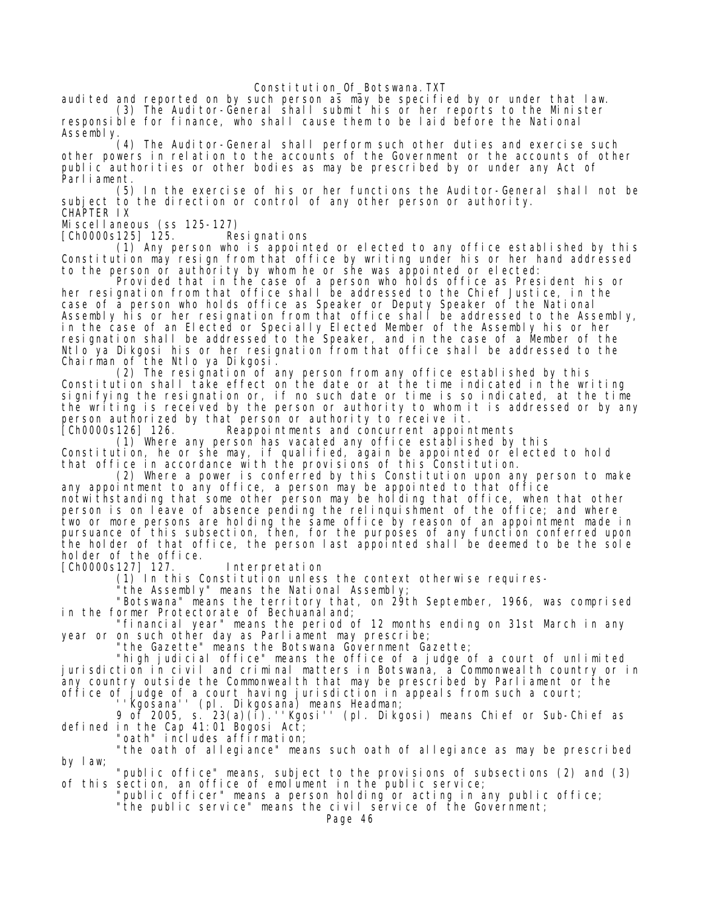audited and reported on by such person as may be specified by or under that law.

(3) The Auditor-General shall submit his or her reports to the Minister responsible for finance, who shall cause them to be laid before the National Assembly.

(4) The Auditor-General shall perform such other duties and exercise such other powers in relation to the accounts of the Government or the accounts of other public authorities or other bodies as may be prescribed by or under any Act of Parliament.

(5) In the exercise of his or her functions the Auditor-General shall not be subject to the direction or control of any other person or authority.

## CHAPTER IX

Miscellaneous (ss 125-127)

[Ch0000s125] 125. Resignations

(1) Any person who is appointed or elected to any office established by this Constitution may resign from that office by writing under his or her hand addressed to the person or authority by whom he or she was appointed or elected:

Provided that in the case of a person who holds office as President his or her resignation from that office shall be addressed to the Chief Justice, in the case of a person who holds office as Speaker or Deputy Speaker of the National Assembly his or her resignation from that office shall be addressed to the Assembly, in the case of an Elected or Specially Elected Member of the Assembly his or her resignation shall be addressed to the Speaker, and in the case of a Member of the Ntlo ya Dikgosi his or her resignation from that office shall be addressed to the Chairman of the Ntlo ya Dikgosi.

(2) The resignation of any person from any office established by this Constitution shall take effect on the date or at the time indicated in the writing signifying the resignation or, if no such date or time is so indicated, at the time the writing is received by the person or authority to whom it is addressed or by any person authorized by that person or authority to receive it.

[Ch0000s126] 126. Reappointments and concurrent appointments

(1) Where any person has vacated any office established by this Constitution, he or she may, if qualified, again be appointed or elected to hold that office in accordance with the provisions of this Constitution.

(2) Where a power is conferred by this Constitution upon any person to make any appointment to any office, a person may be appointed to that office notwithstanding that some other person may be holding that office, when that other person is on leave of absence pending the relinquishment of the office; and where two or more persons are holding the same office by reason of an appointment made in pursuance of this subsection, then, for the purposes of any function conferred upon the holder of that office, the person last appointed shall be deemed to be the sole holder of the office.

[Ch0000s127] 127. Interpretation

(1) In this Constitution unless the context otherwise requires-

"the Assembly" means the National Assembly;

"Botswana" means the territory that, on 29th September, 1966, was comprised in the former Protectorate of Bechuanaland;

"financial year" means the period of 12 months ending on 31st March in any year or on such other day as Parliament may prescribe;

"the Gazette" means the Botswana Government Gazette;

"high judicial office" means the office of a judge of a court of unlimited jurisdiction in civil and criminal matters in Botswana, a Commonwealth country or in any country outside the Commonwealth that may be prescribed by Parliament or the office of judge of a court having jurisdiction in appeals from such a court;

''Kgosana'' (pl. Dikgosana) means Headman;

9 of 2005, s. 23(a)(i).''Kgosi'' (pl. Dikgosi) means Chief or Sub-Chief as defined in the Cap 41:01 Bogosi Act;

"oath" includes affirmation;

"the oath of allegiance" means such oath of allegiance as may be prescribed by law;

"public office" means, subject to the provisions of subsections (2) and (3) of this section, an office of emolument in the public service;

"public officer" means a person holding or acting in any public office;

"the public service" means the civil service of the Government;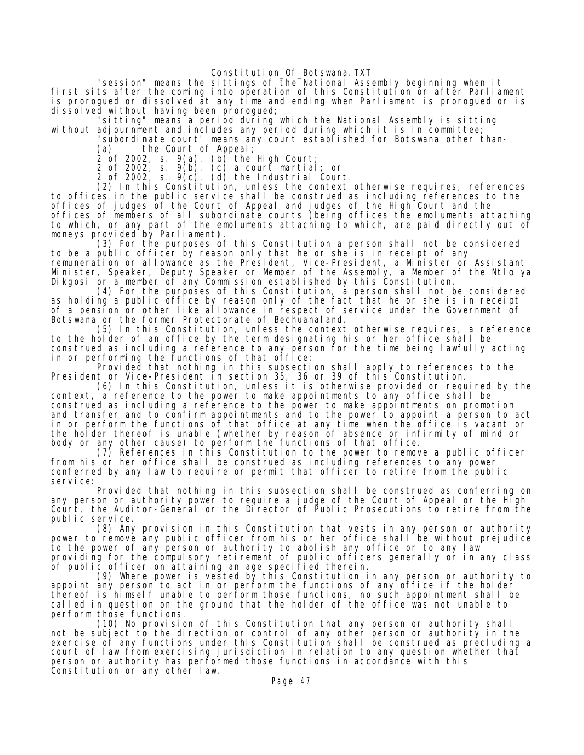"session" means the sittings of the National Assembly beginning when it first sits after the coming into operation of this Constitution or after Parliament is prorogued or dissolved at any time and ending when Parliament is prorogued or is dissolved without having been prorogued;

"sitting" means a period during which the National Assembly is sitting without adjournment and includes any period during which it is in committee;

"subordinate court" means any court established for Botswana other than-

(a) the Court of Appeal;

2 of 2002, s. 9(a). (b) the High Court;

2 of 2002, s. 9(b). (c) a court martial; or

2 of 2002, s. 9(c). (d) the Industrial Court.

(2) In this Constitution, unless the context otherwise requires, references to offices in the public service shall be construed as including references to the offices of judges of the Court of Appeal and judges of the High Court and the offices of members of all subordinate courts (being offices the emoluments attaching to which, or any part of the emoluments attaching to which, are paid directly out of moneys provided by Parliament).

(3) For the purposes of this Constitution a person shall not be considered to be a public officer by reason only that he or she is in receipt of any remuneration or allowance as the President, Vice-President, a Minister or Assistant Minister, Speaker, Deputy Speaker or Member of the Assembly, a Member of the Ntlo ya Dikgosi or a member of any Commission established by this Constitution.

(4) For the purposes of this Constitution, a person shall not be considered as holding a public office by reason only of the fact that he or she is in receipt of a pension or other like allowance in respect of service under the Government of Botswana or the former Protectorate of Bechuanaland.

(5) In this Constitution, unless the context otherwise requires, a reference to the holder of an office by the term designating his or her office shall be construed as including a reference to any person for the time being lawfully acting in or performing the functions of that office:

Provided that nothing in this subsection shall apply to references to the President or Vice-President in section 35, 36 or 39 of this Constitution.

(6) In this Constitution, unless it is otherwise provided or required by the context, a reference to the power to make appointments to any office shall be construed as including a reference to the power to make appointments on promotion and transfer and to confirm appointments and to the power to appoint a person to act in or perform the functions of that office at any time when the office is vacant or the holder thereof is unable (whether by reason of absence or infirmity of mind or body or any other cause) to perform the functions of that office.

(7) References in this Constitution to the power to remove a public officer from his or her office shall be construed as including references to any power conferred by any law to require or permit that officer to retire from the public service:

Provided that nothing in this subsection shall be construed as conferring on any person or authority power to require a judge of the Court of Appeal or the High Court, the Auditor-General or the Director of Public Prosecutions to retire from the public service.

(8) Any provision in this Constitution that vests in any person or authority power to remove any public officer from his or her office shall be without prejudice to the power of any person or authority to abolish any office or to any law providing for the compulsory retirement of public officers generally or in any class of public officer on attaining an age specified therein.

(9) Where power is vested by this Constitution in any person or authority to appoint any person to act in or perform the functions of any office if the holder thereof is himself unable to perform those functions, no such appointment shall be called in question on the ground that the holder of the office was not unable to perform those functions.

(10) No provision of this Constitution that any person or authority shall not be subject to the direction or control of any other person or authority in the exercise of any functions under this Constitution shall be construed as precluding a court of law from exercising jurisdiction in relation to any question whether that person or authority has performed those functions in accordance with this Constitution or any other law.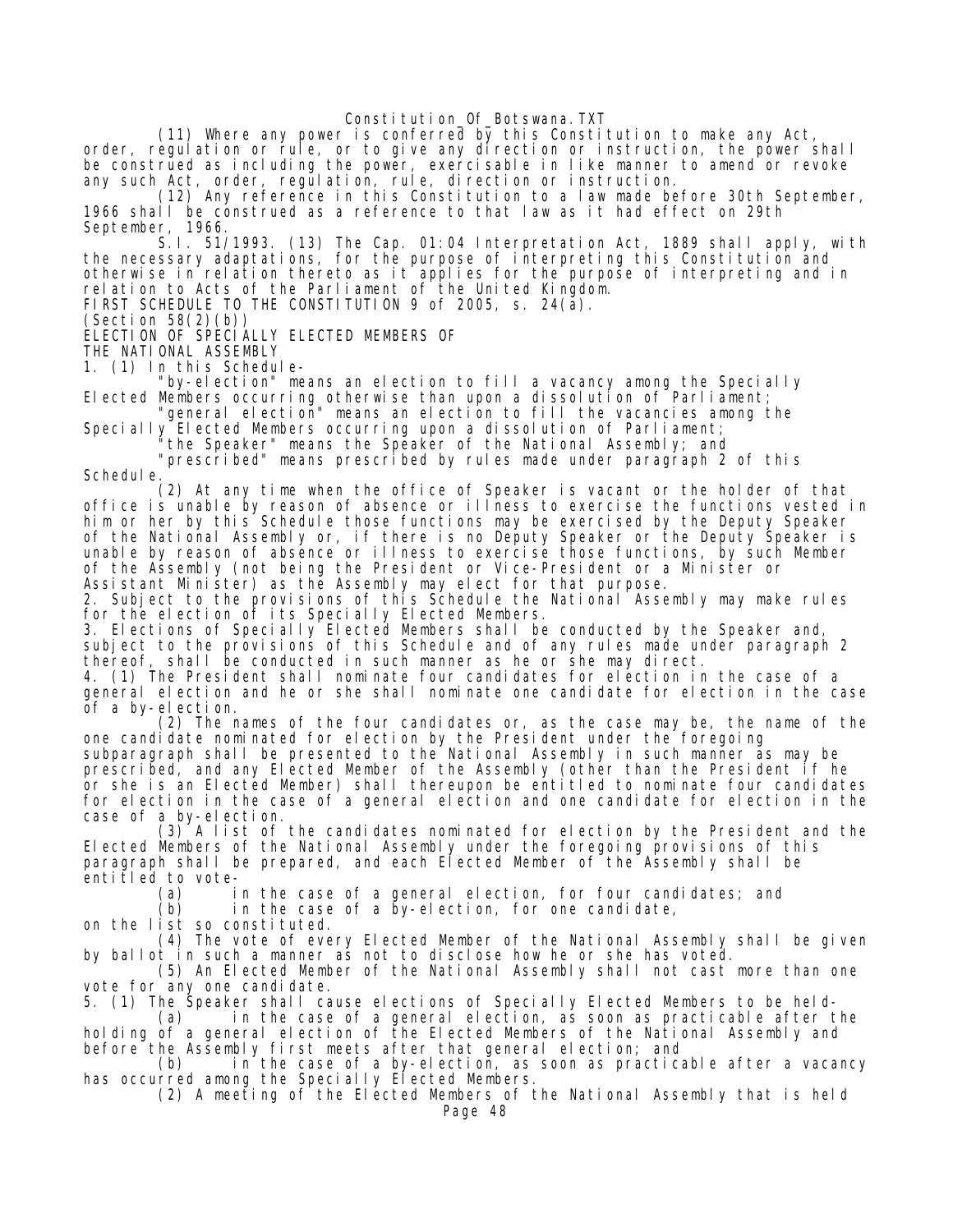(11) Where any power is conferred by this Constitution to make any Act, order, regulation or rule, or to give any direction or instruction, the power shall be construed as including the power, exercisable in like manner to amend or revoke any such Act, order, regulation, rule, direction or instruction.

(12) Any reference in this Constitution to a law made before 30th September, 1966 shall be construed as a reference to that law as it had effect on 29th September, 1966.

S.I. 51/1993. (13) The Cap. 01:04 Interpretation Act, 1889 shall apply, with the necessary adaptations, for the purpose of interpreting this Constitution and otherwise in relation thereto as it applies for the purpose of interpreting and in relation to Acts of the Parliament of the United Kingdom.

FIRST SCHEDULE TO THE CONSTITUTION 9 of 2005, s. 24(a).

(Section 58(2)(b))

ELECTION OF SPECIALLY ELECTED MEMBERS OF THE NATIONAL ASSEMBLY

1. (1) In this Schedule-

"by-election" means an election to fill a vacancy among the Specially Elected Members occurring otherwise than upon a dissolution of Parliament;

"general election" means an election to fill the vacancies among the Specially Elected Members occurring upon a dissolution of Parliament;

"the Speaker" means the Speaker of the National Assembly; and

"prescribed" means prescribed by rules made under paragraph 2 of this Schedule.

(2) At any time when the office of Speaker is vacant or the holder of that office is unable by reason of absence or illness to exercise the functions vested in him or her by this Schedule those functions may be exercised by the Deputy Speaker of the National Assembly or, if there is no Deputy Speaker or the Deputy Speaker is unable by reason of absence or illness to exercise those functions, by such Member of the Assembly (not being the President or Vice-President or a Minister or Assistant Minister) as the Assembly may elect for that purpose.

2. Subject to the provisions of this Schedule the National Assembly may make rules for the election of its Specially Elected Members.

3. Elections of Specially Elected Members shall be conducted by the Speaker and, subject to the provisions of this Schedule and of any rules made under paragraph 2 thereof, shall be conducted in such manner as he or she may direct.

4. (1) The President shall nominate four candidates for election in the case of a general election and he or she shall nominate one candidate for election in the case of a by-election.

(2) The names of the four candidates or, as the case may be, the name of the one candidate nominated for election by the President under the foregoing subparagraph shall be presented to the National Assembly in such manner as may be prescribed, and any Elected Member of the Assembly (other than the President if he or she is an Elected Member) shall thereupon be entitled to nominate four candidates for election in the case of a general election and one candidate for election in the case of a by-election.

(3) A list of the candidates nominated for election by the President and the Elected Members of the National Assembly under the foregoing provisions of this paragraph shall be prepared, and each Elected Member of the Assembly shall be entitled to vote-

(a) in the case of a general election, for four candidates; and

(b) in the case of a by-election, for one candidate,

on the list so constituted.

(4) The vote of every Elected Member of the National Assembly shall be given by ballot in such a manner as not to disclose how he or she has voted.

(5) An Elected Member of the National Assembly shall not cast more than one vote for any one candidate.

5. (1) The Speaker shall cause elections of Specially Elected Members to be held-

(a) in the case of a general election, as soon as practicable after the holding of a general election of the Elected Members of the National Assembly and before the Assembly first meets after that general election; and

(b) in the case of a by-election, as soon as practicable after a vacancy has occurred among the Specially Elected Members.

(2) A meeting of the Elected Members of the National Assembly that is held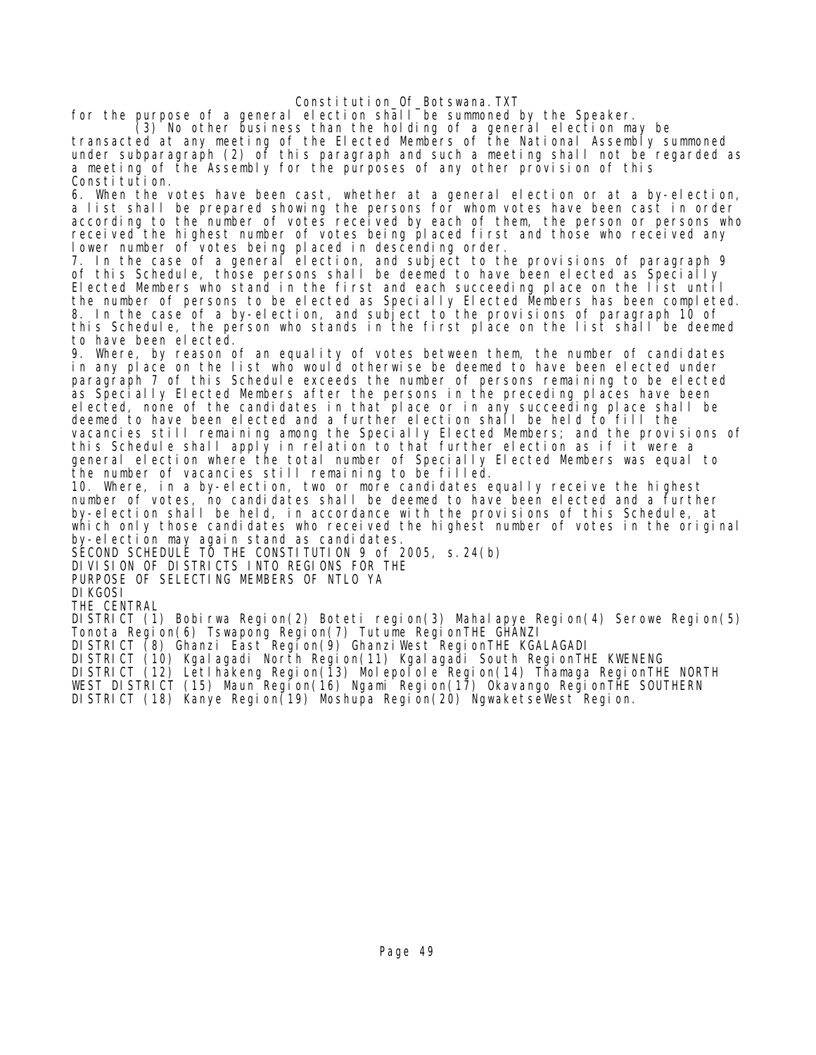for the purpose of a general election shall be summoned by the Speaker.

(3) No other business than the holding of a general election may be transacted at any meeting of the Elected Members of the National Assembly summoned under subparagraph (2) of this paragraph and such a meeting shall not be regarded as a meeting of the Assembly for the purposes of any other provision of this Constitution.

6. When the votes have been cast, whether at a general election or at a by-election, a list shall be prepared showing the persons for whom votes have been cast in order according to the number of votes received by each of them, the person or persons who received the highest number of votes being placed first and those who received any lower number of votes being placed in descending order.

7. In the case of a general election, and subject to the provisions of paragraph 9 of this Schedule, those persons shall be deemed to have been elected as Specially Elected Members who stand in the first and each succeeding place on the list until the number of persons to be elected as Specially Elected Members has been completed.

8. In the case of a by-election, and subject to the provisions of paragraph 10 of this Schedule, the person who stands in the first place on the list shall be deemed to have been elected.

9. Where, by reason of an equality of votes between them, the number of candidates in any place on the list who would otherwise be deemed to have been elected under paragraph 7 of this Schedule exceeds the number of persons remaining to be elected as Specially Elected Members after the persons in the preceding places have been elected, none of the candidates in that place or in any succeeding place shall be deemed to have been elected and a further election shall be held to fill the vacancies still remaining among the Specially Elected Members; and the provisions of this Schedule shall apply in relation to that further election as if it were a general election where the total number of Specially Elected Members was equal to the number of vacancies still remaining to be filled.

10. Where, in a by-election, two or more candidates equally receive the highest number of votes, no candidates shall be deemed to have been elected and a further by-election shall be held, in accordance with the provisions of this Schedule, at which only those candidates who received the highest number of votes in the original by-election may again stand as candidates.

## SECOND SCHEDULE TO THE CONSTITUTION 9 of 2005, s.24(b)

### DIVISION OF DISTRICTS INTO REGIONS FOR THE PURPOSE OF SELECTING MEMBERS OF NTLO YA DIKGOSI

THE CENTRAL DISTRICT (1) Bobirwa Region(2) Boteti region(3) Mahalapye Region(4) Serowe Region(5) Tonota Region(6) Tswapong Region(7) Tutume RegionTHE GHANZI DISTRICT (8) Ghanzi East Region(9) GhanziWest RegionTHE KGALAGADI DISTRICT (10) Kgalagadi North Region(11) Kgalagadi South RegionTHE KWENENG DISTRICT (12) Letlhakeng Region(13) Molepolole Region(14) Thamaga RegionTHE NORTH WEST DISTRICT (15) Maun Region(16) Ngami Region(17) Okavango RegionTHE SOUTHERN DISTRICT (18) Kanye Region(19) Moshupa Region(20) NgwaketseWest Region.